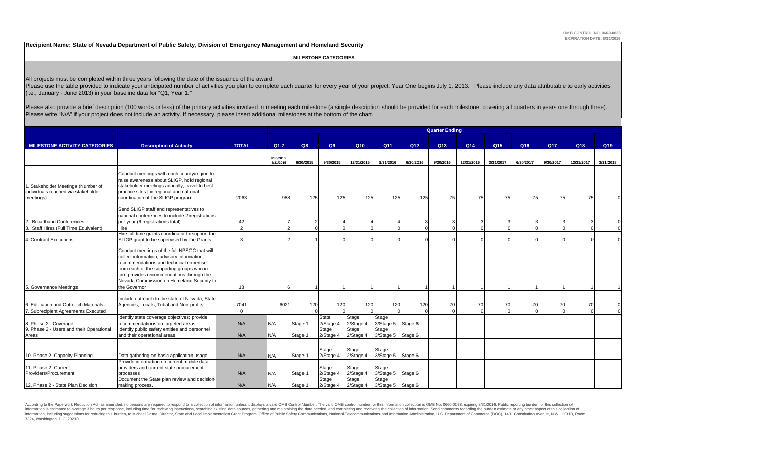OMB CONTROL NO. 0660-0038
EXPIRATION DATE: 8/31/2016

**Recipient Name: State of Nevada Department of Public Safety, Division of Emergency Management and Homeland Security**

**MILESTONE CATEGORIES**

All projects must be completed within three years following the date of the issuance of the award.
Please use the table provided to indicate your anticipated number of activities you plan to complete each quarter for every year of your project. Year One begins July 1, 2013. Please include any data attributable to early activities (i.e., January - June 2013) in your baseline data for "Q1, Year 1."

Please also provide a brief description (100 words or less) of the primary activities involved in meeting each milestone (a single description should be provided for each milestone, covering all quarters in years one through three). Please write "N/A" if your project does not include an activity. If necessary, please insert additional milestones at the bottom of the chart.

| | | | Quarter Ending | | | | | | | | | | | | |
|---|---|---|---|---|---|---|---|---|---|---|---|---|---|---|---|
| **MILESTONE ACTIVITY CATEGORIES** | **Description of Activity** | **TOTAL** | **Q1-7** | **Q8** | **Q9** | **Q10** | **Q11** | **Q12** | **Q13** | **Q14** | **Q15** | **Q16** | **Q17** | **Q18** | **Q19** |
| | | | 9/30/2013 3/31/2015 | 6/30/2015 | 9/30/2015 | 12/31/2015 | 3/31/2016 | 6/30/2016 | 9/30/2016 | 12/31/2016 | 3/31/2017 | 6/30/2017 | 9/30/2017 | 12/31/2017 | 3/31/2018 |
| 1. Stakeholder Meetings (Number of individuals reached via stakeholder meetings) | Conduct meetings with each county/region to raise awareness about SLIGP, hold regional stakeholder meetings annually, travel to best practice sites for regional and national coordination of the SLIGP program | 2063 | 988 | 125 | 125 | 125 | 125 | 125 | 75 | 75 | 75 | 75 | 75 | 75 | 0 |
| 2. Broadband Conferences | Send SLIGP staff and representatives to national conferences to include 2 registrations per year (6 registrations total) | 42 | 7 | 2 | 4 | 4 | 4 | 3 | 3 | 3 | 3 | 3 | 3 | 3 | 0 |
| 3. Staff Hires (Full Time Equivalent) | Hire | 2 | 2 | 0 | 0 | 0 | 0 | 0 | 0 | 0 | 0 | 0 | 0 | 0 | 0 |
| 4. Contract Executions | Hire full-time grants coordinator to support the SLIGP grant to be supervised by the Grants | 3 | 2 | 1 | 0 | 0 | 0 | 0 | 0 | 0 | 0 | 0 | 0 | 0 | 0 |
| 5. Governance Meetings | Conduct meetings of the full NPSCC that will collect information, advisory information, recommendations and technical expertise from each of the supporting groups who in turn provides recommendations through the Nevada Commission on Homeland Security to the Governor | 18 | 6 | 1 | 1 | 1 | 1 | 1 | 1 | 1 | 1 | 1 | 1 | 1 | 1 |
| 6. Education and Outreach Materials | Include outreach to the state of Nevada, State Agencies, Locals, Tribal and Non-profits | 7041 | 6021 | 120 | 120 | 120 | 120 | 120 | 70 | 70 | 70 | 70 | 70 | 70 | 0 |
| 7. Subrecipient Agreements Executed | | 0 | | 0 | 0 | 0 | 0 | 0 | 0 | 0 | 0 | 0 | 0 | 0 | 0 |
| 8. Phase 2 - Coverage | Identify state coverage objectives; provide recommendations on targeted areas | N/A | N/A | Stage 1 | State 2/Stage 4 | Stage 2/Stage 4 | Stage 3/Stage 5 | Stage 6 | | | | | | | |
| 9. Phase 2 - Users and their Operational Areas | Identify public safety entities and personnel and their operational areas | N/A | N/A | Stage 1 | Stage 2/Stage 4 | Stage 2/Stage 4 | Stage 3/Stage 5 | Stage 6 | | | | | | | |
| 10. Phase 2- Capacity Planning | Data gathering on basic application usage | N/A | N/A | Stage 1 | Stage 2/Stage 4 | Stage 2/Stage 4 | Stage 3/Stage 5 | Stage 6 | | | | | | | |
| 11. Phase 2 -Current Providers/Procurement | Provide information on current mobile data providers and current state procurement processes | N/A | N/A | Stage 1 | Stage 2/Stage 4 | Stage 2/Stage 4 | Stage 3/Stage 5 | Stage 6 | | | | | | | |
| 12. Phase 2 - State Plan Decision | Document the State plan review and decision making process. | N/A | N/A | Stage 1 | Stage 2/Stage 4 | Stage 2/Stage 4 | Stage 3/Stage 5 | Stage 6 | | | | | | | |

According to the Paperwork Reduction Act, as amended, no persons are required to respond to a collection of information unless it displays a valid OMB Control Number. The valid OMB control number for this information collection is OMB No. 0660-0038, expiring 8/31/2016. Public reporting burden for this collection of information is estimated to average 3 hours per response, including time for reviewing instructions, searching existing data sources, gathering and maintaining the data needed, and completing and reviewing the collection of information. Send comments regarding the burden estimate or any other aspect of this collection of information, including suggestions for reducing this burden, to Michael Dame, Director, State and Local Implementation Grant Program, Office of Public Safety Communications, National Telecommunications and Information Administration, U.S. Department of Commerce (DOC), 1401 Constitution Avenue, N.W., HCHB, Room 7324, Washington, D.C. 20230.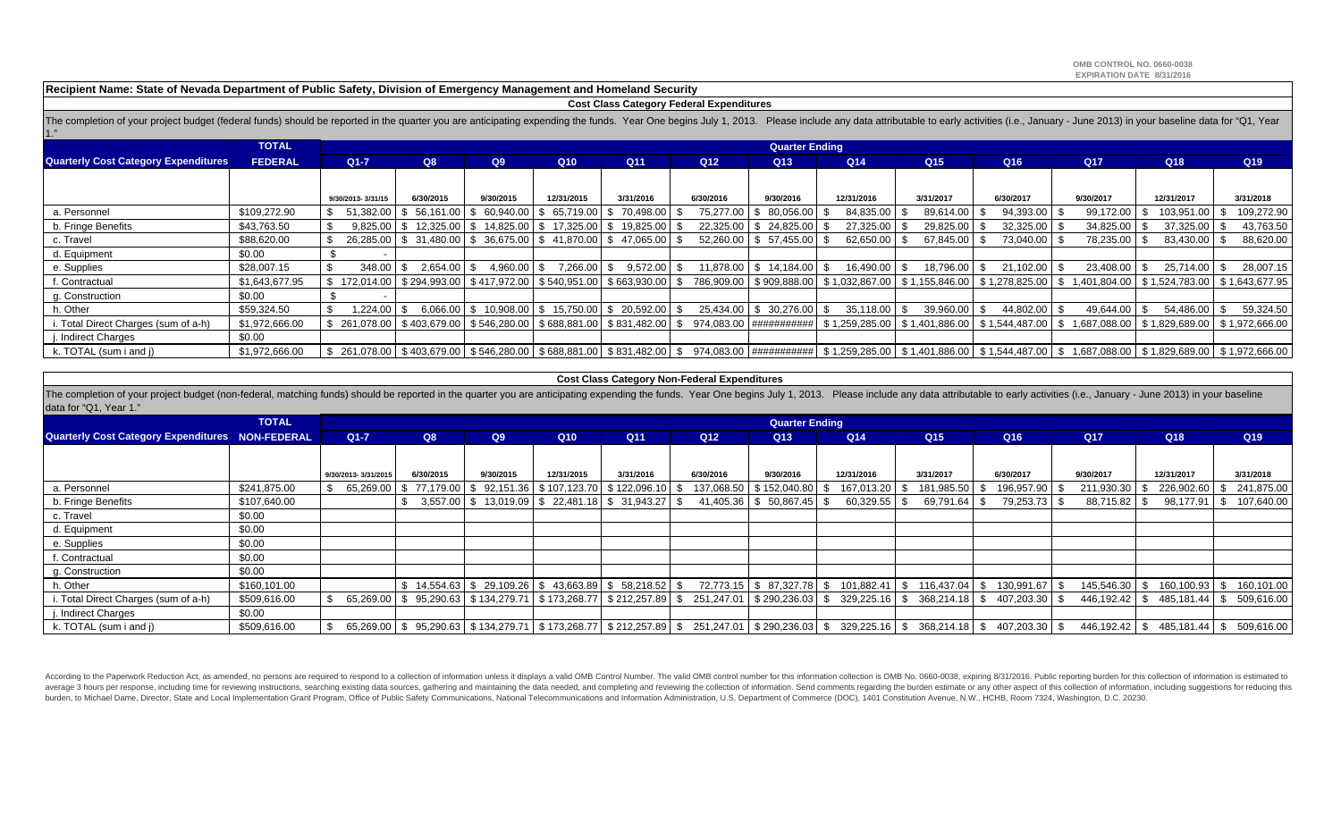OMB CONTROL NO. 0660-0038
EXPIRATION DATE 8/31/2016

**Recipient Name: State of Nevada Department of Public Safety, Division of Emergency Management and Homeland Security**

## Cost Class Category Federal Expenditures

The completion of your project budget (federal funds) should be reported in the quarter you are anticipating expending the funds. Year One begins July 1, 2013. Please include any data attributable to early activities (i.e., January - June 2013) in your baseline data for "Q1, Year 1."

| Quarterly Cost Category Expenditures | TOTAL FEDERAL | Q1-7 | Q8 | Q9 | Q10 | Q11 | Q12 | Q13 | Q14 | Q15 | Q16 | Q17 | Q18 | Q19 |
|---|---|---|---|---|---|---|---|---|---|---|---|---|---|---|
| | | 9/30/2013- 3/31/15 | 6/30/2015 | 9/30/2015 | 12/31/2015 | 3/31/2016 | 6/30/2016 | 9/30/2016 | 12/31/2016 | 3/31/2017 | 6/30/2017 | 9/30/2017 | 12/31/2017 | 3/31/2018 |
| a. Personnel | $109,272.90 | $ 51,382.00 | $ 56,161.00 | $ 60,940.00 | $ 65,719.00 | $ 70,498.00 | $ 75,277.00 | $ 80,056.00 | $ 84,835.00 | $ 89,614.00 | $ 94,393.00 | $ 99,172.00 | $ 103,951.00 | $ 109,272.90 |
| b. Fringe Benefits | $43,763.50 | $ 9,825.00 | $ 12,325.00 | $ 14,825.00 | $ 17,325.00 | $ 19,825.00 | $ 22,325.00 | $ 24,825.00 | $ 27,325.00 | $ 29,825.00 | $ 32,325.00 | $ 34,825.00 | $ 37,325.00 | $ 43,763.50 |
| c. Travel | $88,620.00 | $ 26,285.00 | $ 31,480.00 | $ 36,675.00 | $ 41,870.00 | $ 47,065.00 | $ 52,260.00 | $ 57,455.00 | $ 62,650.00 | $ 67,845.00 | $ 73,040.00 | $ 78,235.00 | $ 83,430.00 | $ 88,620.00 |
| d. Equipment | $0.00 | $ - | | | | | | | | | | | | |
| e. Supplies | $28,007.15 | $ 348.00 | $ 2,654.00 | $ 4,960.00 | $ 7,266.00 | $ 9,572.00 | $ 11,878.00 | $ 14,184.00 | $ 16,490.00 | $ 18,796.00 | $ 21,102.00 | $ 23,408.00 | $ 25,714.00 | $ 28,007.15 |
| f. Contractual | $1,643,677.95 | $ 172,014.00 | $ 294,993.00 | $ 417,972.00 | $ 540,951.00 | $ 663,930.00 | $ 786,909.00 | $ 909,888.00 | $ 1,032,867.00 | $ 1,155,846.00 | $ 1,278,825.00 | $ 1,401,804.00 | $ 1,524,783.00 | $ 1,643,677.95 |
| g. Construction | $0.00 | $ - | | | | | | | | | | | | |
| h. Other | $59,324.50 | $ 1,224.00 | $ 6,066.00 | $ 10,908.00 | $ 15,750.00 | $ 20,592.00 | $ 25,434.00 | $ 30,276.00 | $ 35,118.00 | $ 39,960.00 | $ 44,802.00 | $ 49,644.00 | $ 54,486.00 | $ 59,324.50 |
| i. Total Direct Charges (sum of a-h) | $1,972,666.00 | $ 261,078.00 | $ 403,679.00 | $ 546,280.00 | $ 688,881.00 | $ 831,482.00 | $ 974,083.00 | ########### | $ 1,259,285.00 | $ 1,401,886.00 | $ 1,544,487.00 | $ 1,687,088.00 | $ 1,829,689.00 | $ 1,972,666.00 |
| j. Indirect Charges | $0.00 | | | | | | | | | | | | | |
| k. TOTAL (sum i and j) | $1,972,666.00 | $ 261,078.00 | $ 403,679.00 | $ 546,280.00 | $ 688,881.00 | $ 831,482.00 | $ 974,083.00 | ########### | $ 1,259,285.00 | $ 1,401,886.00 | $ 1,544,487.00 | $ 1,687,088.00 | $ 1,829,689.00 | $ 1,972,666.00 |

## Cost Class Category Non-Federal Expenditures

The completion of your project budget (non-federal, matching funds) should be reported in the quarter you are anticipating expending the funds. Year One begins July 1, 2013. Please include any data attributable to early activities (i.e., January - June 2013) in your baseline data for "Q1, Year 1."

| Quarterly Cost Category Expenditures | TOTAL NON-FEDERAL | Q1-7 | Q8 | Q9 | Q10 | Q11 | Q12 | Q13 | Q14 | Q15 | Q16 | Q17 | Q18 | Q19 |
|---|---|---|---|---|---|---|---|---|---|---|---|---|---|---|
| | | 9/30/2013- 3/31/2015 | 6/30/2015 | 9/30/2015 | 12/31/2015 | 3/31/2016 | 6/30/2016 | 9/30/2016 | 12/31/2016 | 3/31/2017 | 6/30/2017 | 9/30/2017 | 12/31/2017 | 3/31/2018 |
| a. Personnel | $241,875.00 | $ 65,269.00 | $ 77,179.00 | $ 92,151.36 | $ 107,123.70 | $ 122,096.10 | $ 137,068.50 | $ 152,040.80 | $ 167,013.20 | $ 181,985.50 | $ 196,957.90 | $ 211,930.30 | $ 226,902.60 | $ 241,875.00 |
| b. Fringe Benefits | $107,640.00 | | $ 3,557.00 | $ 13,019.09 | $ 22,481.18 | $ 31,943.27 | $ 41,405.36 | $ 50,867.45 | $ 60,329.55 | $ 69,791.64 | $ 79,253.73 | $ 88,715.82 | $ 98,177.91 | $ 107,640.00 |
| c. Travel | $0.00 | | | | | | | | | | | | | |
| d. Equipment | $0.00 | | | | | | | | | | | | | |
| e. Supplies | $0.00 | | | | | | | | | | | | | |
| f. Contractual | $0.00 | | | | | | | | | | | | | |
| g. Construction | $0.00 | | | | | | | | | | | | | |
| h. Other | $160,101.00 | | $ 14,554.63 | $ 29,109.26 | $ 43,663.89 | $ 58,218.52 | $ 72,773.15 | $ 87,327.78 | $ 101,882.41 | $ 116,437.04 | $ 130,991.67 | $ 145,546.30 | $ 160,100.93 | $ 160,101.00 |
| i. Total Direct Charges (sum of a-h) | $509,616.00 | $ 65,269.00 | $ 95,290.63 | $ 134,279.71 | $ 173,268.77 | $ 212,257.89 | $ 251,247.01 | $ 290,236.03 | $ 329,225.16 | $ 368,214.18 | $ 407,203.30 | $ 446,192.42 | $ 485,181.44 | $ 509,616.00 |
| j. Indirect Charges | $0.00 | | | | | | | | | | | | | |
| k. TOTAL (sum i and j) | $509,616.00 | $ 65,269.00 | $ 95,290.63 | $ 134,279.71 | $ 173,268.77 | $ 212,257.89 | $ 251,247.01 | $ 290,236.03 | $ 329,225.16 | $ 368,214.18 | $ 407,203.30 | $ 446,192.42 | $ 485,181.44 | $ 509,616.00 |

According to the Paperwork Reduction Act, as amended, no persons are required to respond to a collection of information unless it displays a valid OMB Control Number. The valid OMB control number for this information collection is OMB No. 0660-0038, expiring 8/31/2016. Public reporting burden for this collection of information is estimated to average 3 hours per response, including time for reviewing instructions, searching existing data sources, gathering and maintaining the data needed, and completing and reviewing the collection of information. Send comments regarding the burden estimate or any other aspect of this collection of information, including suggestions for reducing this burden, to Michael Dame, Director, State and Local Implementation Grant Program, Office of Public Safety Communications, National Telecommunications and Information Administration, U.S. Department of Commerce (DOC), 1401 Constitution Avenue, N.W., HCHB, Room 7324, Washington, D.C. 20230.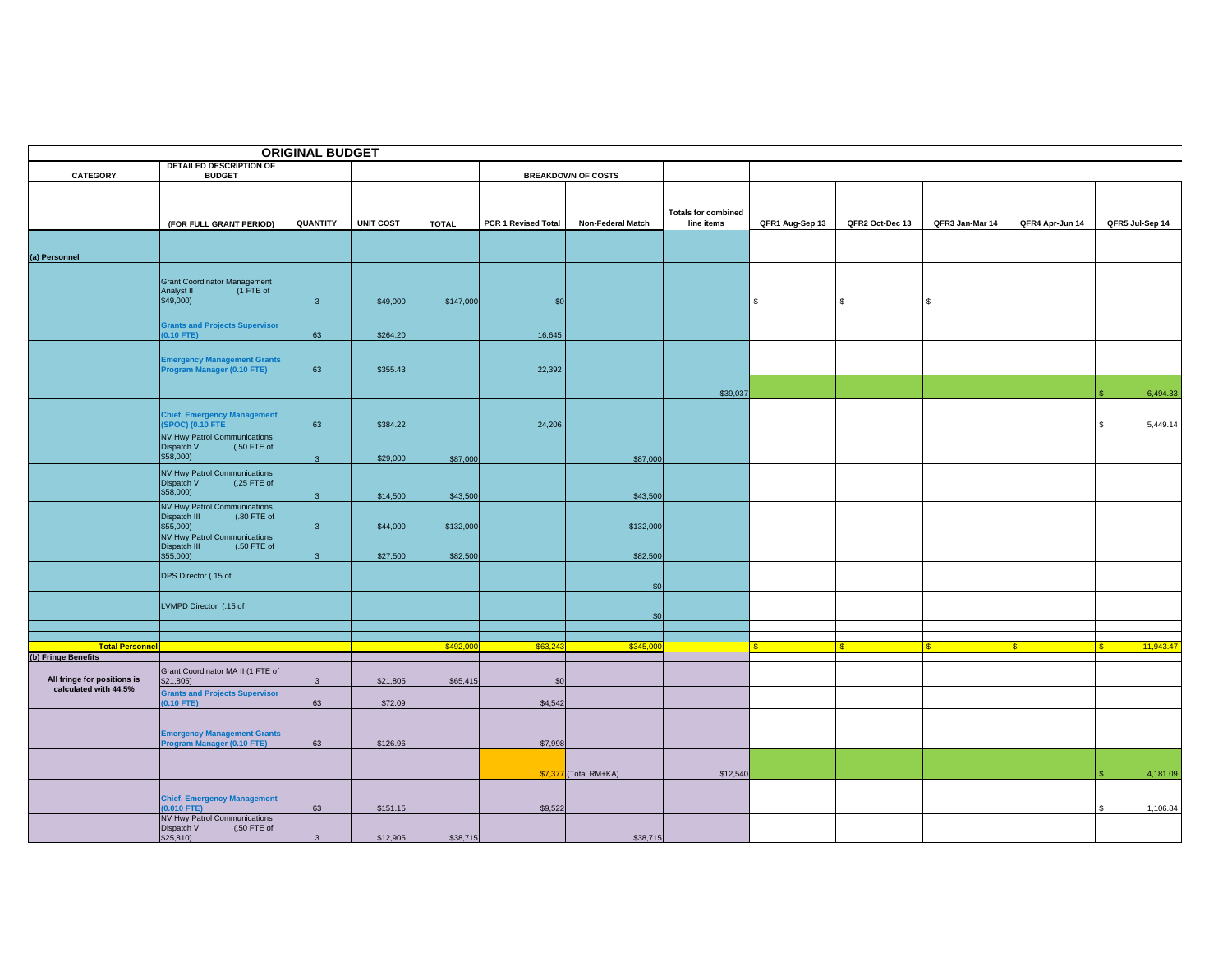| ORIGINAL BUDGET | | | | | | | | | | | | |
|---|---|---|---|---|---|---|---|---|---|---|---|---|
| CATEGORY | DETAILED DESCRIPTION OF BUDGET | | | | BREAKDOWN OF COSTS | | | | | | | |
| | (FOR FULL GRANT PERIOD) | QUANTITY | UNIT COST | TOTAL | PCR 1 Revised Total | Non-Federal Match | Totals for combined line items | QFR1 Aug-Sep 13 | QFR2 Oct-Dec 13 | QFR3 Jan-Mar 14 | QFR4 Apr-Jun 14 | QFR5 Jul-Sep 14 |
| (a) Personnel | | | | | | | | | | | | |
| | Grant Coordinator Management Analyst II (1 FTE of $49,000) | 3 | $49,000 | $147,000 | $0 | | | $ - | $ - | $ - | | |
| | Grants and Projects Supervisor (0.10 FTE) | 63 | $264.20 | | 16,645 | | | | | | | |
| | Emergency Management Grants Program Manager (0.10 FTE) | 63 | $355.43 | | 22,392 | | | | | | | |
| | | | | | | | $39,037 | | | | | $ 6,494.33 |
| | Chief, Emergency Management (SPOC) (0.10 FTE | 63 | $384.22 | | 24,206 | | | | | | | $ 5,449.14 |
| | NV Hwy Patrol Communications Dispatch V (.50 FTE of $58,000) | 3 | $29,000 | $87,000 | | $87,000 | | | | | | |
| | NV Hwy Patrol Communications Dispatch V (.25 FTE of $58,000) | 3 | $14,500 | $43,500 | | $43,500 | | | | | | |
| | NV Hwy Patrol Communications Dispatch III (.80 FTE of $55,000) | 3 | $44,000 | $132,000 | | $132,000 | | | | | | |
| | NV Hwy Patrol Communications Dispatch III (.50 FTE of $55,000) | 3 | $27,500 | $82,500 | | $82,500 | | | | | | |
| | DPS Director (.15 of | | | | | $0 | | | | | | |
| | LVMPD Director (.15 of | | | | | $0 | | | | | | |
| | | | | | | | | | | | | |
| Total Personnel | | | | $492,000 | $63,243 | $345,000 | | $ - | $ - | $ - | $ - | $ 11,943.47 |
| (b) Fringe Benefits | | | | | | | | | | | | |
| All fringe for positions is calculated with 44.5% | Grant Coordinator MA II (1 FTE of $21,805) | 3 | $21,805 | $65,415 | $0 | | | | | | | |
| | Grants and Projects Supervisor (0.10 FTE) | 63 | $72.09 | | $4,542 | | | | | | | |
| | Emergency Management Grants Program Manager (0.10 FTE) | 63 | $126.96 | | $7,998 | | | | | | | |
| | | | | | $7,377 | (Total RM+KA) | $12,540 | | | | | $ 4,181.09 |
| | Chief, Emergency Management (0.010 FTE) | 63 | $151.15 | | $9,522 | | | | | | | $ 1,106.84 |
| | NV Hwy Patrol Communications Dispatch V (.50 FTE of $25,810) | 3 | $12,905 | $38,715 | | $38,715 | | | | | | |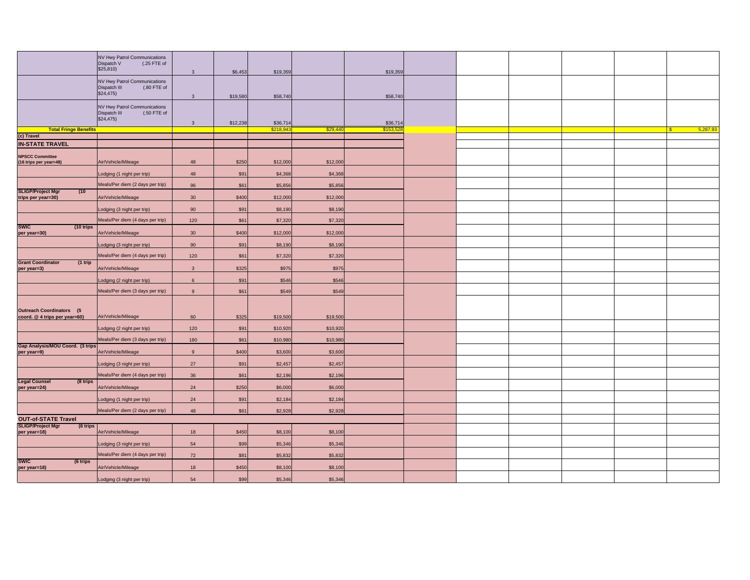| | | | | | | | | | | | | |
|---|---|---|---|---|---|---|---|---|---|---|---|---|
| | NV Hwy Patrol Communications Dispatch V (.25 FTE of $25,810) | 3 | $6,453 | $19,359 | | $19,359 | | | | | | |
| | NV Hwy Patrol Communications Dispatch III (.80 FTE of $24,475) | 3 | $19,580 | $58,740 | | $58,740 | | | | | | |
| | NV Hwy Patrol Communications Dispatch III (.50 FTE of $24,475) | 3 | $12,238 | $36,714 | | $36,714 | | | | | | |
| **Total Fringe Benefits** | | | | $218,943 | $29,440 | $153,528 | | | | | | $ 5,287.93 |
| **(c) Travel** | | | | | | | | | | | | |
| **IN-STATE TRAVEL** | | | | | | | | | | | | |
| **NPSCC Committee (16 trips per year=48)** | Air/Vehicle/Mileage | 48 | $250 | $12,000 | $12,000 | | | | | | | |
| | Lodging (1 night per trip) | 48 | $91 | $4,368 | $4,368 | | | | | | | |
| | Meals/Per diem (2 days per trip) | 96 | $61 | $5,856 | $5,856 | | | | | | | |
| **SLIGP/Project Mgr (10 trips per year=30)** | Air/Vehicle/Mileage | 30 | $400 | $12,000 | $12,000 | | | | | | | |
| | Lodging (3 night per trip) | 90 | $91 | $8,190 | $8,190 | | | | | | | |
| | Meals/Per diem (4 days per trip) | 120 | $61 | $7,320 | $7,320 | | | | | | | |
| **SWIC (10 trips per year=30)** | Air/Vehicle/Mileage | 30 | $400 | $12,000 | $12,000 | | | | | | | |
| | Lodging (3 night per trip) | 90 | $91 | $8,190 | $8,190 | | | | | | | |
| | Meals/Per diem (4 days per trip) | 120 | $61 | $7,320 | $7,320 | | | | | | | |
| **Grant Coordinator (1 trip per year=3)** | Air/Vehicle/Mileage | 3 | $325 | $975 | $975 | | | | | | | |
| | Lodging (2 night per trip) | 6 | $91 | $546 | $546 | | | | | | | |
| | Meals/Per diem (3 days per trip) | 9 | $61 | $549 | $549 | | | | | | | |
| **Outreach Coordinators (5 coord. @ 4 trips per year=60)** | Air/Vehicle/Mileage | 60 | $325 | $19,500 | $19,500 | | | | | | | |
| | Lodging (2 night per trip) | 120 | $91 | $10,920 | $10,920 | | | | | | | |
| | Meals/Per diem (3 days per trip) | 180 | $61 | $10,980 | $10,980 | | | | | | | |
| **Gap Analysis/MOU Coord. (3 trips per year=9)** | Air/Vehicle/Mileage | 9 | $400 | $3,600 | $3,600 | | | | | | | |
| | Lodging (3 night per trip) | 27 | $91 | $2,457 | $2,457 | | | | | | | |
| | Meals/Per diem (4 days per trip) | 36 | $61 | $2,196 | $2,196 | | | | | | | |
| **Legal Counsel (8 trips per year=24)** | Air/Vehicle/Mileage | 24 | $250 | $6,000 | $6,000 | | | | | | | |
| | Lodging (1 night per trip) | 24 | $91 | $2,184 | $2,184 | | | | | | | |
| | Meals/Per diem (2 days per trip) | 48 | $61 | $2,928 | $2,928 | | | | | | | |
| **OUT-of-STATE Travel** | | | | | | | | | | | | |
| **SLIGP/Project Mgr (6 trips per year=18)** | Air/Vehicle/Mileage | 18 | $450 | $8,100 | $8,100 | | | | | | | |
| | Lodging (3 night per trip) | 54 | $99 | $5,346 | $5,346 | | | | | | | |
| | Meals/Per diem (4 days per trip) | 72 | $81 | $5,832 | $5,832 | | | | | | | |
| **SWIC (6 trips per year=18)** | Air/Vehicle/Mileage | 18 | $450 | $8,100 | $8,100 | | | | | | | |
| | Lodging (3 night per trip) | 54 | $99 | $5,346 | $5,346 | | | | | | | |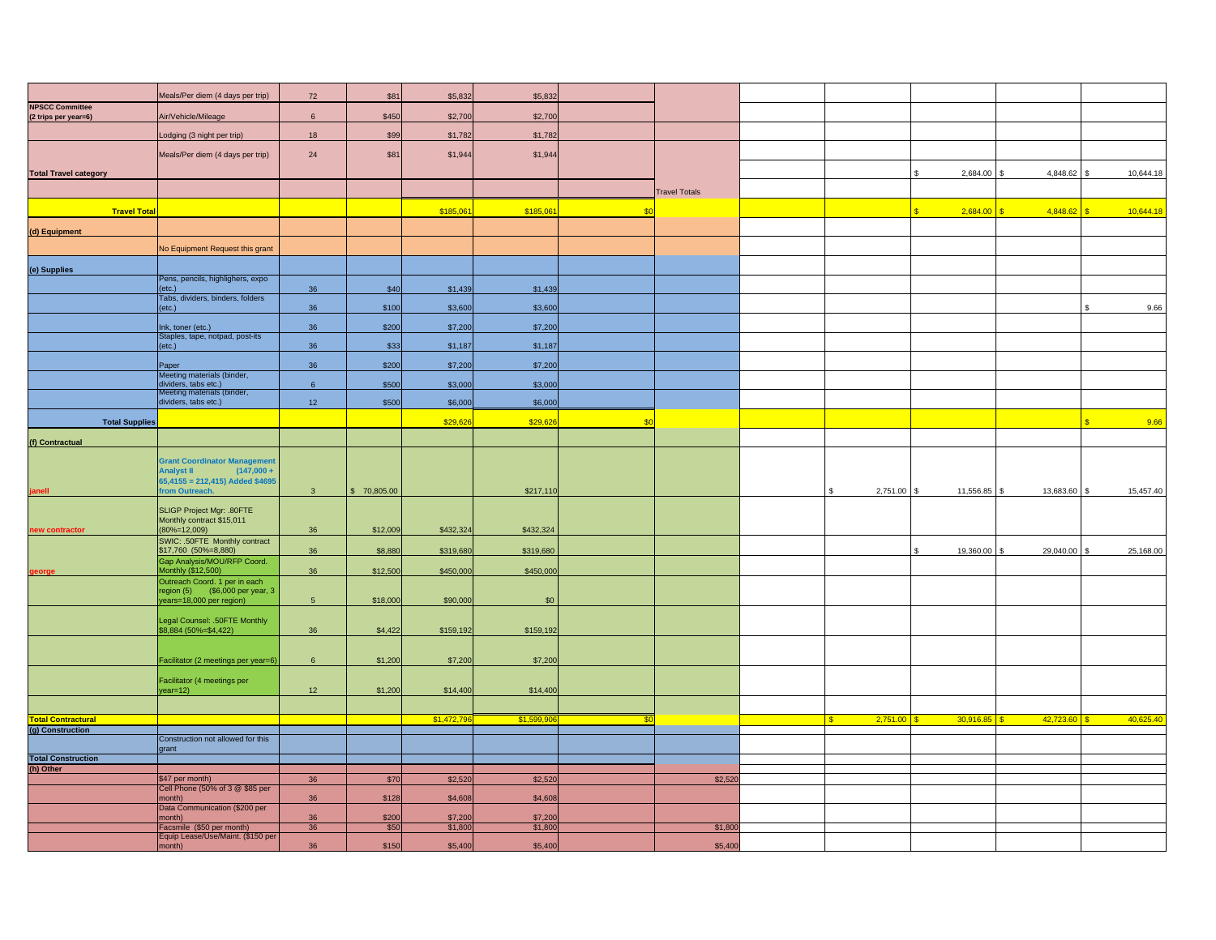| | | | | | | | | | | | | |
|---|---|---|---|---|---|---|---|---|---|---|---|---|
| | Meals/Per diem (4 days per trip) | 72 | $81 | $5,832 | $5,832 | | | | | | | |
| NPSCC Committee (2 trips per year=6) | Air/Vehicle/Mileage | 6 | $450 | $2,700 | $2,700 | | | | | | | |
| | Lodging (3 night per trip) | 18 | $99 | $1,782 | $1,782 | | | | | | | |
| | Meals/Per diem (4 days per trip) | 24 | $81 | $1,944 | $1,944 | | | | | | | |
| Total Travel category | | | | | | | | | | $ 2,684.00 | $ 4,848.62 | $ 10,644.18 |
| | | | | | | | Travel Totals | | | | | |
| Travel Total | | | | $185,061 | $185,061 | $0 | | | | $ 2,684.00 | $ 4,848.62 | $ 10,644.18 |
| (d) Equipment | | | | | | | | | | | | |
| | No Equipment Request this grant | | | | | | | | | | | |
| (e) Supplies | | | | | | | | | | | | |
| | Pens, pencils, highlighers, expo (etc.) | 36 | $40 | $1,439 | $1,439 | | | | | | | |
| | Tabs, dividers, binders, folders (etc.) | 36 | $100 | $3,600 | $3,600 | | | | | | | $ 9.66 |
| | Ink, toner (etc.) | 36 | $200 | $7,200 | $7,200 | | | | | | | |
| | Staples, tape, notpad, post-its (etc.) | 36 | $33 | $1,187 | $1,187 | | | | | | | |
| | Paper | 36 | $200 | $7,200 | $7,200 | | | | | | | |
| | Meeting materials (binder, dividers, tabs etc.) | 6 | $500 | $3,000 | $3,000 | | | | | | | |
| | Meeting materials (binder, dividers, tabs etc.) | 12 | $500 | $6,000 | $6,000 | | | | | | | |
| Total Supplies | | | | $29,626 | $29,626 | $0 | | | | | | $ 9.66 |
| (f) Contractual | | | | | | | | | | | | |
| janell | Grant Coordinator Management Analyst II (147,000 + 65,4155 = 212,415) Added $4695 from Outreach. | 3 | $ 70,805.00 | | $217,110 | | | | $ 2,751.00 | $ 11,556.85 | $ 13,683.60 | $ 15,457.40 |
| new contractor | SLIGP Project Mgr: .80FTE Monthly contract $15,011 (80%=12,009) | 36 | $12,009 | $432,324 | $432,324 | | | | | | | |
| | SWIC: .50FTE Monthly contract $17,760 (50%=8,880) | 36 | $8,880 | $319,680 | $319,680 | | | | | $ 19,360.00 | $ 29,040.00 | $ 25,168.00 |
| george | Gap Analysis/MOU/RFP Coord. Monthly ($12,500) | 36 | $12,500 | $450,000 | $450,000 | | | | | | | |
| | Outreach Coord. 1 per in each region (5) ($6,000 per year, 3 years=18,000 per region) | 5 | $18,000 | $90,000 | $0 | | | | | | | |
| | Legal Counsel: .50FTE Monthly $8,884 (50%=$4,422) | 36 | $4,422 | $159,192 | $159,192 | | | | | | | |
| | Facilitator (2 meetings per year=6) | 6 | $1,200 | $7,200 | $7,200 | | | | | | | |
| | Facilitator (4 meetings per year=12) | 12 | $1,200 | $14,400 | $14,400 | | | | | | | |
| Total Contractural | | | | $1,472,796 | $1,599,906 | $0 | | | $ 2,751.00 | $ 30,916.85 | $ 42,723.60 | $ 40,625.40 |
| (g) Construction | | | | | | | | | | | | |
| | Construction not allowed for this grant | | | | | | | | | | | |
| Total Construction | | | | | | | | | | | | |
| (h) Other | | | | | | | | | | | | |
| | $47 per month) | 36 | $70 | $2,520 | $2,520 | | $2,520 | | | | | |
| | Cell Phone (50% of 3 @ $85 per month) | 36 | $128 | $4,608 | $4,608 | | | | | | | |
| | Data Communication ($200 per month) | 36 | $200 | $7,200 | $7,200 | | | | | | | |
| | Facsmile ($50 per month) | 36 | $50 | $1,800 | $1,800 | | $1,800 | | | | | |
| | Equip Lease/Use/Maint. ($150 per month) | 36 | $150 | $5,400 | $5,400 | | $5,400 | | | | | |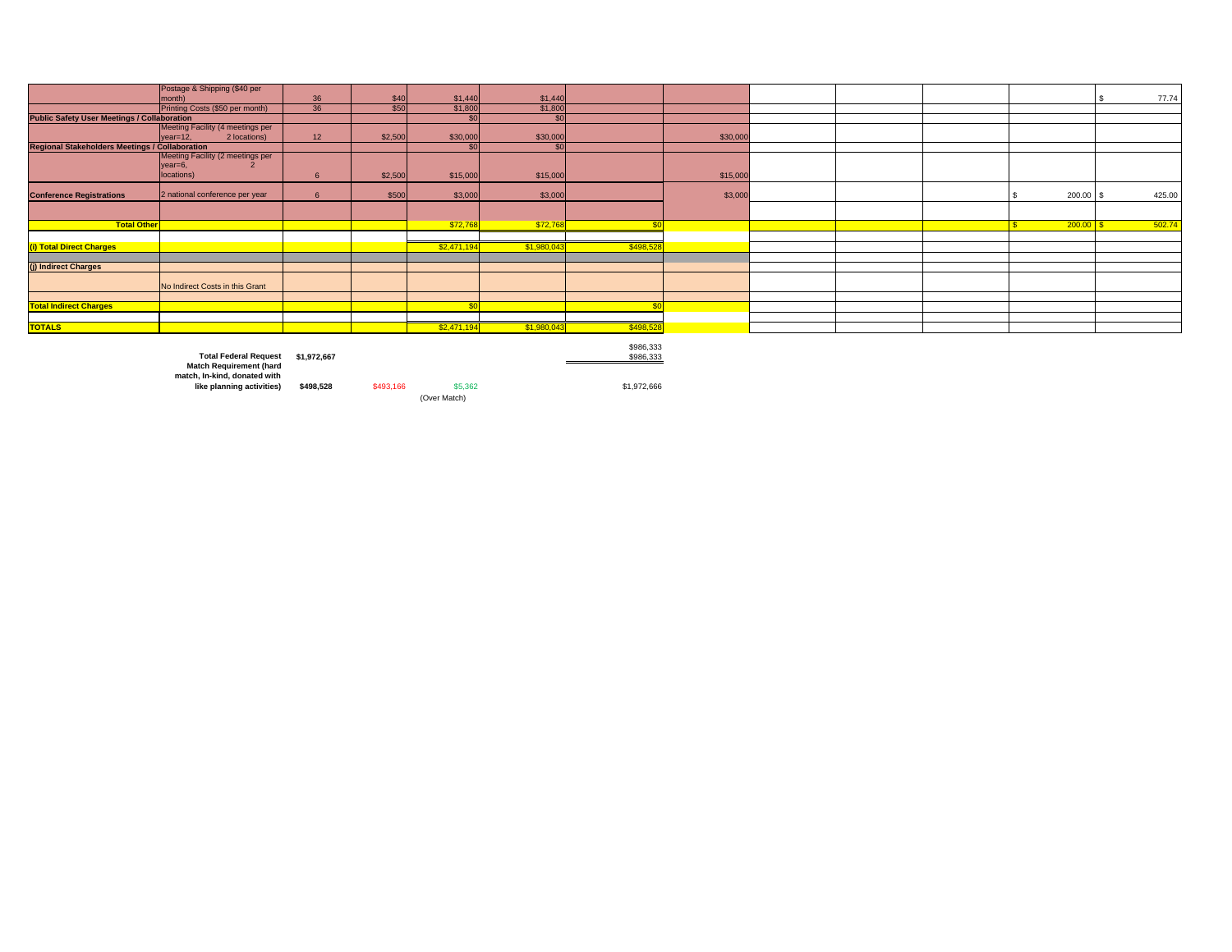| | | | | | | | | | | | | |
|---|---|---|---|---|---|---|---|---|---|---|---|---|
| | Postage & Shipping ($40 per month) | 36 | $40 | $1,440 | $1,440 | | | | | | | $ 77.74 |
| | Printing Costs ($50 per month) | 36 | $50 | $1,800 | $1,800 | | | | | | | |
| **Public Safety User Meetings / Collaboration** | | | | $0 | $0 | | | | | | | |
| | Meeting Facility (4 meetings per year=12, 2 locations) | 12 | $2,500 | $30,000 | $30,000 | | $30,000 | | | | | |
| **Regional Stakeholders Meetings / Collaboration** | | | | $0 | $0 | | | | | | | |
| | Meeting Facility (2 meetings per year=6, 2 locations) | 6 | $2,500 | $15,000 | $15,000 | | $15,000 | | | | | |
| **Conference Registrations** | 2 national conference per year | 6 | $500 | $3,000 | $3,000 | | $3,000 | | | | $ 200.00 | $ 425.00 |
| | | | | | | | | | | | | |
| **Total Other** | | | | $72,768 | $72,768 | $0 | | | | | $ 200.00 | $ 502.74 |
| | | | | | | | | | | | | |
| **(i) Total Direct Charges** | | | | $2,471,194 | $1,980,043 | $498,528 | | | | | | |
| | | | | | | | | | | | | |
| **(j) Indirect Charges** | | | | | | | | | | | | |
| | No Indirect Costs in this Grant | | | | | | | | | | | |
| | | | | | | | | | | | | |
| **Total Indirect Charges** | | | | $0 | | $0 | | | | | | |
| | | | | | | | | | | | | |
| **TOTALS** | | | | $2,471,194 | $1,980,043 | $498,528 | | | | | | |

| | | | | | |
|---|---|---|---|---|---|
| | | | | | $986,333 |
| **Total Federal Request** | **$1,972,667** | | | | $986,333 |
| **Match Requirement (hard match, In-kind, donated with like planning activities)** | **$498,528** | $493,166 | $5,362 | | $1,972,666 |
| | | | (Over Match) | | |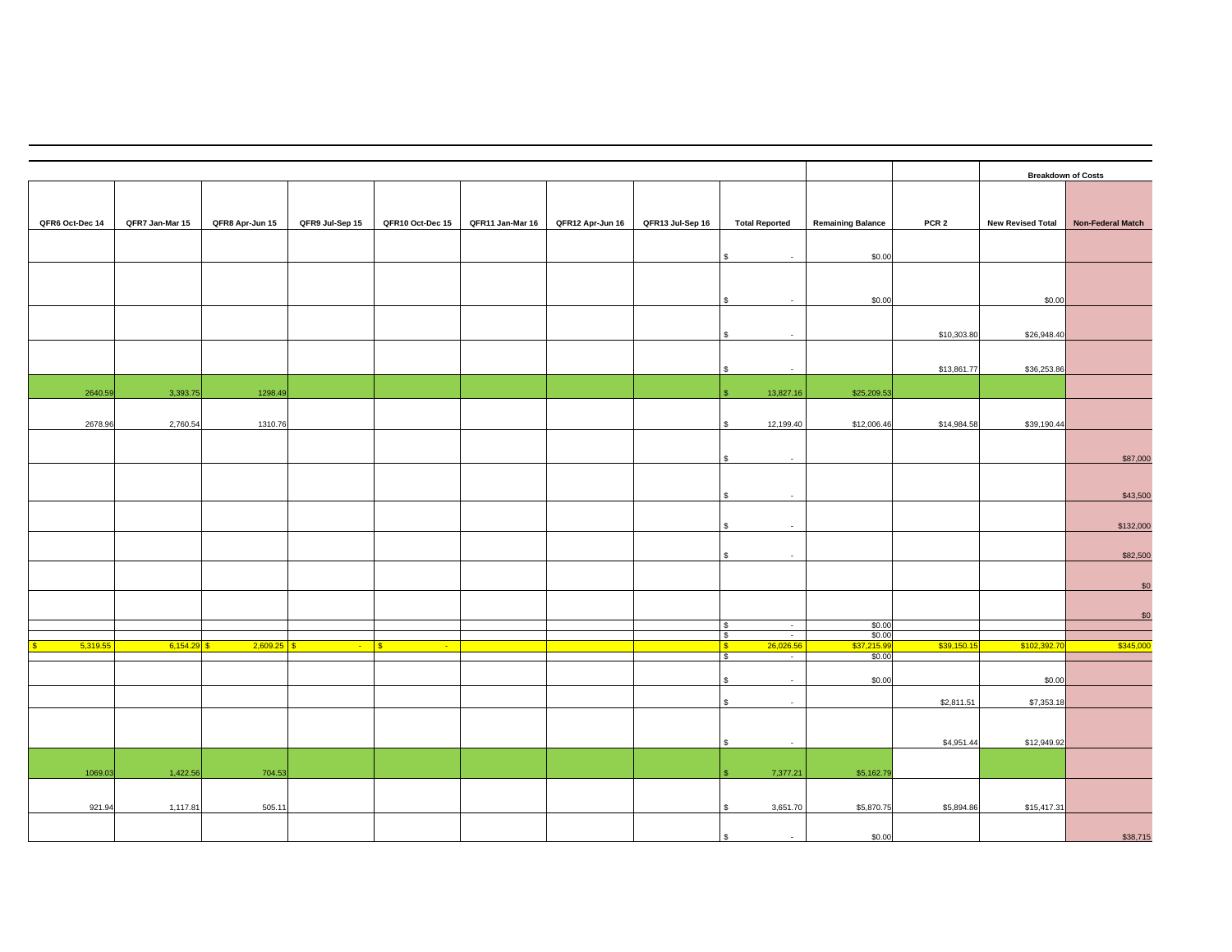| QFR6 Oct-Dec 14 | QFR7 Jan-Mar 15 | QFR8 Apr-Jun 15 | QFR9 Jul-Sep 15 | QFR10 Oct-Dec 15 | QFR11 Jan-Mar 16 | QFR12 Apr-Jun 16 | QFR13 Jul-Sep 16 | Total Reported | Remaining Balance | PCR 2 | Breakdown of Costs<br>New Revised Total | Non-Federal Match |
|---|---|---|---|---|---|---|---|---|---|---|---|---|
| | | | | | | | | $ - | $0.00 | | | |
| | | | | | | | | $ - | $0.00 | | $0.00 | |
| | | | | | | | | $ - | | $10,303.80 | $26,948.40 | |
| | | | | | | | | $ - | | $13,861.77 | $36,253.86 | |
| 2640.59 | 3,393.75 | 1298.49 | | | | | | $ 13,827.16 | $25,209.53 | | | |
| 2678.96 | 2,760.54 | 1310.76 | | | | | | $ 12,199.40 | $12,006.46 | $14,984.58 | $39,190.44 | |
| | | | | | | | | $ - | | | | $87,000 |
| | | | | | | | | $ - | | | | $43,500 |
| | | | | | | | | $ - | | | | $132,000 |
| | | | | | | | | $ - | | | | $82,500 |
| | | | | | | | | | | | | $0 |
| | | | | | | | | | | | | $0 |
| | | | | | | | | $ - | $0.00 | | | |
| | | | | | | | | $ - | $0.00 | | | |
| $ 5,319.55 | 6,154.29 | $ 2,609.25 | $ - | $ - | | | | $ 26,026.56 | $37,215.99 | $39,150.15 | $102,392.70 | $345,000 |
| | | | | | | | | $ - | $0.00 | | | |
| | | | | | | | | $ - | $0.00 | | $0.00 | |
| | | | | | | | | $ - | | $2,811.51 | $7,353.18 | |
| | | | | | | | | $ - | | $4,951.44 | $12,949.92 | |
| 1069.03 | 1,422.56 | 704.53 | | | | | | $ 7,377.21 | $5,162.79 | | | |
| 921.94 | 1,117.81 | 505.11 | | | | | | $ 3,651.70 | $5,870.75 | $5,894.86 | $15,417.31 | |
| | | | | | | | | $ - | $0.00 | | | $38,715 |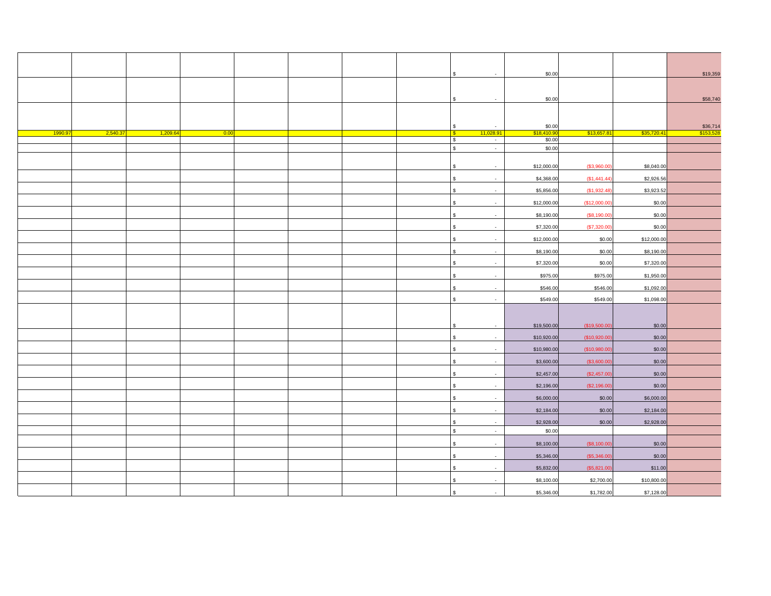| | | | | | | | | | | | | |
|---|---|---|---|---|---|---|---|---|---|---|---|---|
| | | | | | | | | $ - | $0.00 | | | $19,359 |
| | | | | | | | | $ - | $0.00 | | | $58,740 |
| | | | | | | | | $ - | $0.00 | | | $36,714 |
| 1990.97 | 2,540.37 | 1,209.64 | 0.00 | | | | | $ 11,028.91 | $18,410.90 | $13,657.81 | $35,720.41 | $153,528 |
| | | | | | | | | $ - | $0.00 | | | |
| | | | | | | | | $ - | $0.00 | | | |
| | | | | | | | | $ - | $12,000.00 | ($3,960.00) | $8,040.00 | |
| | | | | | | | | $ - | $4,368.00 | ($1,441.44) | $2,926.56 | |
| | | | | | | | | $ - | $5,856.00 | ($1,932.48) | $3,923.52 | |
| | | | | | | | | $ - | $12,000.00 | ($12,000.00) | $0.00 | |
| | | | | | | | | $ - | $8,190.00 | ($8,190.00) | $0.00 | |
| | | | | | | | | $ - | $7,320.00 | ($7,320.00) | $0.00 | |
| | | | | | | | | $ - | $12,000.00 | $0.00 | $12,000.00 | |
| | | | | | | | | $ - | $8,190.00 | $0.00 | $8,190.00 | |
| | | | | | | | | $ - | $7,320.00 | $0.00 | $7,320.00 | |
| | | | | | | | | $ - | $975.00 | $975.00 | $1,950.00 | |
| | | | | | | | | $ - | $546.00 | $546.00 | $1,092.00 | |
| | | | | | | | | $ - | $549.00 | $549.00 | $1,098.00 | |
| | | | | | | | | $ - | $19,500.00 | ($19,500.00) | $0.00 | |
| | | | | | | | | $ - | $10,920.00 | ($10,920.00) | $0.00 | |
| | | | | | | | | $ - | $10,980.00 | ($10,980.00) | $0.00 | |
| | | | | | | | | $ - | $3,600.00 | ($3,600.00) | $0.00 | |
| | | | | | | | | $ - | $2,457.00 | ($2,457.00) | $0.00 | |
| | | | | | | | | $ - | $2,196.00 | ($2,196.00) | $0.00 | |
| | | | | | | | | $ - | $6,000.00 | $0.00 | $6,000.00 | |
| | | | | | | | | $ - | $2,184.00 | $0.00 | $2,184.00 | |
| | | | | | | | | $ - | $2,928.00 | $0.00 | $2,928.00 | |
| | | | | | | | | $ - | $0.00 | | | |
| | | | | | | | | $ - | $8,100.00 | ($8,100.00) | $0.00 | |
| | | | | | | | | $ - | $5,346.00 | ($5,346.00) | $0.00 | |
| | | | | | | | | $ - | $5,832.00 | ($5,821.00) | $11.00 | |
| | | | | | | | | $ - | $8,100.00 | $2,700.00 | $10,800.00 | |
| | | | | | | | | $ - | $5,346.00 | $1,782.00 | $7,128.00 | |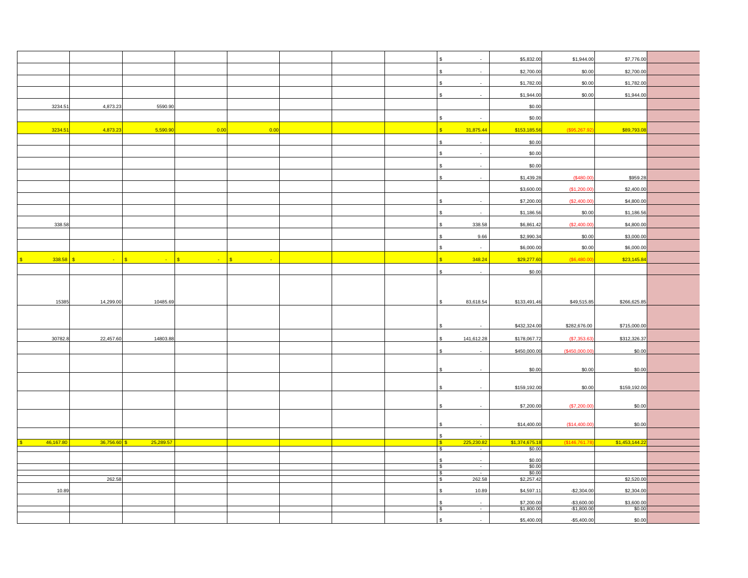| | | | | | | | | | | | | |
|---|---|---|---|---|---|---|---|---|---|---|---|---|
| | | | | | | | | $ - | $5,832.00 | $1,944.00 | $7,776.00 | |
| | | | | | | | | $ - | $2,700.00 | $0.00 | $2,700.00 | |
| | | | | | | | | $ - | $1,782.00 | $0.00 | $1,782.00 | |
| | | | | | | | | $ - | $1,944.00 | $0.00 | $1,944.00 | |
| 3234.51 | 4,873.23 | 5590.90 | | | | | | | $0.00 | | | |
| | | | | | | | | $ - | $0.00 | | | |
| 3234.51 | 4,873.23 | 5,590.90 | 0.00 | 0.00 | | | | $ 31,875.44 | $153,185.56 | ($95,267.92) | $89,793.08 | |
| | | | | | | | | $ - | $0.00 | | | |
| | | | | | | | | $ - | $0.00 | | | |
| | | | | | | | | $ - | $0.00 | | | |
| | | | | | | | | $ - | $1,439.28 | ($480.00) | $959.28 | |
| | | | | | | | | | $3,600.00 | ($1,200.00) | $2,400.00 | |
| | | | | | | | | $ - | $7,200.00 | ($2,400.00) | $4,800.00 | |
| | | | | | | | | $ - | $1,186.56 | $0.00 | $1,186.56 | |
| 338.58 | | | | | | | | $ 338.58 | $6,861.42 | ($2,400.00) | $4,800.00 | |
| | | | | | | | | $ 9.66 | $2,990.34 | $0.00 | $3,000.00 | |
| | | | | | | | | $ - | $6,000.00 | $0.00 | $6,000.00 | |
| $ 338.58 | $ - | $ - | $ - | $ - | | | | $ 348.24 | $29,277.60 | ($6,480.00) | $23,145.84 | |
| | | | | | | | | $ - | $0.00 | | | |
| 15385 | 14,299.00 | 10485.69 | | | | | | $ 83,618.54 | $133,491.46 | $49,515.85 | $266,625.85 | |
| | | | | | | | | $ - | $432,324.00 | $282,676.00 | $715,000.00 | |
| 30782.8 | 22,457.60 | 14803.88 | | | | | | $ 141,612.28 | $178,067.72 | ($7,353.63) | $312,326.37 | |
| | | | | | | | | $ - | $450,000.00 | ($450,000.00) | $0.00 | |
| | | | | | | | | $ - | $0.00 | $0.00 | $0.00 | |
| | | | | | | | | $ - | $159,192.00 | $0.00 | $159,192.00 | |
| | | | | | | | | $ - | $7,200.00 | ($7,200.00) | $0.00 | |
| | | | | | | | | $ - | $14,400.00 | ($14,400.00) | $0.00 | |
| | | | | | | | | $ - | | | | |
| $ 46,167.80 | 36,756.60 | $ 25,289.57 | | | | | | $ 225,230.82 | $1,374,675.18 | ($146,761.78) | $1,453,144.22 | |
| | | | | | | | | $ - | $0.00 | | | |
| | | | | | | | | $ - | $0.00 | | | |
| | | | | | | | | $ - | $0.00 | | | |
| | | | | | | | | $ - | $0.00 | | | |
| | 262.58 | | | | | | | $ 262.58 | $2,257.42 | | $2,520.00 | |
| 10.89 | | | | | | | | $ 10.89 | $4,597.11 | -$2,304.00 | $2,304.00 | |
| | | | | | | | | $ - | $7,200.00 | -$3,600.00 | $3,600.00 | |
| | | | | | | | | $ - | $1,800.00 | -$1,800.00 | $0.00 | |
| | | | | | | | | $ - | $5,400.00 | -$5,400.00 | $0.00 | |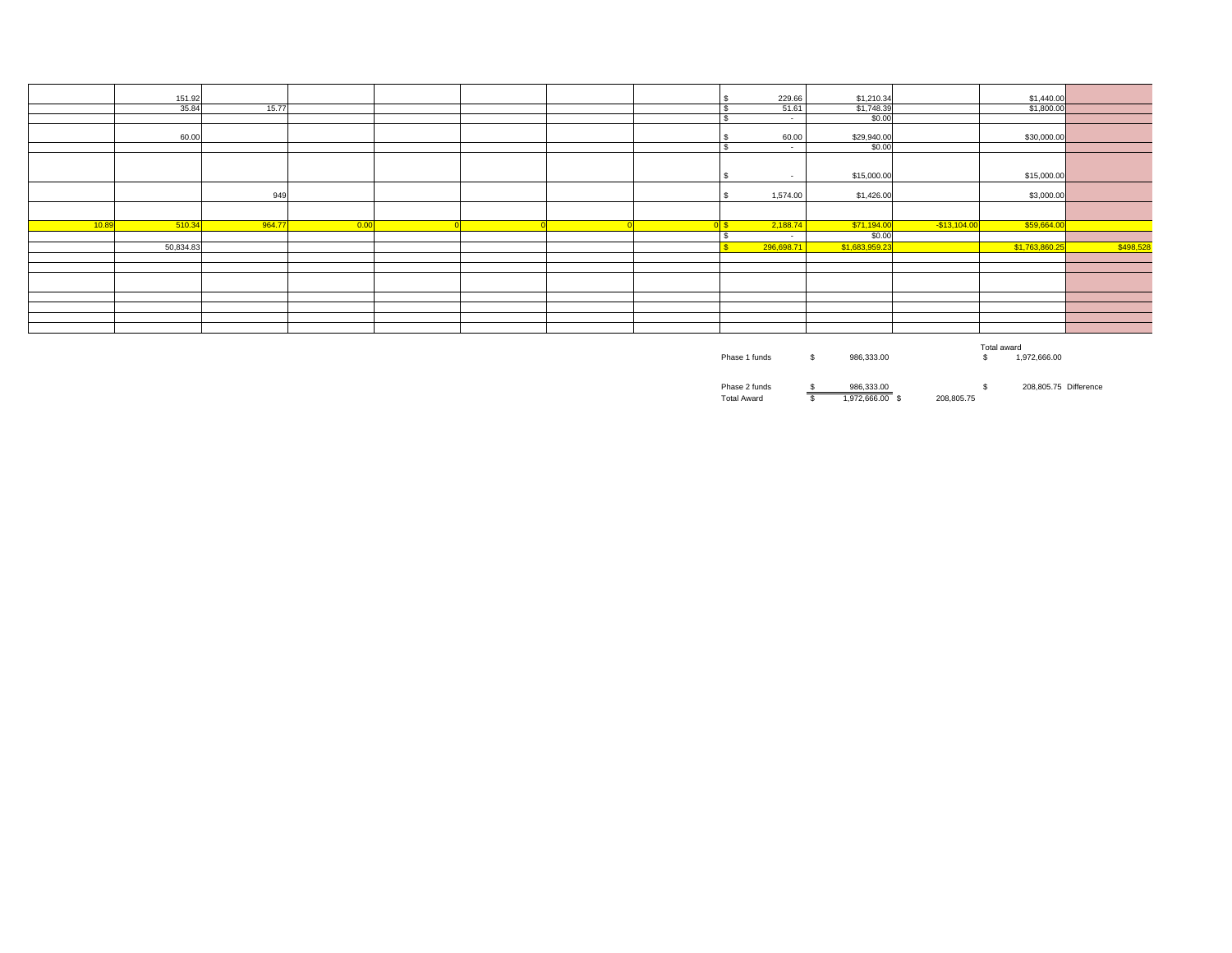| | | | | | | | | | | | | |
|---|---|---|---|---|---|---|---|---|---|---|---|---|
| | 151.92 | | | | | | | $ 229.66 | $1,210.34 | | $1,440.00 | |
| | 35.84 | 15.77 | | | | | | $ 51.61 | $1,748.39 | | $1,800.00 | |
| | | | | | | | | $ - | $0.00 | | | |
| | 60.00 | | | | | | | $ 60.00 | $29,940.00 | | $30,000.00 | |
| | | | | | | | | $ - | $0.00 | | | |
| | | | | | | | | $ - | $15,000.00 | | $15,000.00 | |
| | | 949 | | | | | | $ 1,574.00 | $1,426.00 | | $3,000.00 | |
| | | | | | | | | | | | | |
| 10.89 | 510.34 | 964.77 | 0.00 | 0 | 0 | 0 | 0 | $ 2,188.74 | $71,194.00 | -$13,104.00 | $59,664.00 | |
| | | | | | | | | $ - | $0.00 | | | |
| | 50,834.83 | | | | | | | $ 296,698.71 | $1,683,959.23 | | $1,763,860.25 | $498,528 |
| | | | | | | | | | | | | |
| | | | | | | | | | | | | |
| | | | | | | | | | | | | |
| | | | | | | | | | | | | |
| | | | | | | | | | | | | |
| | | | | | | | | | | | | |
| | | | | | | | | | | | | |

| | | | |
|---|---|---|---|
| | | | Total award |
| Phase 1 funds | $ 986,333.00 | | $ 1,972,666.00 |
| Phase 2 funds | $ 986,333.00 | | $ 208,805.75 Difference |
| Total Award | $ 1,972,666.00 | $ 208,805.75 | |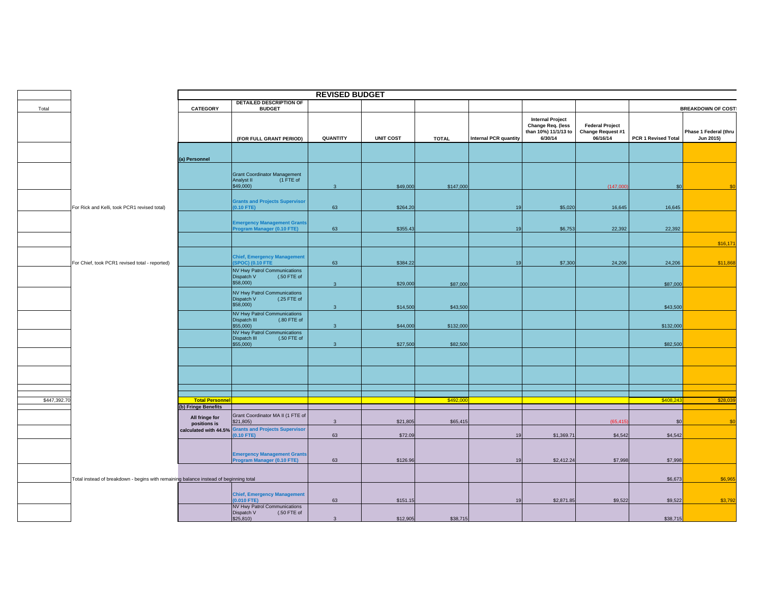| Total | | CATEGORY | DETAILED DESCRIPTION OF BUDGET (FOR FULL GRANT PERIOD) | QUANTITY | UNIT COST | TOTAL | Internal PCR quantity | Internal Project Change Req. (less than 10%) 11/1/13 to 6/30/14 | Federal Project Change Request #1 06/16/14 | PCR 1 Revised Total | BREAKDOWN OF COST: Phase 1 Federal (thru Jun 2015) |
|---|---|---|---|---|---|---|---|---|---|---|---|
| | | **REVISED BUDGET** | | | | | | | | | |
| | | (a) Personnel | | | | | | | | | |
| | | | Grant Coordinator Management Analyst II (1 FTE of $49,000) | 3 | $49,000 | $147,000 | | | (147,000) | $0 | $0 |
| | For Rick and Kelli, took PCR1 revised total) | | **Grants and Projects Supervisor (0.10 FTE)** | 63 | $264.20 | | 19 | $5,020 | 16,645 | 16,645 | |
| | | | **Emergency Management Grants Program Manager (0.10 FTE)** | 63 | $355.43 | | 19 | $6,753 | 22,392 | 22,392 | |
| | | | | | | | | | | | $16,171 |
| | For Chief, took PCR1 revised total - reported) | | **Chief, Emergency Management (SPOC) (0.10 FTE** | 63 | $384.22 | | 19 | $7,300 | 24,206 | 24,206 | $11,868 |
| | | | NV Hwy Patrol Communications Dispatch V (.50 FTE of $58,000) | 3 | $29,000 | $87,000 | | | | $87,000 | |
| | | | NV Hwy Patrol Communications Dispatch V (.25 FTE of $58,000) | 3 | $14,500 | $43,500 | | | | $43,500 | |
| | | | NV Hwy Patrol Communications Dispatch III (.80 FTE of $55,000) | 3 | $44,000 | $132,000 | | | | $132,000 | |
| | | | NV Hwy Patrol Communications Dispatch III (.50 FTE of $55,000) | 3 | $27,500 | $82,500 | | | | $82,500 | |
| | | | | | | | | | | | |
| | | | | | | | | | | | |
| | | | | | | | | | | | |
| $447,392.70 | | **Total Personnel** | | | | $492,000 | | | | $408,243 | $28,039 |
| | | (b) Fringe Benefits | | | | | | | | | |
| | | All fringe for positions is calculated with 44.5% | Grant Coordinator MA II (1 FTE of $21,805) | 3 | $21,805 | $65,415 | | | (65,415) | $0 | $0 |
| | | | **Grants and Projects Supervisor (0.10 FTE)** | 63 | $72.09 | | 19 | $1,369.71 | $4,542 | $4,542 | |
| | | | **Emergency Management Grants Program Manager (0.10 FTE)** | 63 | $126.96 | | 19 | $2,412.24 | $7,998 | $7,998 | |
| | Total instead of breakdown - begins with remaining balance instead of beginning total | | | | | | | | | $6,673 | $6,965 |
| | | | **Chief, Emergency Management (0.010 FTE)** | 63 | $151.15 | | 19 | $2,871.85 | $9,522 | $9,522 | $3,792 |
| | | | NV Hwy Patrol Communications Dispatch V (.50 FTE of $25,810) | 3 | $12,905 | $38,715 | | | | $38,715 | |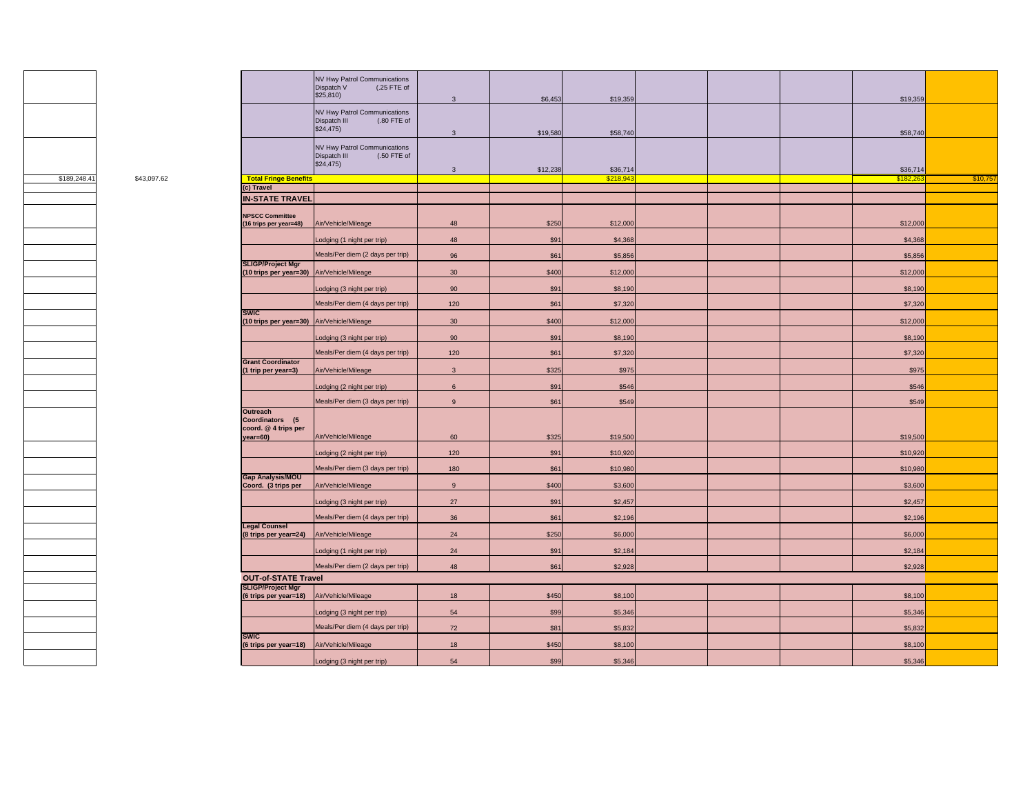| | | | | | | | | | | | |
|---|---|---|---|---|---|---|---|---|---|---|---|
| | | | NV Hwy Patrol Communications Dispatch V (.25 FTE of $25,810) | 3 | $6,453 | $19,359 | | | | $19,359 | |
| | | | NV Hwy Patrol Communications Dispatch III (.80 FTE of $24,475) | 3 | $19,580 | $58,740 | | | | $58,740 | |
| | | | NV Hwy Patrol Communications Dispatch III (.50 FTE of $24,475) | 3 | $12,238 | $36,714 | | | | $36,714 | |
| $189,248.41 | $43,097.62 | **Total Fringe Benefits** | | | | $218,943 | | | | $182,263 | $10,757 |
| | | **(c) Travel** | | | | | | | | | |
| | | **IN-STATE TRAVEL** | | | | | | | | | |
| | | **NPSCC Committee (16 trips per year=48)** | Air/Vehicle/Mileage | 48 | $250 | $12,000 | | | | $12,000 | |
| | | | Lodging (1 night per trip) | 48 | $91 | $4,368 | | | | $4,368 | |
| | | | Meals/Per diem (2 days per trip) | 96 | $61 | $5,856 | | | | $5,856 | |
| | | **SLIGP/Project Mgr (10 trips per year=30)** | Air/Vehicle/Mileage | 30 | $400 | $12,000 | | | | $12,000 | |
| | | | Lodging (3 night per trip) | 90 | $91 | $8,190 | | | | $8,190 | |
| | | | Meals/Per diem (4 days per trip) | 120 | $61 | $7,320 | | | | $7,320 | |
| | | **SWIC (10 trips per year=30)** | Air/Vehicle/Mileage | 30 | $400 | $12,000 | | | | $12,000 | |
| | | | Lodging (3 night per trip) | 90 | $91 | $8,190 | | | | $8,190 | |
| | | | Meals/Per diem (4 days per trip) | 120 | $61 | $7,320 | | | | $7,320 | |
| | | **Grant Coordinator (1 trip per year=3)** | Air/Vehicle/Mileage | 3 | $325 | $975 | | | | $975 | |
| | | | Lodging (2 night per trip) | 6 | $91 | $546 | | | | $546 | |
| | | | Meals/Per diem (3 days per trip) | 9 | $61 | $549 | | | | $549 | |
| | | **Outreach Coordinators (5 coord. @ 4 trips per year=60)** | Air/Vehicle/Mileage | 60 | $325 | $19,500 | | | | $19,500 | |
| | | | Lodging (2 night per trip) | 120 | $91 | $10,920 | | | | $10,920 | |
| | | | Meals/Per diem (3 days per trip) | 180 | $61 | $10,980 | | | | $10,980 | |
| | | **Gap Analysis/MOU Coord. (3 trips per** | Air/Vehicle/Mileage | 9 | $400 | $3,600 | | | | $3,600 | |
| | | | Lodging (3 night per trip) | 27 | $91 | $2,457 | | | | $2,457 | |
| | | | Meals/Per diem (4 days per trip) | 36 | $61 | $2,196 | | | | $2,196 | |
| | | **Legal Counsel (8 trips per year=24)** | Air/Vehicle/Mileage | 24 | $250 | $6,000 | | | | $6,000 | |
| | | | Lodging (1 night per trip) | 24 | $91 | $2,184 | | | | $2,184 | |
| | | | Meals/Per diem (2 days per trip) | 48 | $61 | $2,928 | | | | $2,928 | |
| | | **OUT-of-STATE Travel** | | | | | | | | | |
| | | **SLIGP/Project Mgr (6 trips per year=18)** | Air/Vehicle/Mileage | 18 | $450 | $8,100 | | | | $8,100 | |
| | | | Lodging (3 night per trip) | 54 | $99 | $5,346 | | | | $5,346 | |
| | | | Meals/Per diem (4 days per trip) | 72 | $81 | $5,832 | | | | $5,832 | |
| | | **SWIC (6 trips per year=18)** | Air/Vehicle/Mileage | 18 | $450 | $8,100 | | | | $8,100 | |
| | | | Lodging (3 night per trip) | 54 | $99 | $5,346 | | | | $5,346 | |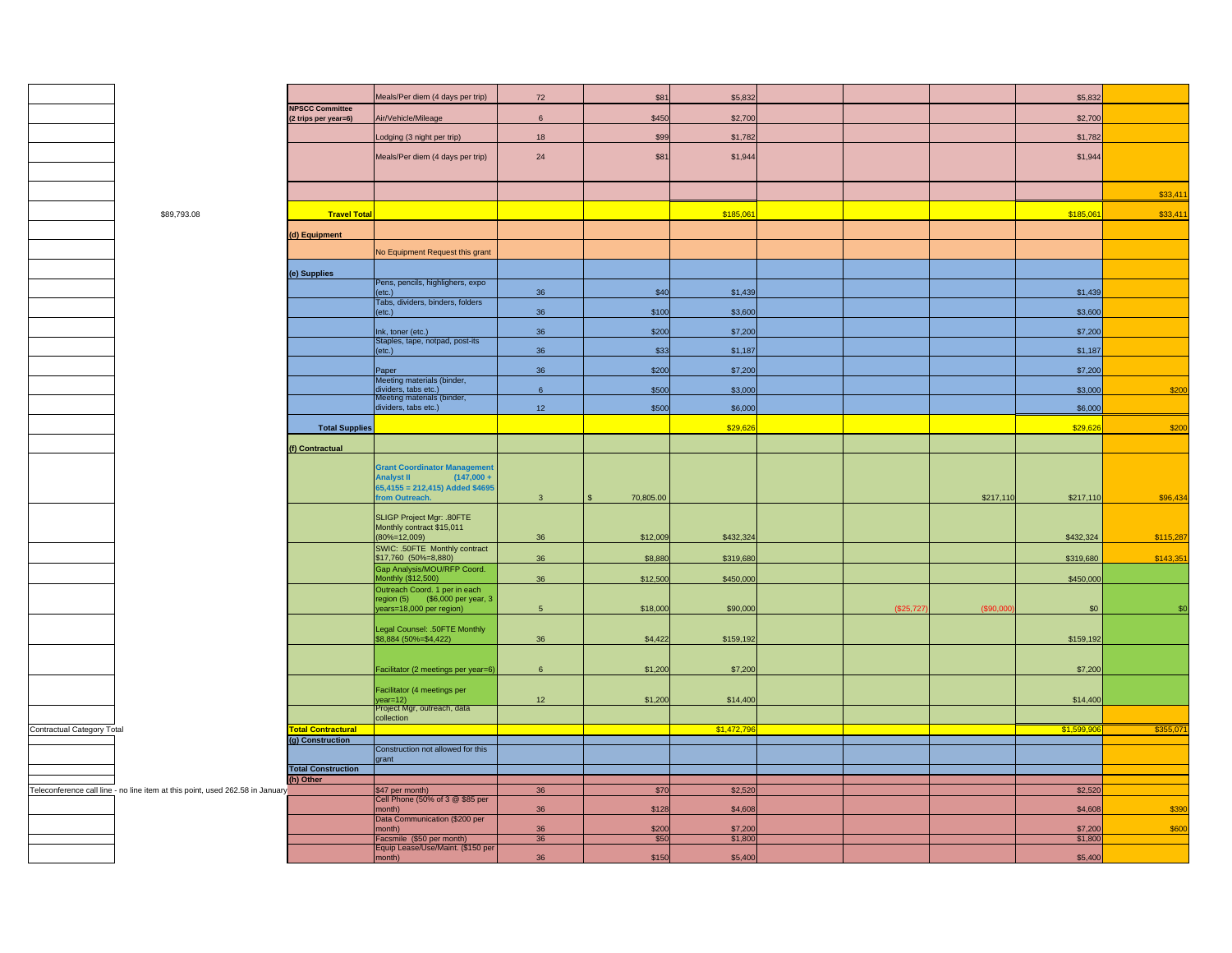| | | Category | Description | Qty | Unit Cost | Total | | | | Total | |
|---|---|---|---|---|---|---|---|---|---|---|---|
| | | | Meals/Per diem (4 days per trip) | 72 | $81 | $5,832 | | | | $5,832 | |
| | | NPSCC Committee (2 trips per year=6) | Air/Vehicle/Mileage | 6 | $450 | $2,700 | | | | $2,700 | |
| | | | Lodging (3 night per trip) | 18 | $99 | $1,782 | | | | $1,782 | |
| | | | Meals/Per diem (4 days per trip) | 24 | $81 | $1,944 | | | | $1,944 | |
| | | | | | | | | | | | $33,411 |
| | $89,793.08 | **Travel Total** | | | | $185,061 | | | | $185,061 | $33,411 |
| | | **(d) Equipment** | | | | | | | | | |
| | | | No Equipment Request this grant | | | | | | | | |
| | | **(e) Supplies** | | | | | | | | | |
| | | | Pens, pencils, highlighers, expo (etc.) | 36 | $40 | $1,439 | | | | $1,439 | |
| | | | Tabs, dividers, binders, folders (etc.) | 36 | $100 | $3,600 | | | | $3,600 | |
| | | | Ink, toner (etc.) | 36 | $200 | $7,200 | | | | $7,200 | |
| | | | Staples, tape, notpad, post-its (etc.) | 36 | $33 | $1,187 | | | | $1,187 | |
| | | | Paper | 36 | $200 | $7,200 | | | | $7,200 | |
| | | | Meeting materials (binder, dividers, tabs etc.) | 6 | $500 | $3,000 | | | | $3,000 | $200 |
| | | | Meeting materials (binder, dividers, tabs etc.) | 12 | $500 | $6,000 | | | | $6,000 | |
| | | **Total Supplies** | | | | $29,626 | | | | $29,626 | $200 |
| | | **(f) Contractual** | | | | | | | | | |
| | | | **Grant Coordinator Management Analyst II (147,000 + 65,4155 = 212,415) Added $4695 from Outreach.** | 3 | $ 70,805.00 | | | | $217,110 | $217,110 | $96,434 |
| | | | SLIGP Project Mgr: .80FTE Monthly contract $15,011 (80%=12,009) | 36 | $12,009 | $432,324 | | | | $432,324 | $115,287 |
| | | | SWIC: .50FTE Monthly contract $17,760 (50%=8,880) | 36 | $8,880 | $319,680 | | | | $319,680 | $143,351 |
| | | | Gap Analysis/MOU/RFP Coord. Monthly ($12,500) | 36 | $12,500 | $450,000 | | | | $450,000 | |
| | | | Outreach Coord. 1 per in each region (5) ($6,000 per year, 3 years=18,000 per region) | 5 | $18,000 | $90,000 | | ($25,727) | ($90,000) | $0 | $0 |
| | | | Legal Counsel: .50FTE Monthly $8,884 (50%=$4,422) | 36 | $4,422 | $159,192 | | | | $159,192 | |
| | | | Facilitator (2 meetings per year=6) | 6 | $1,200 | $7,200 | | | | $7,200 | |
| | | | Facilitator (4 meetings per year=12) | 12 | $1,200 | $14,400 | | | | $14,400 | |
| | | | Project Mgr, outreach, data collection | | | | | | | | |
| Contractual Category Total | | **Total Contractual** | | | | $1,472,796 | | | | $1,599,906 | $355,071 |
| | | **(g) Construction** | | | | | | | | | |
| | | | Construction not allowed for this grant | | | | | | | | |
| | | **Total Construction** | | | | | | | | | |
| | | **(h) Other** | | | | | | | | | |
| Teleconference call line - no line item at this point, used 262.58 in January | | | $47 per month) | 36 | $70 | $2,520 | | | | $2,520 | |
| | | | Cell Phone (50% of 3 @ $85 per month) | 36 | $128 | $4,608 | | | | $4,608 | $390 |
| | | | Data Communication ($200 per month) | 36 | $200 | $7,200 | | | | $7,200 | $600 |
| | | | Facsmile ($50 per month) | 36 | $50 | $1,800 | | | | $1,800 | |
| | | | Equip Lease/Use/Maint. ($150 per month) | 36 | $150 | $5,400 | | | | $5,400 | |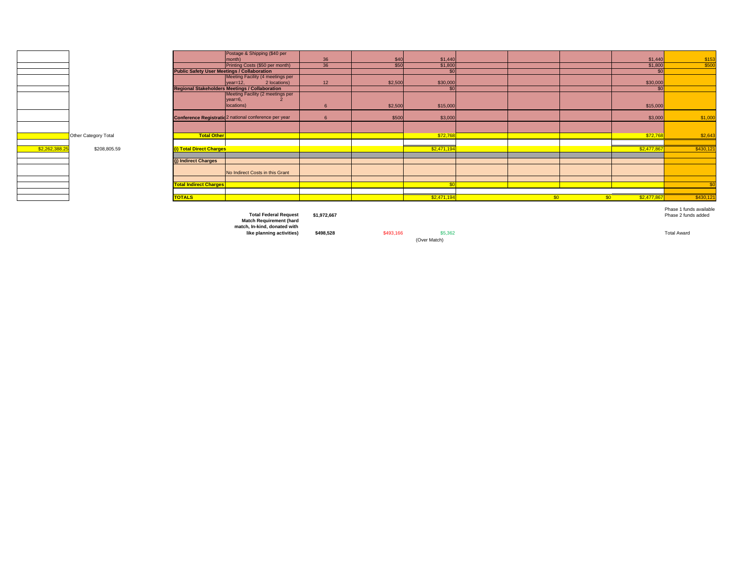| | | | | | | | | | | | |
|---|---|---|---|---|---|---|---|---|---|---|---|
| | | | Postage & Shipping ($40 per month) | 36 | $40 | $1,440 | | | | $1,440 | $153 |
| | | | Printing Costs ($50 per month) | 36 | $50 | $1,800 | | | | $1,800 | $500 |
| | | Public Safety User Meetings / Collaboration | | | | $0 | | | | $0 | |
| | | | Meeting Facility (4 meetings per year=12, 2 locations) | 12 | $2,500 | $30,000 | | | | $30,000 | |
| | | Regional Stakeholders Meetings / Collaboration | | | | $0 | | | | $0 | |
| | | | Meeting Facility (2 meetings per year=6, 2 locations) | 6 | $2,500 | $15,000 | | | | $15,000 | |
| | | Conference Registratio | 2 national conference per year | 6 | $500 | $3,000 | | | | $3,000 | $1,000 |
| | | | | | | | | | | | |
| | Other Category Total | Total Other | | | | $72,768 | | | | $72,768 | $2,643 |
| | | | | | | | | | | | |
| $2,262,388.25 | $208,805.59 | (i) Total Direct Charges | | | | $2,471,194 | | | | $2,477,867 | $430,121 |
| | | | | | | | | | | | |
| | | (j) Indirect Charges | | | | | | | | | |
| | | | No Indirect Costs in this Grant | | | | | | | | |
| | | | | | | | | | | | |
| | | Total Indirect Charges | | | | $0 | | | | | $0 |
| | | | | | | | | | | | |
| | | TOTALS | | | | $2,471,194 | | $0 | $0 | $2,477,867 | $430,121 |

| | | | | | |
|---|---|---|---|---|---|
| **Total Federal Request** | **$1,972,667** | | | | Phase 1 funds available Phase 2 funds added |
| **Match Requirement (hard match, In-kind, donated with like planning activities)** | **$498,528** | $493,166 | $5,362 | | Total Award |
| | | | (Over Match) | | |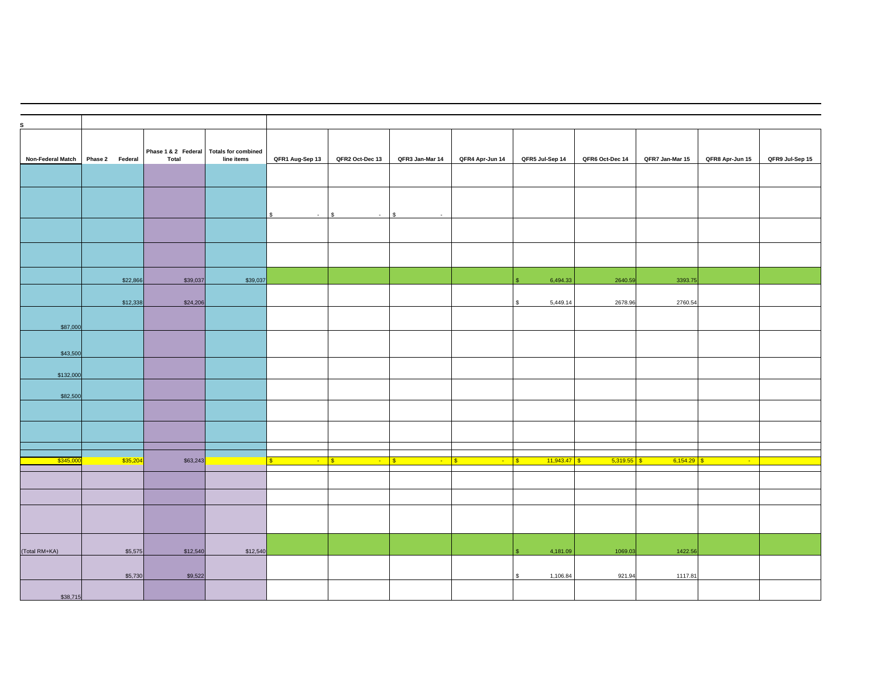S

| Non-Federal Match | Phase 2 Federal | Phase 1 & 2 Federal Total | Totals for combined line items | QFR1 Aug-Sep 13 | QFR2 Oct-Dec 13 | QFR3 Jan-Mar 14 | QFR4 Apr-Jun 14 | QFR5 Jul-Sep 14 | QFR6 Oct-Dec 14 | QFR7 Jan-Mar 15 | QFR8 Apr-Jun 15 | QFR9 Jul-Sep 15 |
|---|---|---|---|---|---|---|---|---|---|---|---|---|
| | | | | | | | | | | | | |
| | | | | $ - | $ - | $ - | | | | | | |
| | | | | | | | | | | | | |
| | | | | | | | | | | | | |
| | $22,866 | $39,037 | $39,037 | | | | | $ 6,494.33 | 2640.59 | 3393.75 | | |
| | $12,338 | $24,206 | | | | | | $ 5,449.14 | 2678.96 | 2760.54 | | |
| $87,000 | | | | | | | | | | | | |
| $43,500 | | | | | | | | | | | | |
| $132,000 | | | | | | | | | | | | |
| $82,500 | | | | | | | | | | | | |
| | | | | | | | | | | | | |
| | | | | | | | | | | | | |
| | | | | | | | | | | | | |
| $345,000 | $35,204 | $63,243 | | $ - | $ - | $ - | $ - | $ 11,943.47 | $ 5,319.55 | $ 6,154.29 | $ - | |
| | | | | | | | | | | | | |
| | | | | | | | | | | | | |
| | | | | | | | | | | | | |
| (Total RM+KA) | $5,575 | $12,540 | $12,540 | | | | | $ 4,181.09 | 1069.03 | 1422.56 | | |
| | $5,730 | $9,522 | | | | | | $ 1,106.84 | 921.94 | 1117.81 | | |
| $38,715 | | | | | | | | | | | | |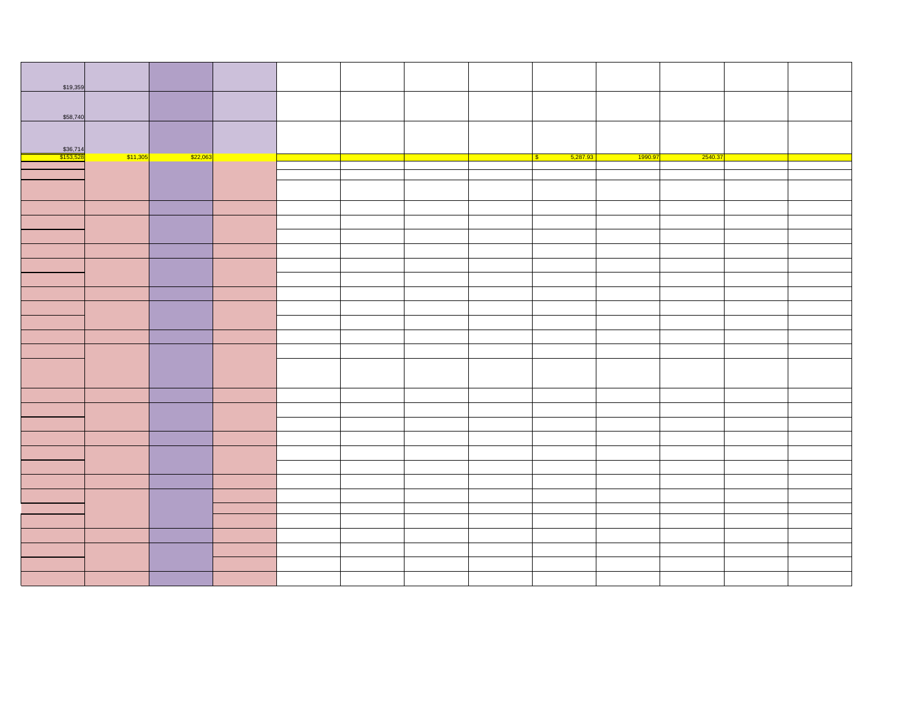| | | | | | | | | | | | | |
|---|---|---|---|---|---|---|---|---|---|---|---|---|
| $19,359 | | | | | | | | | | | | |
| $58,740 | | | | | | | | | | | | |
| $36,714 | | | | | | | | | | | | |
| $153,528 | $11,305 | $22,063 | | | | | | $ 5,287.93 | 1990.97 | 2540.37 | | |
| | | | | | | | | | | | | |
| | | | | | | | | | | | | |
| | | | | | | | | | | | | |
| | | | | | | | | | | | | |
| | | | | | | | | | | | | |
| | | | | | | | | | | | | |
| | | | | | | | | | | | | |
| | | | | | | | | | | | | |
| | | | | | | | | | | | | |
| | | | | | | | | | | | | |
| | | | | | | | | | | | | |
| | | | | | | | | | | | | |
| | | | | | | | | | | | | |
| | | | | | | | | | | | | |
| | | | | | | | | | | | | |
| | | | | | | | | | | | | |
| | | | | | | | | | | | | |
| | | | | | | | | | | | | |
| | | | | | | | | | | | | |
| | | | | | | | | | | | | |
| | | | | | | | | | | | | |
| | | | | | | | | | | | | |
| | | | | | | | | | | | | |
| | | | | | | | | | | | | |
| | | | | | | | | | | | | |
| | | | | | | | | | | | | |
| | | | | | | | | | | | | |
| | | | | | | | | | | | | |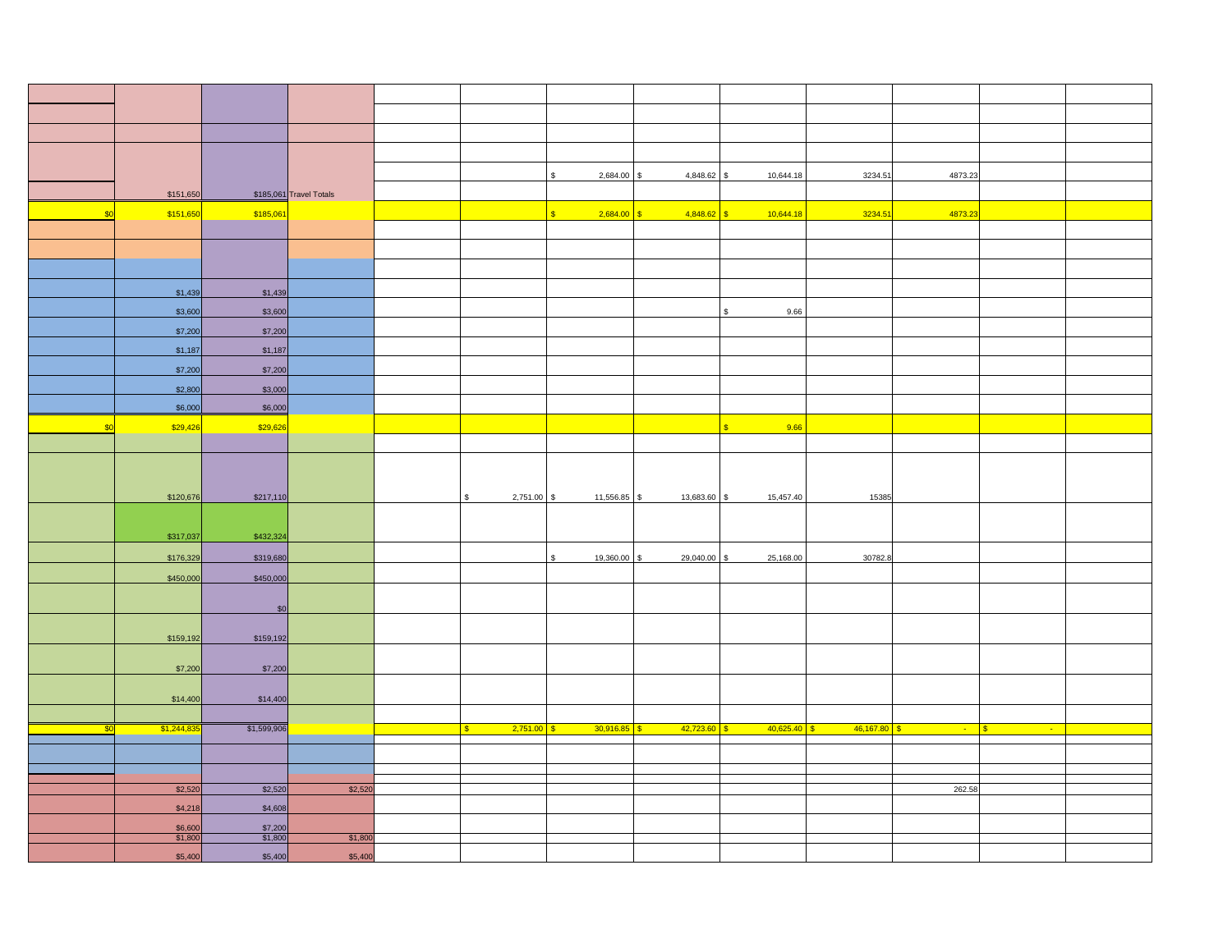| | | | | | | | | | | | | |
|---|---|---|---|---|---|---|---|---|---|---|---|---|
| | | | | | | | | | | | | |
| | | | | | | | | | | | | |
| | | | | | | | | | | | | |
| | | | | | | | | | | | | |
| | | | | | | $ 2,684.00 | $ 4,848.62 | $ 10,644.18 | 3234.51 | 4873.23 | | |
| | $151,650 | $185,061 | Travel Totals | | | | | | | | | |
| $0 | $151,650 | $185,061 | | | | $ 2,684.00 | $ 4,848.62 | $ 10,644.18 | 3234.51 | 4873.23 | | |
| | | | | | | | | | | | | |
| | | | | | | | | | | | | |
| | | | | | | | | | | | | |
| | $1,439 | $1,439 | | | | | | | | | | |
| | $3,600 | $3,600 | | | | | | $ 9.66 | | | | |
| | $7,200 | $7,200 | | | | | | | | | | |
| | $1,187 | $1,187 | | | | | | | | | | |
| | $7,200 | $7,200 | | | | | | | | | | |
| | $2,800 | $3,000 | | | | | | | | | | |
| | $6,000 | $6,000 | | | | | | | | | | |
| $0 | $29,426 | $29,626 | | | | | | $ 9.66 | | | | |
| | | | | | | | | | | | | |
| | $120,676 | $217,110 | | | $ 2,751.00 | $ 11,556.85 | $ 13,683.60 | $ 15,457.40 | 15385 | | | |
| | $317,037 | $432,324 | | | | | | | | | | |
| | $176,329 | $319,680 | | | | $ 19,360.00 | $ 29,040.00 | $ 25,168.00 | 30782.8 | | | |
| | $450,000 | $450,000 | | | | | | | | | | |
| | | $0 | | | | | | | | | | |
| | $159,192 | $159,192 | | | | | | | | | | |
| | $7,200 | $7,200 | | | | | | | | | | |
| | $14,400 | $14,400 | | | | | | | | | | |
| | | | | | | | | | | | | |
| $0 | $1,244,835 | $1,599,906 | | | $ 2,751.00 | $ 30,916.85 | $ 42,723.60 | $ 40,625.40 | $ 46,167.80 | $ - | $ - | |
| | | | | | | | | | | | | |
| | | | | | | | | | | | | |
| | $2,520 | $2,520 | $2,520 | | | | | | | 262.58 | | |
| | $4,218 | $4,608 | | | | | | | | | | |
| | $6,600 | $7,200 | | | | | | | | | | |
| | $1,800 | $1,800 | $1,800 | | | | | | | | | |
| | $5,400 | $5,400 | $5,400 | | | | | | | | | |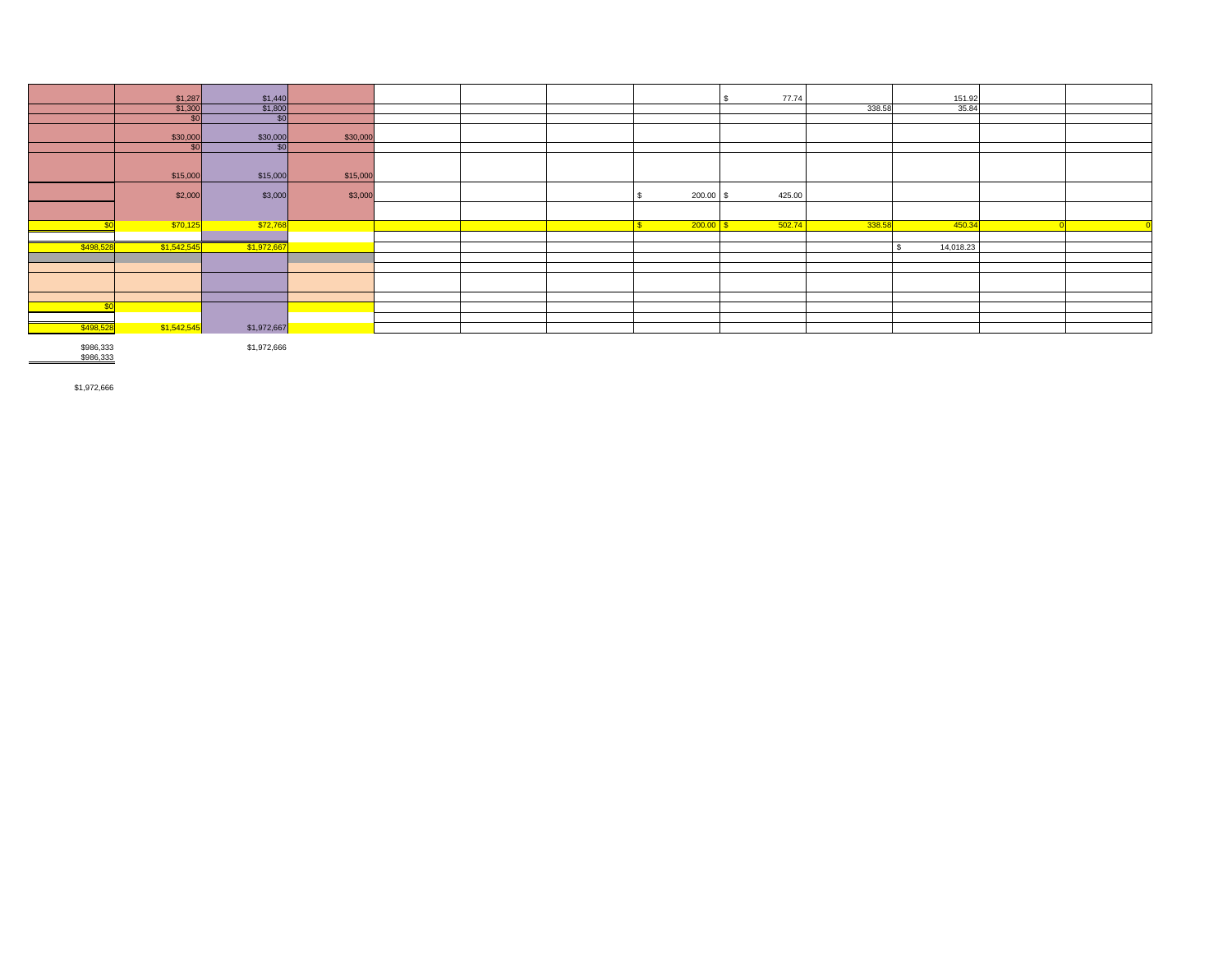| | | | | | | | | | | | | |
|---|---|---|---|---|---|---|---|---|---|---|---|---|
| | $1,287 | $1,440 | | | | | | $ 77.74 | | 151.92 | | |
| | $1,300 | $1,800 | | | | | | | 338.58 | 35.84 | | |
| | $0 | $0 | | | | | | | | | | |
| | $30,000 | $30,000 | $30,000 | | | | | | | | | |
| | $0 | $0 | | | | | | | | | | |
| | $15,000 | $15,000 | $15,000 | | | | | | | | | |
| | $2,000 | $3,000 | $3,000 | | | | $ 200.00 | $ 425.00 | | | | |
| | | | | | | | | | | | | |
| $0 | $70,125 | $72,768 | | | | | $ 200.00 | $ 502.74 | 338.58 | 450.34 | 0 | 0 |
| | | | | | | | | | | | | |
| $498,528 | $1,542,545 | $1,972,667 | | | | | | | | $ 14,018.23 | | |
| | | | | | | | | | | | | |
| | | | | | | | | | | | | |
| | | | | | | | | | | | | |
| | | | | | | | | | | | | |
| $0 | | | | | | | | | | | | |
| | | | | | | | | | | | | |
| $498,528 | $1,542,545 | $1,972,667 | | | | | | | | | | |

$986,333 &nbsp;&nbsp;&nbsp;&nbsp;&nbsp;&nbsp;&nbsp;&nbsp;&nbsp;&nbsp;&nbsp;&nbsp;&nbsp;&nbsp;&nbsp;&nbsp; $1,972,666
$986,333

$1,972,666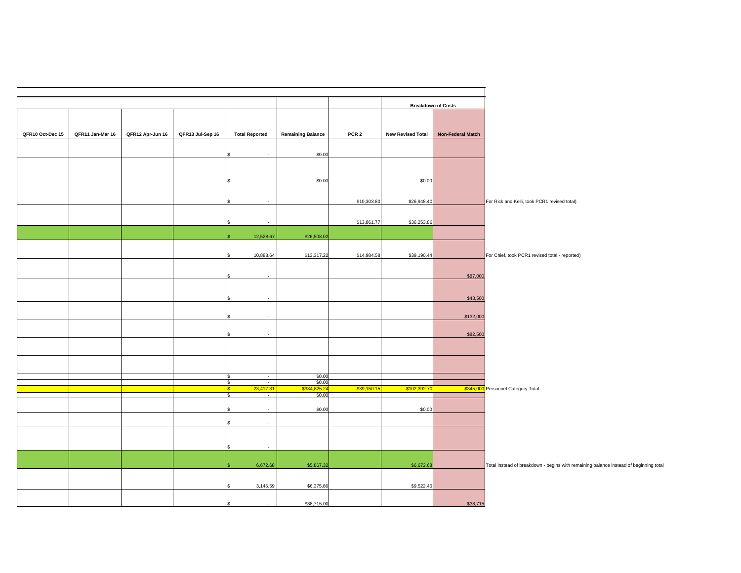|  |  |  |  |  |  |  | Breakdown of Costs |  |  |
|---|---|---|---|---|---|---|---|---|---|
| QFR10 Oct-Dec 15 | QFR11 Jan-Mar 16 | QFR12 Apr-Jun 16 | QFR13 Jul-Sep 16 | Total Reported | Remaining Balance | PCR 2 | New Revised Total | Non-Federal Match |  |
|  |  |  |  | $ - | $0.00 |  |  |  |  |
|  |  |  |  | $ - | $0.00 |  | $0.00 |  |  |
|  |  |  |  | $ - |  | $10,303.80 | $26,948.40 |  | For Rick and Kelli, took PCR1 revised total) |
|  |  |  |  | $ - |  | $13,861.77 | $36,253.86 |  |  |
|  |  |  |  | $ 12,528.67 | $26,508.02 |  |  |  |  |
|  |  |  |  | $ 10,888.64 | $13,317.22 | $14,984.58 | $39,190.44 |  | For Chief, took PCR1 revised total - reported) |
|  |  |  |  | $ - |  |  |  | $87,000 |  |
|  |  |  |  | $ - |  |  |  | $43,500 |  |
|  |  |  |  | $ - |  |  |  | $132,000 |  |
|  |  |  |  | $ - |  |  |  | $82,500 |  |
|  |  |  |  |  |  |  |  |  |  |
|  |  |  |  |  |  |  |  |  |  |
|  |  |  |  | $ - | $0.00 |  |  |  |  |
|  |  |  |  | $ - | $0.00 |  |  |  |  |
|  |  |  |  | $ 23,417.31 | $384,825.24 | $39,150.15 | $102,392.70 | $345,000 | Personnel Category Total |
|  |  |  |  | $ - | $0.00 |  |  |  |  |
|  |  |  |  | $ - | $0.00 |  | $0.00 |  |  |
|  |  |  |  | $ - |  |  |  |  |  |
|  |  |  |  | $ - |  |  |  |  |  |
|  |  |  |  | $ 6,672.68 | $5,867.32 |  | $6,672.68 |  | Total instead of breakdown - begins with remaining balance instead of beginning total |
|  |  |  |  | $ 3,146.59 | $6,375.86 |  | $9,522.45 |  |  |
|  |  |  |  | $ - | $38,715.00 |  |  | $38,715 |  |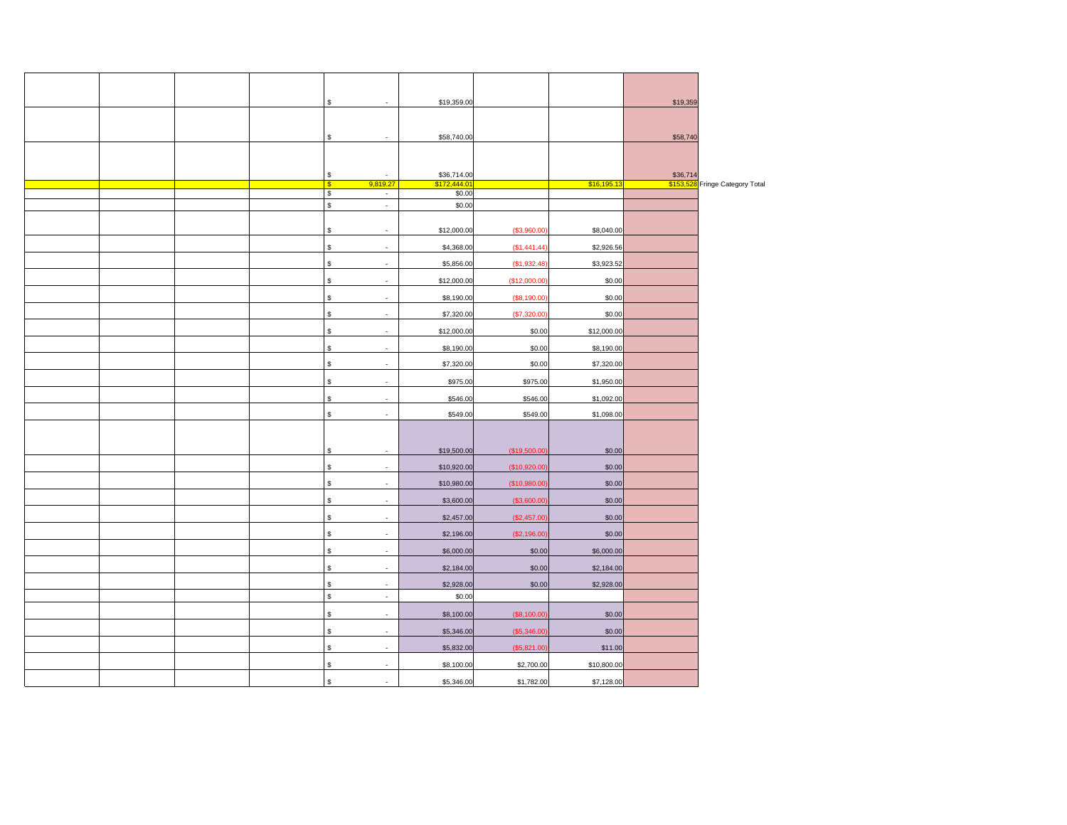| | | | | | | | | | |
|---|---|---|---|---|---|---|---|---|---|
| | | | | $ - | $19,359.00 | | | $19,359 | |
| | | | | $ - | $58,740.00 | | | $58,740 | |
| | | | | $ - | $36,714.00 | | | $36,714 | |
| | | | | $ 9,819.27 | $172,444.01 | | $16,195.13 | $153,528 | Fringe Category Total |
| | | | | $ - | $0.00 | | | | |
| | | | | $ - | $0.00 | | | | |
| | | | | $ - | $12,000.00 | ($3,960.00) | $8,040.00 | | |
| | | | | $ - | $4,368.00 | ($1,441.44) | $2,926.56 | | |
| | | | | $ - | $5,856.00 | ($1,932.48) | $3,923.52 | | |
| | | | | $ - | $12,000.00 | ($12,000.00) | $0.00 | | |
| | | | | $ - | $8,190.00 | ($8,190.00) | $0.00 | | |
| | | | | $ - | $7,320.00 | ($7,320.00) | $0.00 | | |
| | | | | $ - | $12,000.00 | $0.00 | $12,000.00 | | |
| | | | | $ - | $8,190.00 | $0.00 | $8,190.00 | | |
| | | | | $ - | $7,320.00 | $0.00 | $7,320.00 | | |
| | | | | $ - | $975.00 | $975.00 | $1,950.00 | | |
| | | | | $ - | $546.00 | $546.00 | $1,092.00 | | |
| | | | | $ - | $549.00 | $549.00 | $1,098.00 | | |
| | | | | $ - | $19,500.00 | ($19,500.00) | $0.00 | | |
| | | | | $ - | $10,920.00 | ($10,920.00) | $0.00 | | |
| | | | | $ - | $10,980.00 | ($10,980.00) | $0.00 | | |
| | | | | $ - | $3,600.00 | ($3,600.00) | $0.00 | | |
| | | | | $ - | $2,457.00 | ($2,457.00) | $0.00 | | |
| | | | | $ - | $2,196.00 | ($2,196.00) | $0.00 | | |
| | | | | $ - | $6,000.00 | $0.00 | $6,000.00 | | |
| | | | | $ - | $2,184.00 | $0.00 | $2,184.00 | | |
| | | | | $ - | $2,928.00 | $0.00 | $2,928.00 | | |
| | | | | $ - | $0.00 | | | | |
| | | | | $ - | $8,100.00 | ($8,100.00) | $0.00 | | |
| | | | | $ - | $5,346.00 | ($5,346.00) | $0.00 | | |
| | | | | $ - | $5,832.00 | ($5,821.00) | $11.00 | | |
| | | | | $ - | $8,100.00 | $2,700.00 | $10,800.00 | | |
| | | | | $ - | $5,346.00 | $1,782.00 | $7,128.00 | | |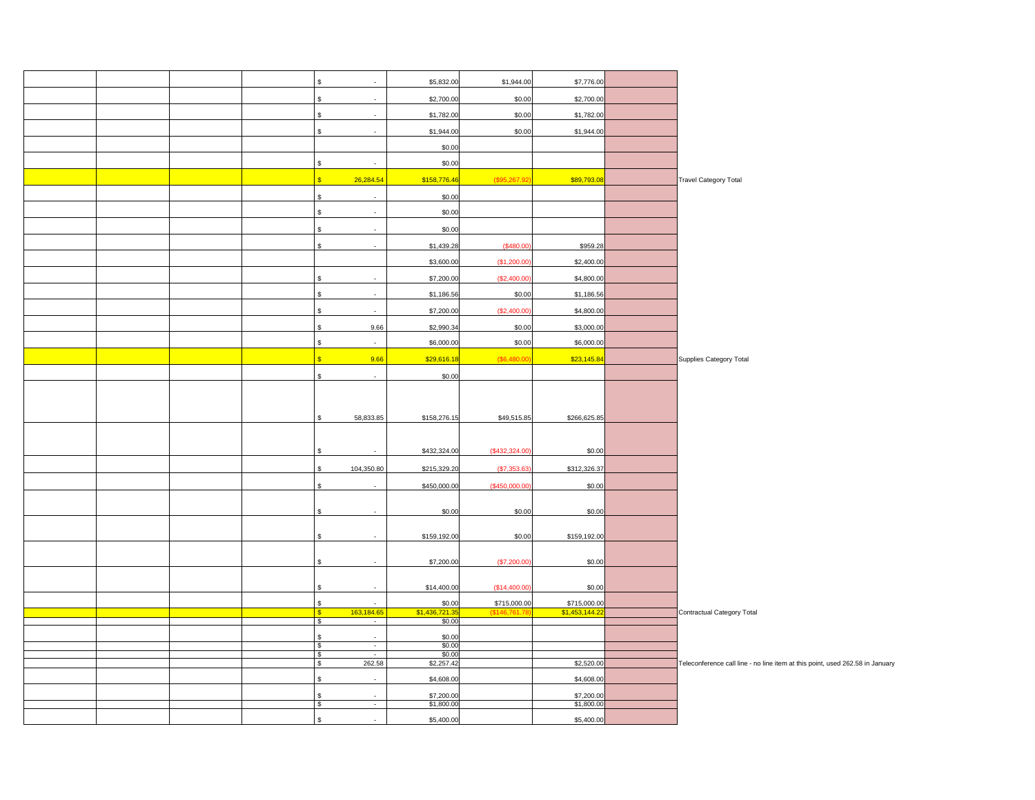| | | | | | | | | | |
|---|---|---|---|---|---|---|---|---|---|
| | | | | $ - | $5,832.00 | $1,944.00 | $7,776.00 | | |
| | | | | $ - | $2,700.00 | $0.00 | $2,700.00 | | |
| | | | | $ - | $1,782.00 | $0.00 | $1,782.00 | | |
| | | | | $ - | $1,944.00 | $0.00 | $1,944.00 | | |
| | | | | | $0.00 | | | | |
| | | | | $ - | $0.00 | | | | |
| | | | | $ 26,284.54 | $158,776.46 | ($95,267.92) | $89,793.08 | | Travel Category Total |
| | | | | $ - | $0.00 | | | | |
| | | | | $ - | $0.00 | | | | |
| | | | | $ - | $0.00 | | | | |
| | | | | $ - | $1,439.28 | ($480.00) | $959.28 | | |
| | | | | | $3,600.00 | ($1,200.00) | $2,400.00 | | |
| | | | | $ - | $7,200.00 | ($2,400.00) | $4,800.00 | | |
| | | | | $ - | $1,186.56 | $0.00 | $1,186.56 | | |
| | | | | $ - | $7,200.00 | ($2,400.00) | $4,800.00 | | |
| | | | | $ 9.66 | $2,990.34 | $0.00 | $3,000.00 | | |
| | | | | $ - | $6,000.00 | $0.00 | $6,000.00 | | |
| | | | | $ 9.66 | $29,616.18 | ($6,480.00) | $23,145.84 | | Supplies Category Total |
| | | | | $ - | $0.00 | | | | |
| | | | | $ 58,833.85 | $158,276.15 | $49,515.85 | $266,625.85 | | |
| | | | | $ - | $432,324.00 | ($432,324.00) | $0.00 | | |
| | | | | $ 104,350.80 | $215,329.20 | ($7,353.63) | $312,326.37 | | |
| | | | | $ - | $450,000.00 | ($450,000.00) | $0.00 | | |
| | | | | $ - | $0.00 | $0.00 | $0.00 | | |
| | | | | $ - | $159,192.00 | $0.00 | $159,192.00 | | |
| | | | | $ - | $7,200.00 | ($7,200.00) | $0.00 | | |
| | | | | $ - | $14,400.00 | ($14,400.00) | $0.00 | | |
| | | | | $ - | $0.00 | $715,000.00 | $715,000.00 | | |
| | | | | $ 163,184.65 | $1,436,721.35 | ($146,761.78) | $1,453,144.22 | | Contractual Category Total |
| | | | | $ - | $0.00 | | | | |
| | | | | $ - | $0.00 | | | | |
| | | | | $ - | $0.00 | | | | |
| | | | | $ - | $0.00 | | | | |
| | | | | $ 262.58 | $2,257.42 | | $2,520.00 | | Teleconference call line - no line item at this point, used 262.58 in January |
| | | | | $ - | $4,608.00 | | $4,608.00 | | |
| | | | | $ - | $7,200.00 | | $7,200.00 | | |
| | | | | $ - | $1,800.00 | | $1,800.00 | | |
| | | | | $ - | $5,400.00 | | $5,400.00 | | |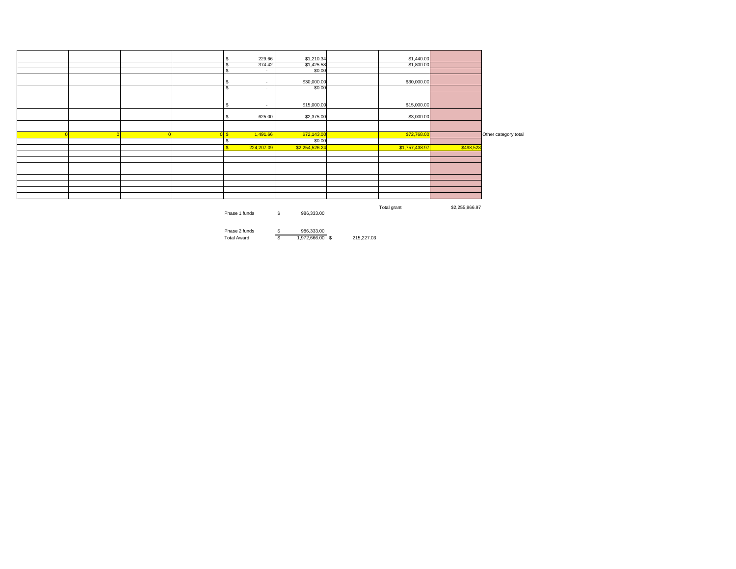| | | | | | | | | | |
|---|---|---|---|---|---|---|---|---|---|
| | | | | $ 229.66 | $1,210.34 | | $1,440.00 | | |
| | | | | $ 374.42 | $1,425.58 | | $1,800.00 | | |
| | | | | $ - | $0.00 | | | | |
| | | | | $ - | $30,000.00 | | $30,000.00 | | |
| | | | | $ - | $0.00 | | | | |
| | | | | $ - | $15,000.00 | | $15,000.00 | | |
| | | | | $ 625.00 | $2,375.00 | | $3,000.00 | | |
| | | | | | | | | | |
| 0 | 0 | 0 | 0 | $ 1,491.66 | $72,143.00 | | $72,768.00 | | Other category total |
| | | | | $ - | $0.00 | | | | |
| | | | | $ 224,207.09 | $2,254,526.24 | | $1,757,438.97 | $498,528 | |
| | | | | | | | | | |
| | | | | | | | | | |
| | | | | | | | | | |
| | | | | | | | | | |
| | | | | | | | | | |
| | | | | | | | | | |
| | | | | | | | | | |

| | | | | |
|---|---|---|---|---|
| | | | Total grant | $2,255,966.97 |
| Phase 1 funds | $ 986,333.00 | | | |
| Phase 2 funds | $ 986,333.00 | | | |
| Total Award | $ 1,972,666.00 | $ 215,227.03 | | |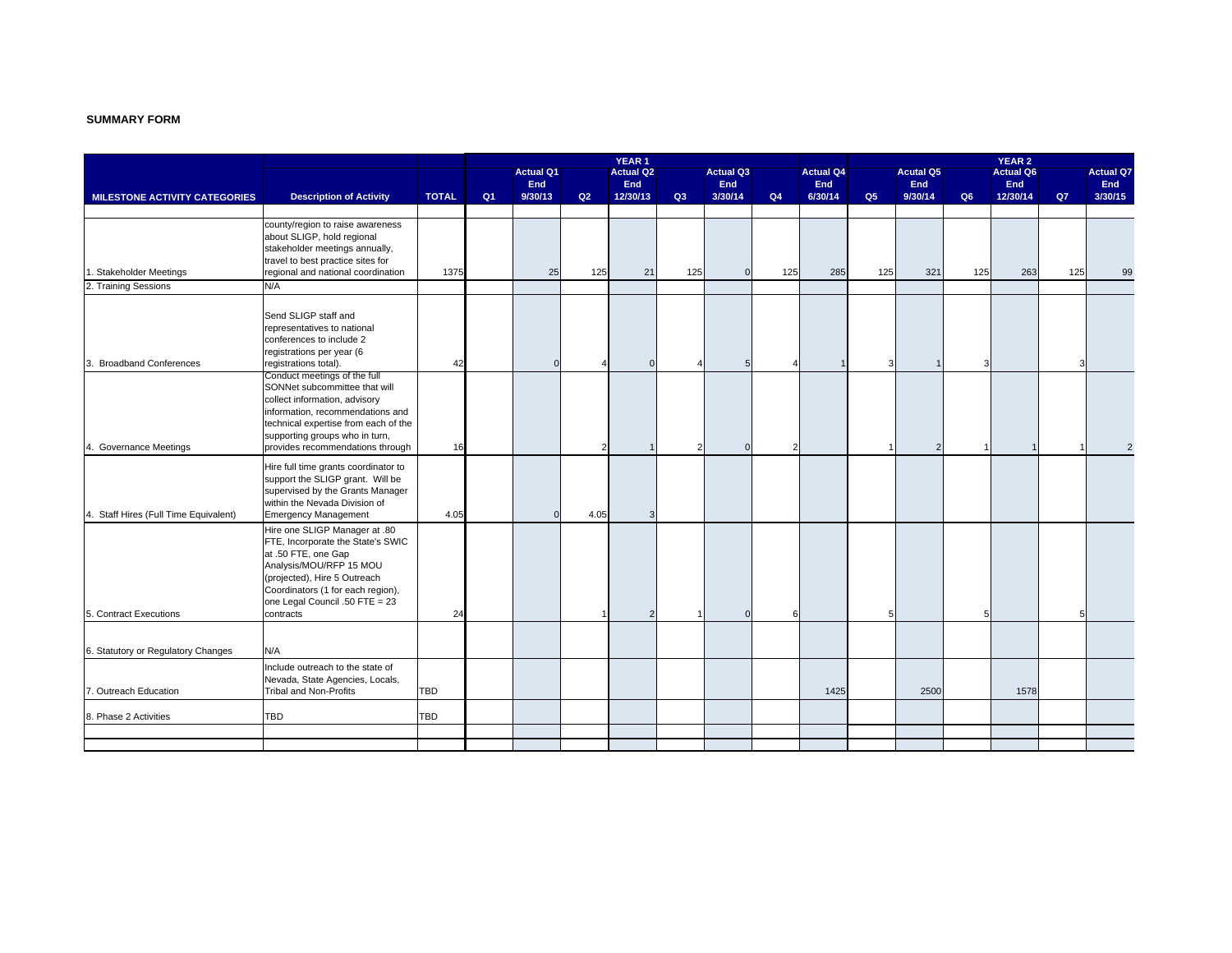**SUMMARY FORM**

| MILESTONE ACTIVITY CATEGORIES | Description of Activity | TOTAL | YEAR 1 | | | | | | | | YEAR 2 | | | | | | |
|---|---|---|---|---|---|---|---|---|---|---|---|---|---|---|---|---|---|
| | | | Q1 | Actual Q1 End 9/30/13 | Q2 | Actual Q2 End 12/30/13 | Q3 | Actual Q3 End 3/30/14 | Q4 | Actual Q4 End 6/30/14 | Q5 | Acutal Q5 End 9/30/14 | Q6 | Actual Q6 End 12/30/14 | Q7 | Actual Q7 End 3/30/15 |
| 1. Stakeholder Meetings | county/region to raise awareness about SLIGP, hold regional stakeholder meetings annually, travel to best practice sites for regional and national coordination | 1375 | | 25 | 125 | 21 | 125 | 0 | 125 | 285 | 125 | 321 | 125 | 263 | 125 | 99 |
| 2. Training Sessions | N/A | | | | | | | | | | | | | | | |
| 3. Broadband Conferences | Send SLIGP staff and representatives to national conferences to include 2 registrations per year (6 registrations total). | 42 | | 0 | 4 | 0 | 4 | 5 | 4 | 1 | 3 | 1 | 3 | | 3 | |
| 4. Governance Meetings | Conduct meetings of the full SONNet subcommittee that will collect information, advisory information, recommendations and technical expertise from each of the supporting groups who in turn, provides recommendations through | 16 | | | 2 | 1 | 2 | 0 | 2 | | 1 | 2 | 1 | 1 | 1 | 2 |
| 4. Staff Hires (Full Time Equivalent) | Hire full time grants coordinator to support the SLIGP grant. Will be supervised by the Grants Manager within the Nevada Division of Emergency Management | 4.05 | | 0 | 4.05 | 3 | | | | | | | | | | |
| 5. Contract Executions | Hire one SLIGP Manager at .80 FTE, Incorporate the State's SWIC at .50 FTE, one Gap Analysis/MOU/RFP 15 MOU (projected), Hire 5 Outreach Coordinators (1 for each region), one Legal Council .50 FTE = 23 contracts | 24 | | | 1 | 2 | 1 | 0 | 6 | | 5 | | 5 | | 5 | |
| 6. Statutory or Regulatory Changes | N/A | | | | | | | | | | | | | | | |
| 7. Outreach Education | Include outreach to the state of Nevada, State Agencies, Locals, Tribal and Non-Profits | TBD | | | | | | | | 1425 | | 2500 | | 1578 | | |
| 8. Phase 2 Activities | TBD | TBD | | | | | | | | | | | | | | |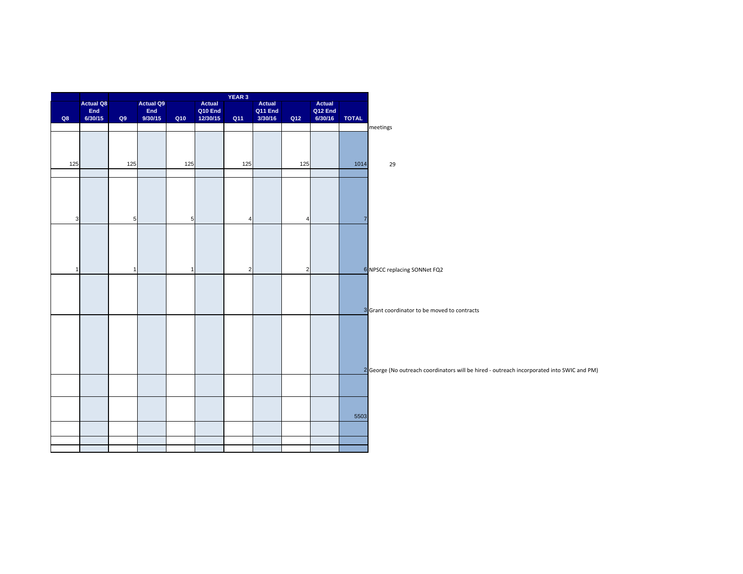| Q8 | Actual Q8 End 6/30/15 | Q9 | Actual Q9 End 9/30/15 | Q10 | Actual Q10 End 12/30/15 | Q11 | Actual Q11 End 3/30/16 | Q12 | Actual Q12 End 6/30/16 | TOTAL | |
|---|---|---|---|---|---|---|---|---|---|---|---|
| | | YEAR 3 | | | | | | | | | |
| | | | | | | | | | | | meetings |
| 125 | | 125 | | 125 | | 125 | | 125 | | 1014 | 29 |
| | | | | | | | | | | | |
| 3 | | 5 | | 5 | | 4 | | 4 | | 7 | |
| 1 | | 1 | | 1 | | 2 | | 2 | | 6 | NPSCC replacing SONNet FQ2 |
| | | | | | | | | | | 3 | Grant coordinator to be moved to contracts |
| | | | | | | | | | | 2 | George (No outreach coordinators will be hired - outreach incorporated into SWIC and PM) |
| | | | | | | | | | | | |
| | | | | | | | | | | 5503 | |
| | | | | | | | | | | | |
| | | | | | | | | | | | |
| | | | | | | | | | | | |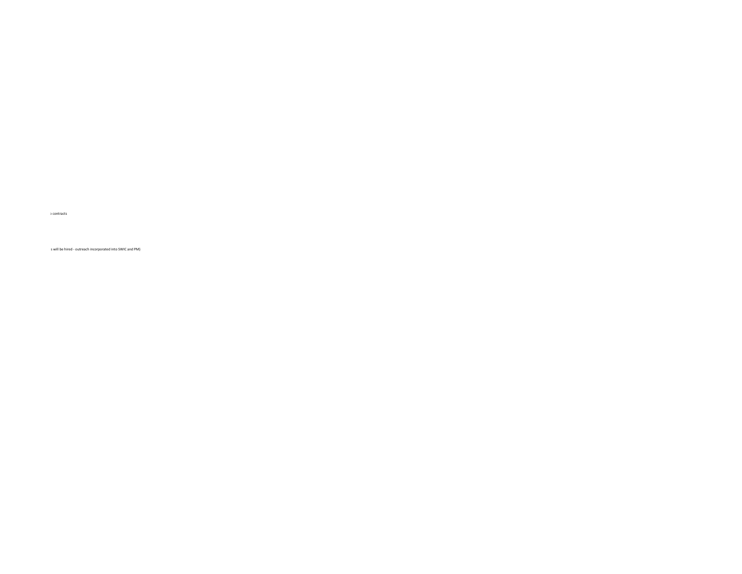› contracts

s will be hired - outreach incorporated into SWIC and PM)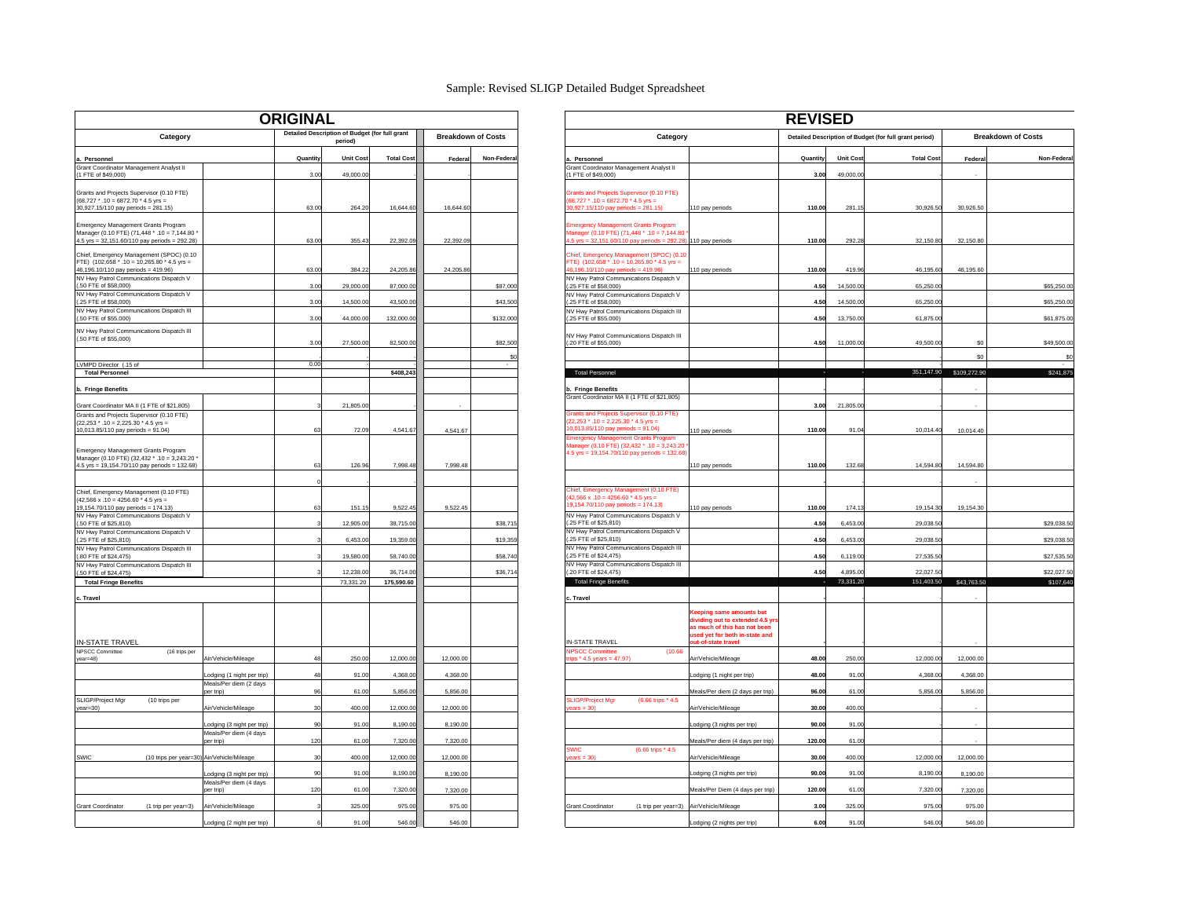Sample: Revised SLIGP Detailed Budget Spreadsheet

## ORIGINAL

| Category | | Quantity | Unit Cost | Total Cost | Federal | Non-Federal |
|---|---|---|---|---|---|---|
| | | Detailed Description of Budget (for full grant period) | | | Breakdown of Costs | |
| **a. Personnel** | | | | | | |
| Grant Coordinator Management Analyst II (1 FTE of $49,000) | | 3.00 | 49,000.00 | - | - | |
| Grants and Projects Supervisor (0.10 FTE) (68,727 * .10 = 6872.70 * 4.5 yrs = 30,927.15/110 pay periods = 281.15) | | 63.00 | 264.20 | 16,644.60 | 16,644.60 | |
| Emergency Management Grants Program Manager (0.10 FTE) (71,448 * .10 = 7,144.80 * 4.5 yrs = 32,151.60/110 pay periods = 292.28) | | 63.00 | 355.43 | 22,392.09 | 22,392.09 | |
| Chief, Emergency Management (SPOC) (0.10 FTE) (102,658 * .10 = 10,265.80 * 4.5 yrs = 46,196.10/110 pay periods = 419.96) | | 63.00 | 384.22 | 24,205.86 | 24,205.86 | |
| NV Hwy Patrol Communications Dispatch V (.50 FTE of $58,000) | | 3.00 | 29,000.00 | 87,000.00 | | $87,000 |
| NV Hwy Patrol Communications Dispatch V (.25 FTE of $58,000) | | 3.00 | 14,500.00 | 43,500.00 | | $43,500 |
| NV Hwy Patrol Communications Dispatch III (.50 FTE of $55,000) | | 3.00 | 44,000.00 | 132,000.00 | | $132,000 |
| NV Hwy Patrol Communications Dispatch III (.50 FTE of $55,000) | | 3.00 | 27,500.00 | 82,500.00 | | $82,500 |
| | | | - | - | | $0 |
| LVMPD Director (.15 of | | 0.00 | - | - | | - |
| **Total Personnel** | | | | **$408,243** | | |
| **b. Fringe Benefits** | | | | | | |
| Grant Coordinator MA II (1 FTE of $21,805) | | 3 | 21,805.00 | - | - | |
| Grants and Projects Supervisor (0.10 FTE) (22,253 * .10 = 2,225.30 * 4.5 yrs = 10,013.85/110 pay periods = 91.04) | | 63 | 72.09 | 4,541.67 | 4,541.67 | |
| Emergency Management Grants Program Manager (0.10 FTE) (32,432 * .10 = 3,243.20 * 4.5 yrs = 19,154.70/110 pay periods = 132.68) | | 63 | 126.96 | 7,998.48 | 7,998.48 | |
| | | 0 | - | - | | |
| Chief, Emergency Management (0.10 FTE) (42,566 x .10 = 4256.60 * 4.5 yrs = 19,154.70/110 pay periods = 174.13) | | 63 | 151.15 | 9,522.45 | 9,522.45 | |
| NV Hwy Patrol Communications Dispatch V (.50 FTE of $25,810) | | 3 | 12,905.00 | 38,715.00 | | $38,715 |
| NV Hwy Patrol Communications Dispatch V (.25 FTE of $25,810) | | 3 | 6,453.00 | 19,359.00 | | $19,359 |
| NV Hwy Patrol Communications Dispatch III (.80 FTE of $24,475) | | 3 | 19,580.00 | 58,740.00 | | $58,740 |
| NV Hwy Patrol Communications Dispatch III (.50 FTE of $24,475) | | 3 | 12,238.00 | 36,714.00 | | $36,714 |
| **Total Fringe Benefits** | | | 73,331.20 | **175,590.60** | | |
| **c. Travel** | | | | | | |
| IN-STATE TRAVEL | | | | | | |
| NPSCC Committee (16 trips per year=48) | Air/Vehicle/Mileage | 48 | 250.00 | 12,000.00 | 12,000.00 | |
| | Lodging (1 night per trip) | 48 | 91.00 | 4,368.00 | 4,368.00 | |
| | Meals/Per diem (2 days per trip) | 96 | 61.00 | 5,856.00 | 5,856.00 | |
| SLIGP/Project Mgr (10 trips per year=30) | Air/Vehicle/Mileage | 30 | 400.00 | 12,000.00 | 12,000.00 | |
| | Lodging (3 night per trip) | 90 | 91.00 | 8,190.00 | 8,190.00 | |
| | Meals/Per diem (4 days per trip) | 120 | 61.00 | 7,320.00 | 7,320.00 | |
| SWIC (10 trips per year=30) | Air/Vehicle/Mileage | 30 | 400.00 | 12,000.00 | 12,000.00 | |
| | Lodging (3 night per trip) | 90 | 91.00 | 8,190.00 | 8,190.00 | |
| | Meals/Per diem (4 days per trip) | 120 | 61.00 | 7,320.00 | 7,320.00 | |
| Grant Coordinator (1 trip per year=3) | Air/Vehicle/Mileage | 3 | 325.00 | 975.00 | 975.00 | |
| | Lodging (2 night per trip) | 6 | 91.00 | 546.00 | 546.00 | |

## REVISED

| Category | | Quantity | Unit Cost | Total Cost | Federal | Non-Federal |
|---|---|---|---|---|---|---|
| | | Detailed Description of Budget (for full grant period) | | | Breakdown of Costs | |
| **a. Personnel** | | | | | | |
| Grant Coordinator Management Analyst II (1 FTE of $49,000) | | 3.00 | 49,000.00 | | - | |
| Grants and Projects Supervisor (0.10 FTE) (68,727 * .10 = 6872.70 * 4.5 yrs = 30,927.15/110 pay periods = 281.15) | 110 pay periods | 110.00 | 281.15 | 30,926.50 | 30,926.50 | |
| Emergency Management Grants Program Manager (0.10 FTE) (71,448 * .10 = 7,144.80 * 4.5 yrs = 32,151.60/110 pay periods = 292.28) | 110 pay periods | 110.00 | 292.28 | 32,150.80 | 32,150.80 | |
| Chief, Emergency Management (SPOC) (0.10 FTE) (102,658 * .10 = 10,265.80 * 4.5 yrs = 46,196.10/110 pay periods = 419.96) | 110 pay periods | 110.00 | 419.96 | 46,195.60 | 46,195.60 | |
| NV Hwy Patrol Communications Dispatch V (.25 FTE of $58,000) | | 4.50 | 14,500.00 | 65,250.00 | | $65,250.00 |
| NV Hwy Patrol Communications Dispatch V (.25 FTE of $58,000) | | 4.50 | 14,500.00 | 65,250.00 | | $65,250.00 |
| NV Hwy Patrol Communications Dispatch III (.25 FTE of $55,000) | | 4.50 | 13,750.00 | 61,875.00 | | $61,875.00 |
| NV Hwy Patrol Communications Dispatch III (.20 FTE of $55,000) | | 4.50 | 11,000.00 | 49,500.00 | $0 | $49,500.00 |
| | | | | | $0 | $0 |
| Total Personnel | | - | - | 351,147.90 | $109,272.90 | $241,875 |
| **b. Fringe Benefits** | | - | - | | - | |
| Grant Coordinator MA II (1 FTE of $21,805) | | 3.00 | 21,805.00 | | - | |
| Grants and Projects Supervisor (0.10 FTE) (22,253 * .10 = 2,225.30 * 4.5 yrs = 10,013.85/110 pay periods = 91.04) | 110 pay periods | 110.00 | 91.04 | 10,014.40 | 10,014.40 | |
| Emergency Management Grants Program Manager (0.10 FTE) (32,432 * .10 = 3,243.20 * 4.5 yrs = 19,154.70/110 pay periods = 132.68) | 110 pay periods | 110.00 | 132.68 | 14,594.80 | 14,594.80 | |
| | | - | - | | - | |
| Chief, Emergency Management (0.10 FTE) (42,566 x .10 = 4256.60 * 4.5 yrs = 19,154.70/110 pay periods = 174.13) | 110 pay periods | 110.00 | 174.13 | 19,154.30 | 19,154.30 | |
| NV Hwy Patrol Communications Dispatch V (.25 FTE of $25,810) | | 4.50 | 6,453.00 | 29,038.50 | | $29,038.50 |
| NV Hwy Patrol Communications Dispatch V (.25 FTE of $25,810) | | 4.50 | 6,453.00 | 29,038.50 | | $29,038.50 |
| NV Hwy Patrol Communications Dispatch III (.25 FTE of $24,475) | | 4.50 | 6,119.00 | 27,535.50 | | $27,535.50 |
| NV Hwy Patrol Communications Dispatch III (.20 FTE of $24,475) | | 4.50 | 4,895.00 | 22,027.50 | | $22,027.50 |
| Total Fringe Benefits | | - | 73,331.20 | 151,403.50 | $43,763.50 | $107,640 |
| **c. Travel** | | - | - | | - | |
| IN-STATE TRAVEL | **Keeping same amounts but dividing out to extended 4.5 yrs as much of this has not been used yet for both in-state and out-of-state travel** | - | - | | - | |
| NPSCC Committee (10.66 trips * 4.5 years = 47.97) | Air/Vehicle/Mileage | 48.00 | 250.00 | 12,000.00 | 12,000.00 | |
| | Lodging (1 night per trip) | 48.00 | 91.00 | 4,368.00 | 4,368.00 | |
| | Meals/Per diem (2 days per trip) | 96.00 | 61.00 | 5,856.00 | 5,856.00 | |
| SLIGP/Project Mgr (6.66 trips * 4.5 years = 30) | Air/Vehicle/Mileage | 30.00 | 400.00 | - | - | |
| | Lodging (3 nights per trip) | 90.00 | 91.00 | - | - | |
| | Meals/Per diem (4 days per trip) | 120.00 | 61.00 | - | - | |
| SWIC (6.66 trips * 4.5 years = 30) | Air/Vehicle/Mileage | 30.00 | 400.00 | 12,000.00 | 12,000.00 | |
| | Lodging (3 nights per trip) | 90.00 | 91.00 | 8,190.00 | 8,190.00 | |
| | Meals/Per Diem (4 days per trip) | 120.00 | 61.00 | 7,320.00 | 7,320.00 | |
| Grant Coordinator (1 trip per year=3) | Air/Vehicle/Mileage | 3.00 | 325.00 | 975.00 | 975.00 | |
| | Lodging (2 nights per trip) | 6.00 | 91.00 | 546.00 | 546.00 | |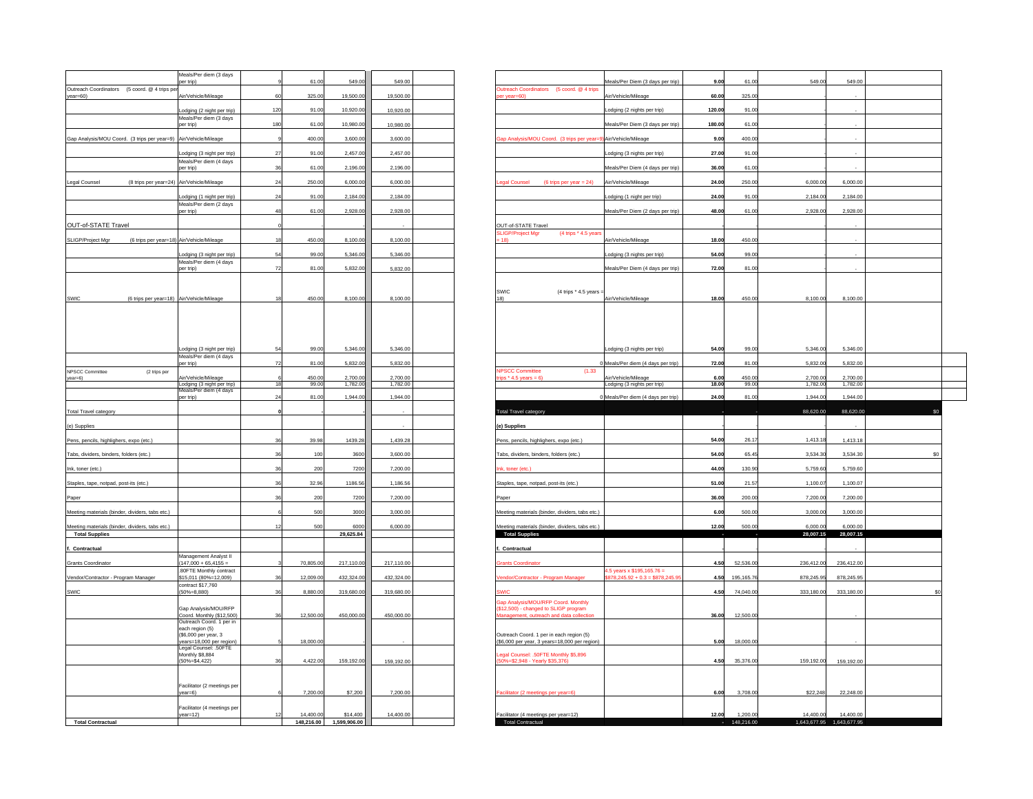| | | | | | | |
|---|---|---|---|---|---|---|
| | Meals/Per diem (3 days per trip) | 9 | 61.00 | 549.00 | 549.00 | |
| Outreach Coordinators (5 coord. @ 4 trips per year=60) | Air/Vehicle/Mileage | 60 | 325.00 | 19,500.00 | 19,500.00 | |
| | Lodging (2 night per trip) | 120 | 91.00 | 10,920.00 | 10,920.00 | |
| | Meals/Per diem (3 days per trip) | 180 | 61.00 | 10,980.00 | 10,980.00 | |
| Gap Analysis/MOU Coord. (3 trips per year=9) | Air/Vehicle/Mileage | 9 | 400.00 | 3,600.00 | 3,600.00 | |
| | Lodging (3 night per trip) | 27 | 91.00 | 2,457.00 | 2,457.00 | |
| | Meals/Per diem (4 days per trip) | 36 | 61.00 | 2,196.00 | 2,196.00 | |
| Legal Counsel (8 trips per year=24) | Air/Vehicle/Mileage | 24 | 250.00 | 6,000.00 | 6,000.00 | |
| | Lodging (1 night per trip) | 24 | 91.00 | 2,184.00 | 2,184.00 | |
| | Meals/Per diem (2 days per trip) | 48 | 61.00 | 2,928.00 | 2,928.00 | |
| OUT-of-STATE Travel | | 0 | - | | - | |
| SLIGP/Project Mgr (6 trips per year=18) | Air/Vehicle/Mileage | 18 | 450.00 | 8,100.00 | 8,100.00 | |
| | Lodging (3 night per trip) | 54 | 99.00 | 5,346.00 | 5,346.00 | |
| | Meals/Per diem (4 days per trip) | 72 | 81.00 | 5,832.00 | 5,832.00 | |
| SWIC (6 trips per year=18) | Air/Vehicle/Mileage | 18 | 450.00 | 8,100.00 | 8,100.00 | |
| | Lodging (3 night per trip) | 54 | 99.00 | 5,346.00 | 5,346.00 | |
| | Meals/Per diem (4 days per trip) | 72 | 81.00 | 5,832.00 | 5,832.00 | |
| NPSCC Committee (2 trips per year=6) | Air/Vehicle/Mileage | 6 | 450.00 | 2,700.00 | 2,700.00 | |
| | Lodging (3 night per trip) | 18 | 99.00 | 1,782.00 | 1,782.00 | |
| | Meals/Per diem (4 days per trip) | 24 | 81.00 | 1,944.00 | 1,944.00 | |
| Total Travel category | | 0 | - | - | - | |
| (e) Supplies | | | | | - | |
| Pens, pencils, highlighers, expo (etc.) | | 36 | 39.98 | 1439.28 | 1,439.28 | |
| Tabs, dividers, binders, folders (etc.) | | 36 | 100 | 3600 | 3,600.00 | |
| Ink, toner (etc.) | | 36 | 200 | 7200 | 7,200.00 | |
| Staples, tape, notpad, post-its (etc.) | | 36 | 32.96 | 1186.56 | 1,186.56 | |
| Paper | | 36 | 200 | 7200 | 7,200.00 | |
| Meeting materials (binder, dividers, tabs etc.) | | 6 | 500 | 3000 | 3,000.00 | |
| Meeting materials (binder, dividers, tabs etc.) | | 12 | 500 | 6000 | 6,000.00 | |
| **Total Supplies** | | | | **29,625.84** | | |
| **f. Contractual** | | | | | | |
| Grants Coordinator | Management Analyst II (147,000 + 65,4155 = | 3 | 70,805.00 | 217,110.00 | 217,110.00 | |
| Vendor/Contractor - Program Manager | .80FTE Monthly contract $15,011 (80%=12,009) | 36 | 12,009.00 | 432,324.00 | 432,324.00 | |
| SWIC | contract $17,760 (50%=8,880) | 36 | 8,880.00 | 319,680.00 | 319,680.00 | |
| | Gap Analysis/MOU/RFP Coord. Monthly ($12,500) | 36 | 12,500.00 | 450,000.00 | 450,000.00 | |
| | Outreach Coord. 1 per in each region (5) ($6,000 per year, 3 years=18,000 per region) | 5 | 18,000.00 | | - | |
| | Legal Counsel: .50FTE Monthly $8,884 (50%=$4,422) | 36 | 4,422.00 | 159,192.00 | 159,192.00 | |
| | Facilitator (2 meetings per year=6) | 6 | 7,200.00 | $7,200 | 7,200.00 | |
| | Facilitator (4 meetings per year=12) | 12 | 14,400.00 | $14,400 | 14,400.00 | |
| **Total Contractual** | | | **148,216.00** | **1,599,906.00** | | |

| | | | | | | |
|---|---|---|---|---|---|---|
| | Meals/Per diem (3 days per trip) | 9.00 | 61.00 | 549.00 | 549.00 | |
| Outreach Coordinators (5 coord. @ 4 trips per year=60) | Air/Vehicle/Mileage | 60.00 | 325.00 | - | - | |
| | Lodging (2 nights per trip) | 120.00 | 91.00 | - | - | |
| | Meals/Per diem (3 days per trip) | 180.00 | 61.00 | - | - | |
| Gap Analysis/MOU Coord. (3 trips per year=9) | Air/Vehicle/Mileage | 9.00 | 400.00 | - | - | |
| | Lodging (3 nights per trip) | 27.00 | 91.00 | - | - | |
| | Meals/Per diem (4 days per trip) | 36.00 | 61.00 | - | - | |
| Legal Counsel (6 trips per year = 24) | Air/Vehicle/Mileage | 24.00 | 250.00 | 6,000.00 | 6,000.00 | |
| | Lodging (1 night per trip) | 24.00 | 91.00 | 2,184.00 | 2,184.00 | |
| | Meals/Per Diem (2 days per trip) | 48.00 | 61.00 | 2,928.00 | 2,928.00 | |
| OUT-of-STATE Travel | | - | - | - | - | |
| SLIGP/Project Mgr (4 trips * 4.5 years = 18) | Air/Vehicle/Mileage | 18.00 | 450.00 | - | - | |
| | Lodging (3 nights per trip) | 54.00 | 99.00 | - | - | |
| | Meals/Per Diem (4 days per trip) | 72.00 | 81.00 | - | - | |
| SWIC (4 trips * 4.5 years = 18) | Air/Vehicle/Mileage | 18.00 | 450.00 | 8,100.00 | 8,100.00 | |
| | Lodging (3 nights per trip) | 54.00 | 99.00 | 5,346.00 | 5,346.00 | |
| 0 | Meals/Per diem (4 days per trip) | 72.00 | 81.00 | 5,832.00 | 5,832.00 | |
| NPSCC Committee (1.33 trips * 4.5 years = 6) | Air/Vehicle/Mileage | 6.00 | 450.00 | 2,700.00 | 2,700.00 | |
| | Lodging (3 nights per trip) | 18.00 | 99.00 | 1,782.00 | 1,782.00 | |
| 0 | Meals/Per diem (4 days per trip) | 24.00 | 81.00 | 1,944.00 | 1,944.00 | |
| Total Travel category | | - | - | 88,620.00 | 88,620.00 | $0 |
| **(e) Supplies** | | - | - | | - | |
| Pens, pencils, highlighers, expo (etc.) | | 54.00 | 26.17 | 1,413.18 | 1,413.18 | |
| Tabs, dividers, binders, folders (etc.) | | 54.00 | 65.45 | 3,534.30 | 3,534.30 | $0 |
| Ink, toner (etc.) | | 44.00 | 130.90 | 5,759.60 | 5,759.60 | |
| Staples, tape, notpad, post-its (etc.) | | 51.00 | 21.57 | 1,100.07 | 1,100.07 | |
| Paper | | 36.00 | 200.00 | 7,200.00 | 7,200.00 | |
| Meeting materials (binder, dividers, tabs etc.) | | 6.00 | 500.00 | 3,000.00 | 3,000.00 | |
| Meeting materials (binder, dividers, tabs etc.) | | 12.00 | 500.00 | 6,000.00 | 6,000.00 | |
| **Total Supplies** | | - | - | **28,007.15** | **28,007.15** | |
| **f. Contractual** | | - | | | - | |
| Grants Coordinator | | 4.50 | 52,536.00 | 236,412.00 | 236,412.00 | |
| Vendor/Contractor - Program Manager | 4.5 years x $195,165.76 = $878,245.92 + 0.3 = $878,245.95 | 4.50 | 195,165.76 | 878,245.95 | 878,245.95 | |
| SWIC | | 4.50 | 74,040.00 | 333,180.00 | 333,180.00 | $0 |
| Gap Analysis/MOU/RFP Coord. Monthly ($12,500) - changed to SLIGP program Management, outreach and data collection | | 36.00 | 12,500.00 | | - | |
| Outreach Coord. 1 per in each region (5) ($6,000 per year, 3 years=18,000 per region) | | 5.00 | 18,000.00 | | - | |
| Legal Counsel: .50FTE Monthly $5,896 (50%=$2,948 - Yearly $35,376) | | 4.50 | 35,376.00 | 159,192.00 | 159,192.00 | |
| Facilitator (2 meetings per year=6) | | 6.00 | 3,708.00 | $22,248 | 22,248.00 | |
| Facilitator (4 meetings per year=12) | | 12.00 | 1,200.00 | 14,400.00 | 14,400.00 | |
| Total Contractual | | - | 148,216.00 | 1,643,677.95 | 1,643,677.95 | |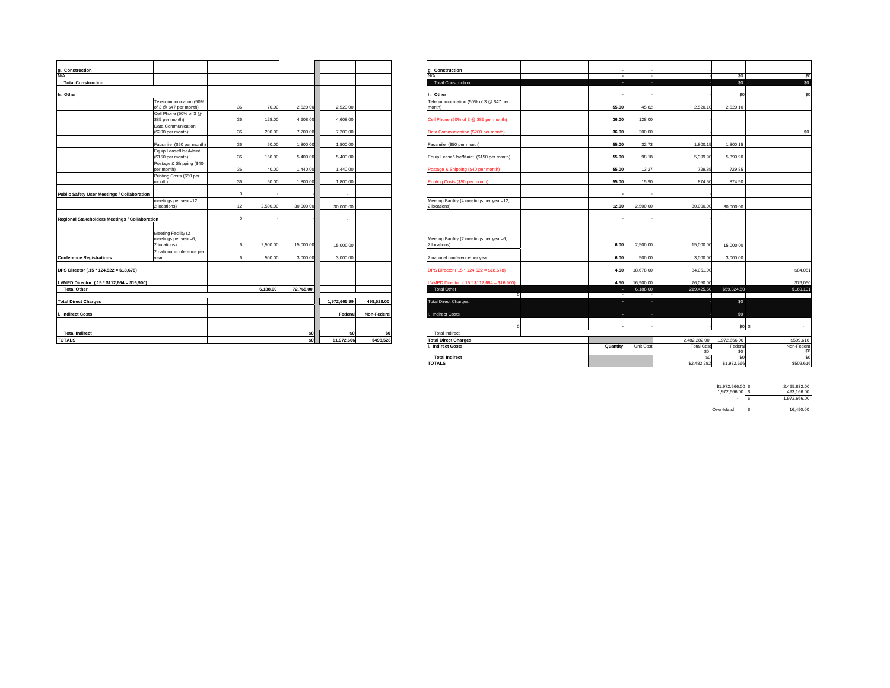| g. Construction | | | | | | |
|---|---|---|---|---|---|---|
| N/A | | | | | | |
| Total Construction | | | | | | |
| h. Other | | | | | | |
| | Telecommunication (50% of 3 @ $47 per month) | 36 | 70.00 | 2,520.00 | 2,520.00 | |
| | Cell Phone (50% of 3 @ $85 per month) | 36 | 128.00 | 4,608.00 | 4,608.00 | |
| | Data Communication ($200 per month) | 36 | 200.00 | 7,200.00 | 7,200.00 | |
| | Facsmile ($50 per month) | 36 | 50.00 | 1,800.00 | 1,800.00 | |
| | Equip Lease/Use/Maint. ($150 per month) | 36 | 150.00 | 5,400.00 | 5,400.00 | |
| | Postage & Shipping ($40 per month) | 36 | 40.00 | 1,440.00 | 1,440.00 | |
| | Printing Costs ($50 per month) | 36 | 50.00 | 1,800.00 | 1,800.00 | |
| Public Safety User Meetings / Collaboration | | 0 | - | - | - | |
| | meetings per year=12, 2 locations) | 12 | 2,500.00 | 30,000.00 | 30,000.00 | |
| Regional Stakeholders Meetings / Collaboration | | 0 | - | - | - | |
| | Meeting Facility (2 meetings per year=6, 2 locations) | 6 | 2,500.00 | 15,000.00 | 15,000.00 | |
| Conference Registrations | 2 national conference per year | 6 | 500.00 | 3,000.00 | 3,000.00 | |
| DPS Director (.15 * 124,522 = $18,678) | | | | | | |
| LVMPD Director (.15 * $112,664 = $16,900) | | | | | | |
| Total Other | | | 6,188.00 | 72,768.00 | | |
| Total Direct Charges | | | | | 1,972,665.99 | 498,528.00 |
| i. Indirect Costs | | | | | Federal | Non-Federal |
| Total Indirect | | | | $0 | $0 | $0 |
| TOTALS | | | | $0 | $1,972,666 | $498,528 |

| g. Construction | | | | | | |
|---|---|---|---|---|---|---|
| N/A | | - | - | - | $0 | $0 |
| Total Construction | | - | - | - | $0 | $0 |
| h. Other | | - | - | - | $0 | $0 |
| Telecommunication (50% of 3 @ $47 per month) | | 55.00 | 45.82 | 2,520.10 | 2,520.10 | |
| Cell Phone (50% of 3 @ $85 per month) | | 36.00 | 128.00 | - | | |
| Data Communication ($200 per month) | | 36.00 | 200.00 | - | | $0 |
| Facsmile ($50 per month) | | 55.00 | 32.73 | 1,800.15 | 1,800.15 | |
| Equip Lease/Use/Maint. ($150 per month) | | 55.00 | 98.18 | 5,399.90 | 5,399.90 | |
| Postage & Shipping ($40 per month) | | 55.00 | 13.27 | 729.85 | 729.85 | |
| Printing Costs ($50 per month) | | 55.00 | 15.90 | 874.50 | 874.50 | |
| | | - | - | - | | |
| Meeting Facility (4 meetings per year=12, 2 locations) | | 12.00 | 2,500.00 | 30,000.00 | 30,000.00 | |
| | | - | - | - | | |
| Meeting Facility (2 meetings per year=6, 2 locations) | | 6.00 | 2,500.00 | 15,000.00 | 15,000.00 | |
| 2 national conference per year | | 6.00 | 500.00 | 3,000.00 | 3,000.00 | |
| DPS Director (.15 * 124,522 = $18,678) | | 4.50 | 18,678.00 | 84,051.00 | | $84,051 |
| LVMPD Director (.15 * $112,664 = $16,900) | | 4.50 | 16,900.00 | 76,050.00 | | $76,050 |
| Total Other | | - | 6,188.00 | 219,425.50 | $59,324.50 | $160,101 |
| 0 | | - | - | | | |
| Total Direct Charges | | - | - | - | $0 | |
| i. Indirect Costs | | - | - | - | $0 | |
| | 0 | - | | | $0 | $ - |
| Total Indirect | | | | | | |
| Total Direct Charges | | | | 2,482,282.00 | 1,972,666.00 | $509,616 |
| i. Indirect Costs | | Quantity | Unit Cost | Total Cost | Federal | Non-Federal |
| | | | | $0 | $0 | $0 |
| Total Indirect | | | | $0 | $0 | $0 |
| TOTALS | | | | $2,482,282 | $1,972,666 | $509,616 |

| | | |
|---|---|---|
| $1,972,666.00 | $ | 2,465,832.00 |
| 1,972,666.00 | $ | 493,166.00 |
| - | $ | 1,972,666.00 |
| Over-Match | $ | 16,450.00 |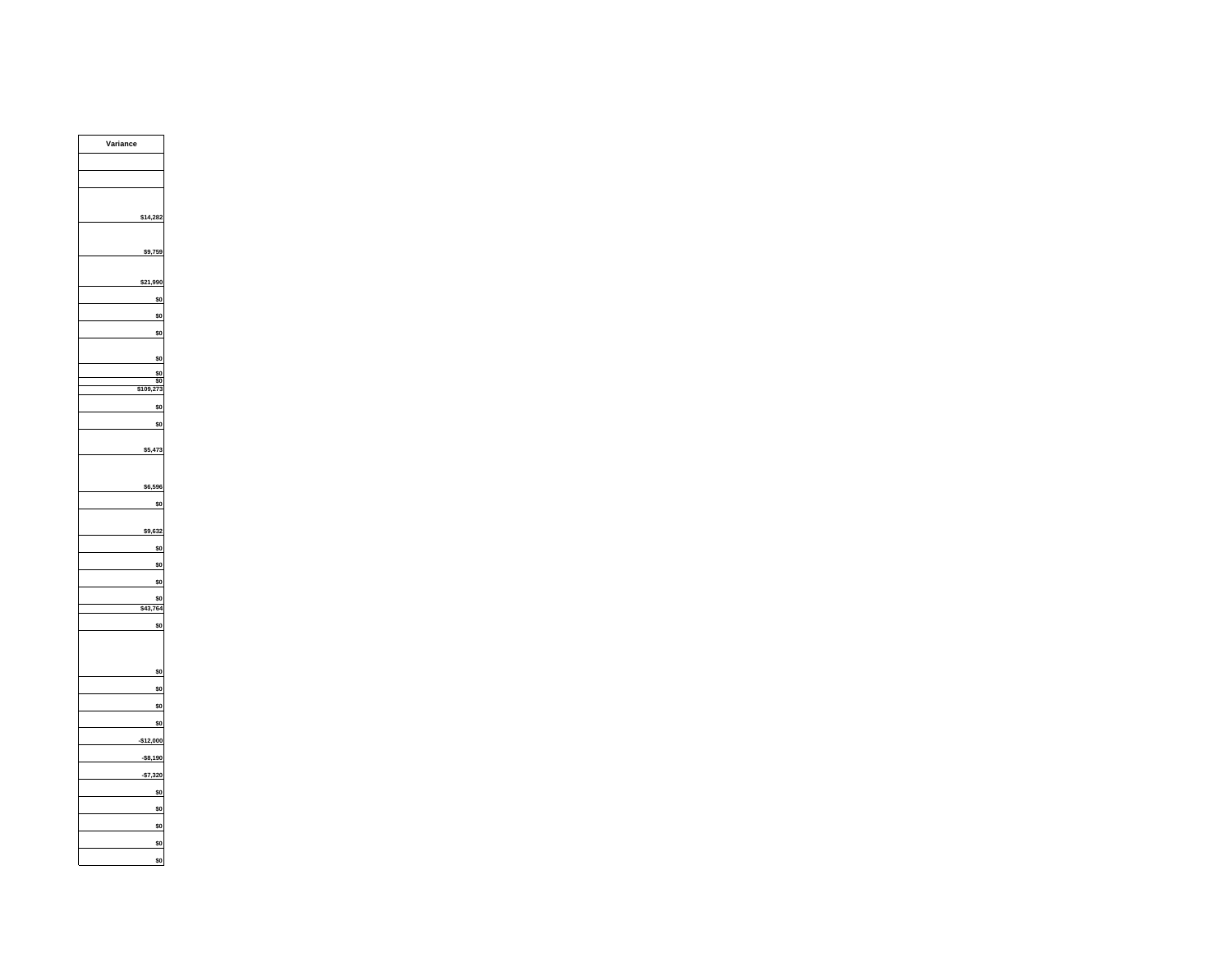| Variance |
|---|
| |
| |
| $14,282 |
| $9,759 |
| $21,990 |
| $0 |
| $0 |
| $0 |
| $0 |
| $0 |
| $0 |
| $109,273 |
| $0 |
| $0 |
| $5,473 |
| $6,596 |
| $0 |
| $9,632 |
| $0 |
| $0 |
| $0 |
| $0 |
| $43,764 |
| $0 |
| $0 |
| $0 |
| $0 |
| $0 |
| -$12,000 |
| -$8,190 |
| -$7,320 |
| $0 |
| $0 |
| $0 |
| $0 |
| $0 |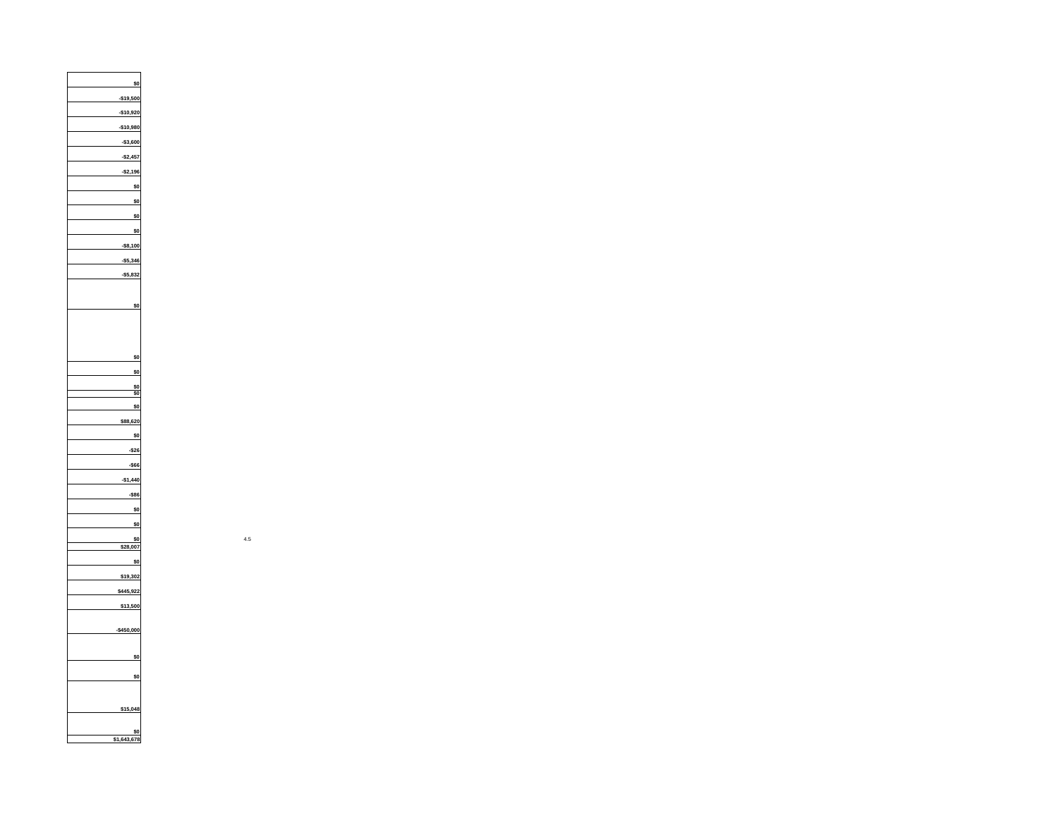| |
|---|
| $0 |
| -$19,500 |
| -$10,920 |
| -$10,980 |
| -$3,600 |
| -$2,457 |
| -$2,196 |
| $0 |
| $0 |
| $0 |
| $0 |
| -$8,100 |
| -$5,346 |
| -$5,832 |
| $0 |
| $0 |
| $0 |
| $0 |
| $0 |
| $0 |
| $88,620 |
| $0 |
| -$26 |
| -$66 |
| -$1,440 |
| -$86 |
| $0 |
| $0 |
| $0 |
| $28,007 |
| $0 |
| $19,302 |
| $445,922 |
| $13,500 |
| -$450,000 |
| $0 |
| $0 |
| $15,048 |
| $0 |
| $1,643,678 |

4.5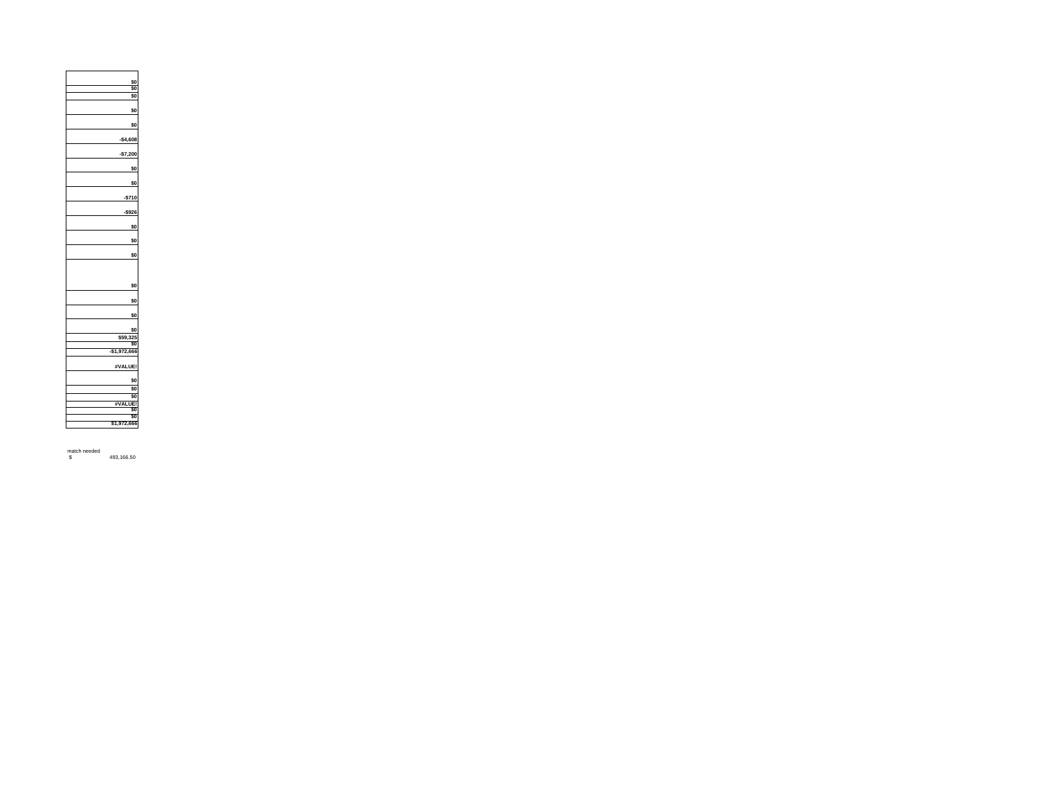| |
|---|
| $0 |
| $0 |
| $0 |
| $0 |
| $0 |
| -$4,608 |
| -$7,200 |
| $0 |
| $0 |
| -$710 |
| -$926 |
| $0 |
| $0 |
| $0 |
| $0 |
| $0 |
| $0 |
| $0 |
| $59,325 |
| $0 |
| -$1,972,666 |
| #VALUE! |
| $0 |
| $0 |
| $0 |
| #VALUE! |
| $0 |
| $0 |
| $1,972,666 |

match needed

$ 493,166.50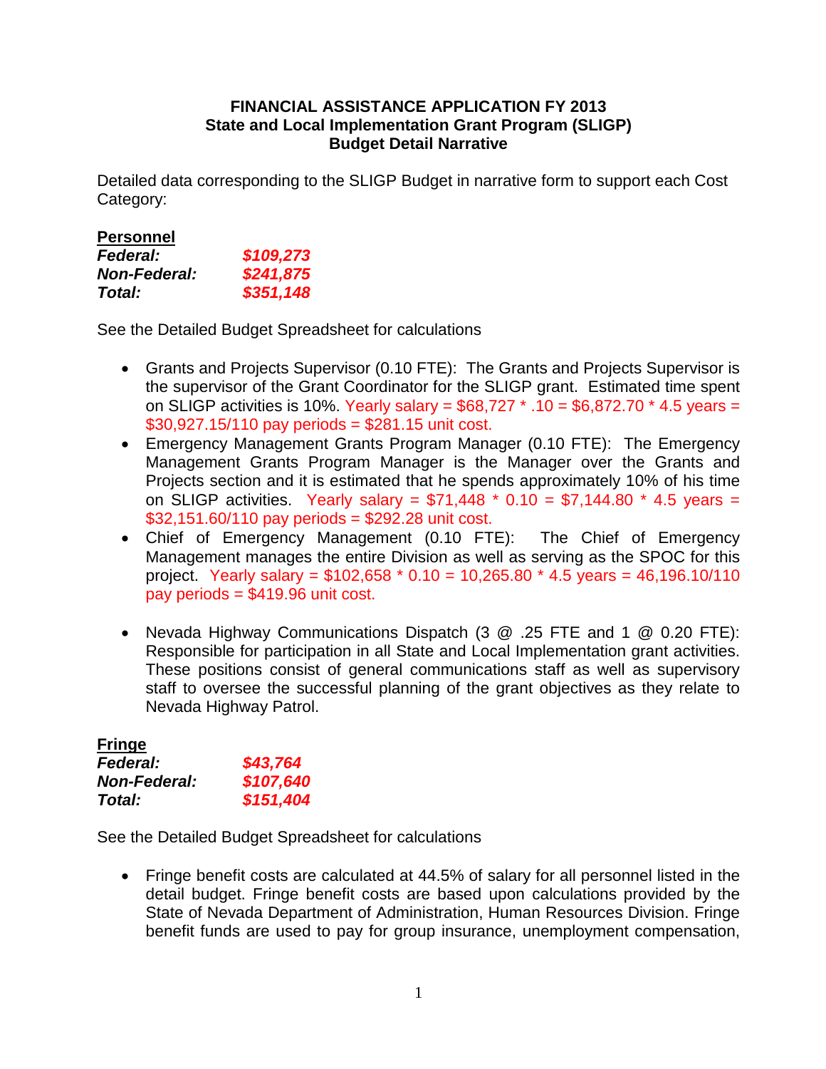**FINANCIAL ASSISTANCE APPLICATION FY 2013**
**State and Local Implementation Grant Program (SLIGP)**
**Budget Detail Narrative**

Detailed data corresponding to the SLIGP Budget in narrative form to support each Cost Category:

**Personnel**

***Federal:*** ***$109,273***
***Non-Federal:*** ***$241,875***
***Total:*** ***$351,148***

See the Detailed Budget Spreadsheet for calculations

- Grants and Projects Supervisor (0.10 FTE): The Grants and Projects Supervisor is the supervisor of the Grant Coordinator for the SLIGP grant. Estimated time spent on SLIGP activities is 10%. Yearly salary = $68,727 * .10 = $6,872.70 * 4.5 years = $30,927.15/110 pay periods = $281.15 unit cost.
- Emergency Management Grants Program Manager (0.10 FTE): The Emergency Management Grants Program Manager is the Manager over the Grants and Projects section and it is estimated that he spends approximately 10% of his time on SLIGP activities. Yearly salary = $71,448 * 0.10 = $7,144.80 * 4.5 years = $32,151.60/110 pay periods = $292.28 unit cost.
- Chief of Emergency Management (0.10 FTE): The Chief of Emergency Management manages the entire Division as well as serving as the SPOC for this project. Yearly salary = $102,658 * 0.10 = 10,265.80 * 4.5 years = 46,196.10/110 pay periods = $419.96 unit cost.

- Nevada Highway Communications Dispatch (3 @ .25 FTE and 1 @ 0.20 FTE): Responsible for participation in all State and Local Implementation grant activities. These positions consist of general communications staff as well as supervisory staff to oversee the successful planning of the grant objectives as they relate to Nevada Highway Patrol.

**Fringe**

***Federal:*** ***$43,764***
***Non-Federal:*** ***$107,640***
***Total:*** ***$151,404***

See the Detailed Budget Spreadsheet for calculations

- Fringe benefit costs are calculated at 44.5% of salary for all personnel listed in the detail budget. Fringe benefit costs are based upon calculations provided by the State of Nevada Department of Administration, Human Resources Division. Fringe benefit funds are used to pay for group insurance, unemployment compensation,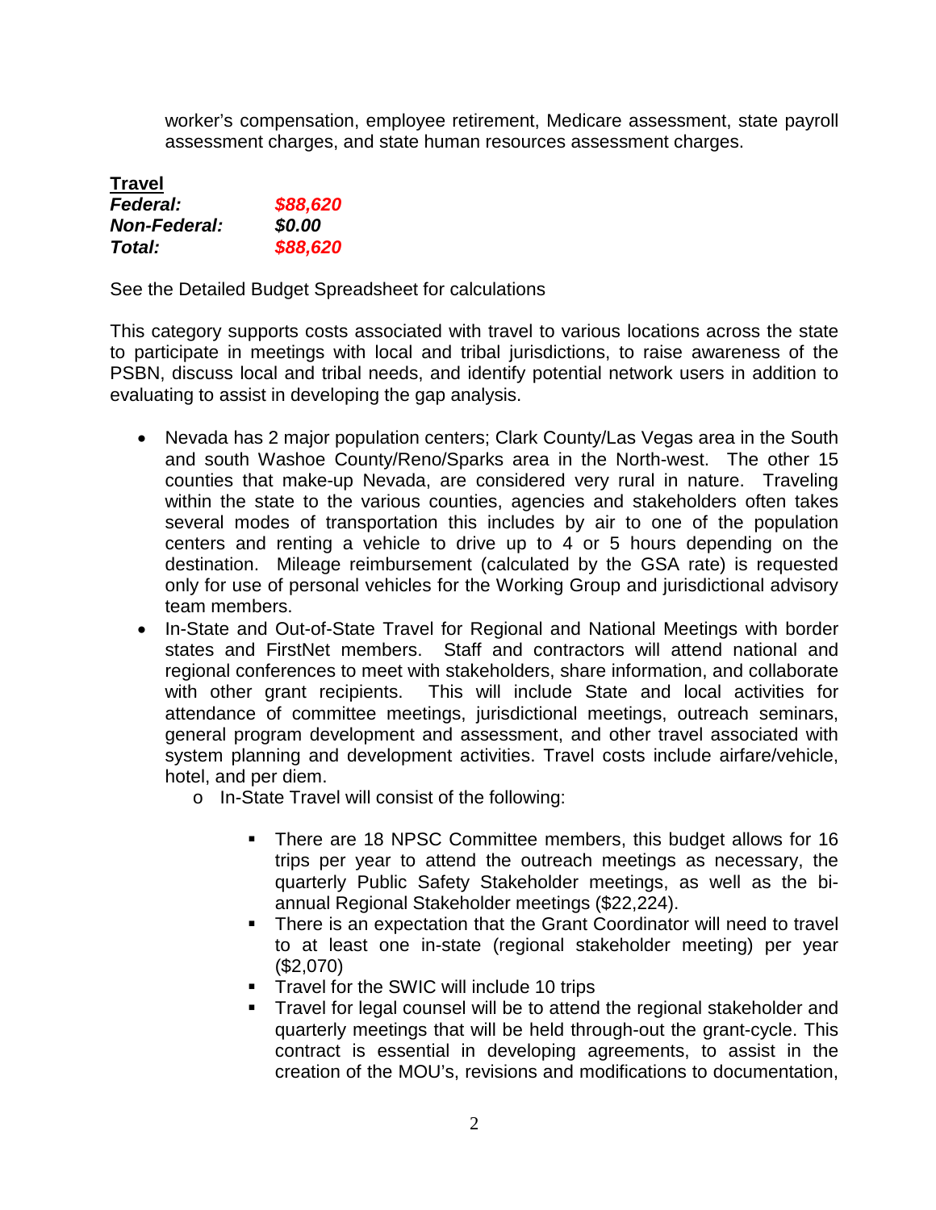worker's compensation, employee retirement, Medicare assessment, state payroll assessment charges, and state human resources assessment charges.

**Travel**

***Federal:*** ***$88,620***
***Non-Federal:*** ***$0.00***
***Total:*** ***$88,620***

See the Detailed Budget Spreadsheet for calculations

This category supports costs associated with travel to various locations across the state to participate in meetings with local and tribal jurisdictions, to raise awareness of the PSBN, discuss local and tribal needs, and identify potential network users in addition to evaluating to assist in developing the gap analysis.

- Nevada has 2 major population centers; Clark County/Las Vegas area in the South and south Washoe County/Reno/Sparks area in the North-west. The other 15 counties that make-up Nevada, are considered very rural in nature. Traveling within the state to the various counties, agencies and stakeholders often takes several modes of transportation this includes by air to one of the population centers and renting a vehicle to drive up to 4 or 5 hours depending on the destination. Mileage reimbursement (calculated by the GSA rate) is requested only for use of personal vehicles for the Working Group and jurisdictional advisory team members.
- In-State and Out-of-State Travel for Regional and National Meetings with border states and FirstNet members. Staff and contractors will attend national and regional conferences to meet with stakeholders, share information, and collaborate with other grant recipients. This will include State and local activities for attendance of committee meetings, jurisdictional meetings, outreach seminars, general program development and assessment, and other travel associated with system planning and development activities. Travel costs include airfare/vehicle, hotel, and per diem.
    - In-State Travel will consist of the following:
        - There are 18 NPSC Committee members, this budget allows for 16 trips per year to attend the outreach meetings as necessary, the quarterly Public Safety Stakeholder meetings, as well as the bi-annual Regional Stakeholder meetings ($22,224).
        - There is an expectation that the Grant Coordinator will need to travel to at least one in-state (regional stakeholder meeting) per year ($2,070)
        - Travel for the SWIC will include 10 trips
        - Travel for legal counsel will be to attend the regional stakeholder and quarterly meetings that will be held through-out the grant-cycle. This contract is essential in developing agreements, to assist in the creation of the MOU's, revisions and modifications to documentation,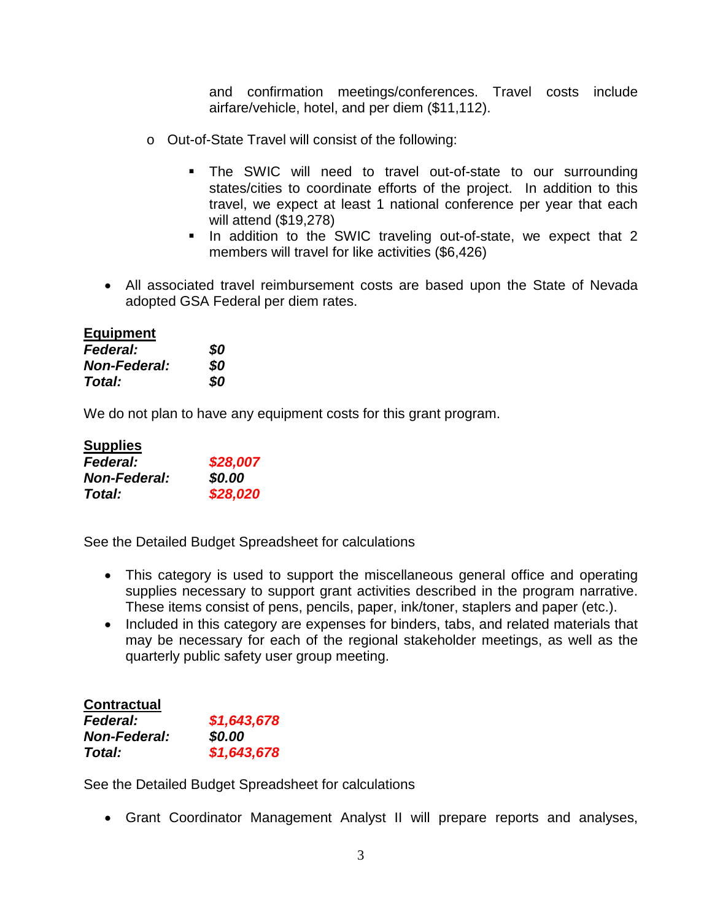and confirmation meetings/conferences. Travel costs include airfare/vehicle, hotel, and per diem ($11,112).

- o Out-of-State Travel will consist of the following:
  - The SWIC will need to travel out-of-state to our surrounding states/cities to coordinate efforts of the project. In addition to this travel, we expect at least 1 national conference per year that each will attend ($19,278)
  - In addition to the SWIC traveling out-of-state, we expect that 2 members will travel for like activities ($6,426)

- All associated travel reimbursement costs are based upon the State of Nevada adopted GSA Federal per diem rates.

**<u>Equipment</u>**
***Federal:*** ***$0***
***Non-Federal:*** ***$0***
***Total:*** ***$0***

We do not plan to have any equipment costs for this grant program.

**<u>Supplies</u>**
***Federal:*** ***$28,007***
***Non-Federal:*** ***$0.00***
***Total:*** ***$28,020***

See the Detailed Budget Spreadsheet for calculations

- This category is used to support the miscellaneous general office and operating supplies necessary to support grant activities described in the program narrative. These items consist of pens, pencils, paper, ink/toner, staplers and paper (etc.).
- Included in this category are expenses for binders, tabs, and related materials that may be necessary for each of the regional stakeholder meetings, as well as the quarterly public safety user group meeting.

**<u>Contractual</u>**
***Federal:*** ***$1,643,678***
***Non-Federal:*** ***$0.00***
***Total:*** ***$1,643,678***

See the Detailed Budget Spreadsheet for calculations

- Grant Coordinator Management Analyst II will prepare reports and analyses,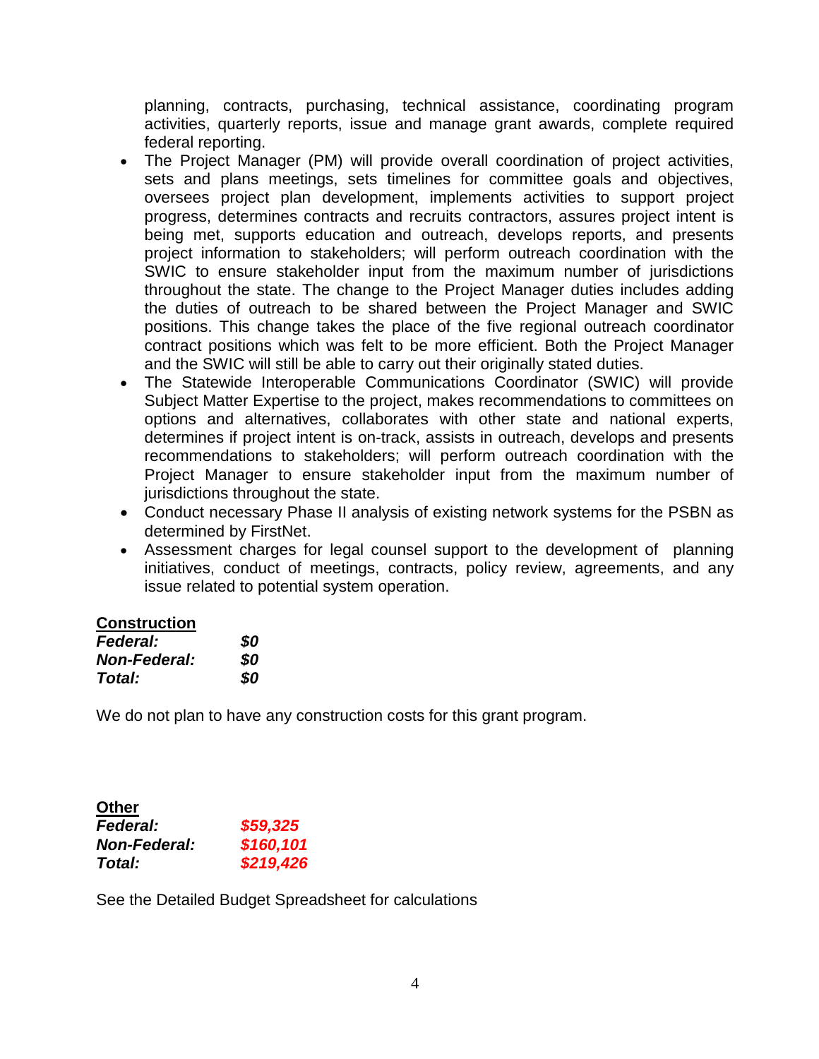planning, contracts, purchasing, technical assistance, coordinating program activities, quarterly reports, issue and manage grant awards, complete required federal reporting.

- The Project Manager (PM) will provide overall coordination of project activities, sets and plans meetings, sets timelines for committee goals and objectives, oversees project plan development, implements activities to support project progress, determines contracts and recruits contractors, assures project intent is being met, supports education and outreach, develops reports, and presents project information to stakeholders; will perform outreach coordination with the SWIC to ensure stakeholder input from the maximum number of jurisdictions throughout the state. The change to the Project Manager duties includes adding the duties of outreach to be shared between the Project Manager and SWIC positions. This change takes the place of the five regional outreach coordinator contract positions which was felt to be more efficient. Both the Project Manager and the SWIC will still be able to carry out their originally stated duties.
- The Statewide Interoperable Communications Coordinator (SWIC) will provide Subject Matter Expertise to the project, makes recommendations to committees on options and alternatives, collaborates with other state and national experts, determines if project intent is on-track, assists in outreach, develops and presents recommendations to stakeholders; will perform outreach coordination with the Project Manager to ensure stakeholder input from the maximum number of jurisdictions throughout the state.
- Conduct necessary Phase II analysis of existing network systems for the PSBN as determined by FirstNet.
- Assessment charges for legal counsel support to the development of planning initiatives, conduct of meetings, contracts, policy review, agreements, and any issue related to potential system operation.

**Construction**

***Federal:*** ***$0***
***Non-Federal:*** ***$0***
***Total:*** ***$0***

We do not plan to have any construction costs for this grant program.

**Other**

***Federal:*** ***$59,325***
***Non-Federal:*** ***$160,101***
***Total:*** ***$219,426***

See the Detailed Budget Spreadsheet for calculations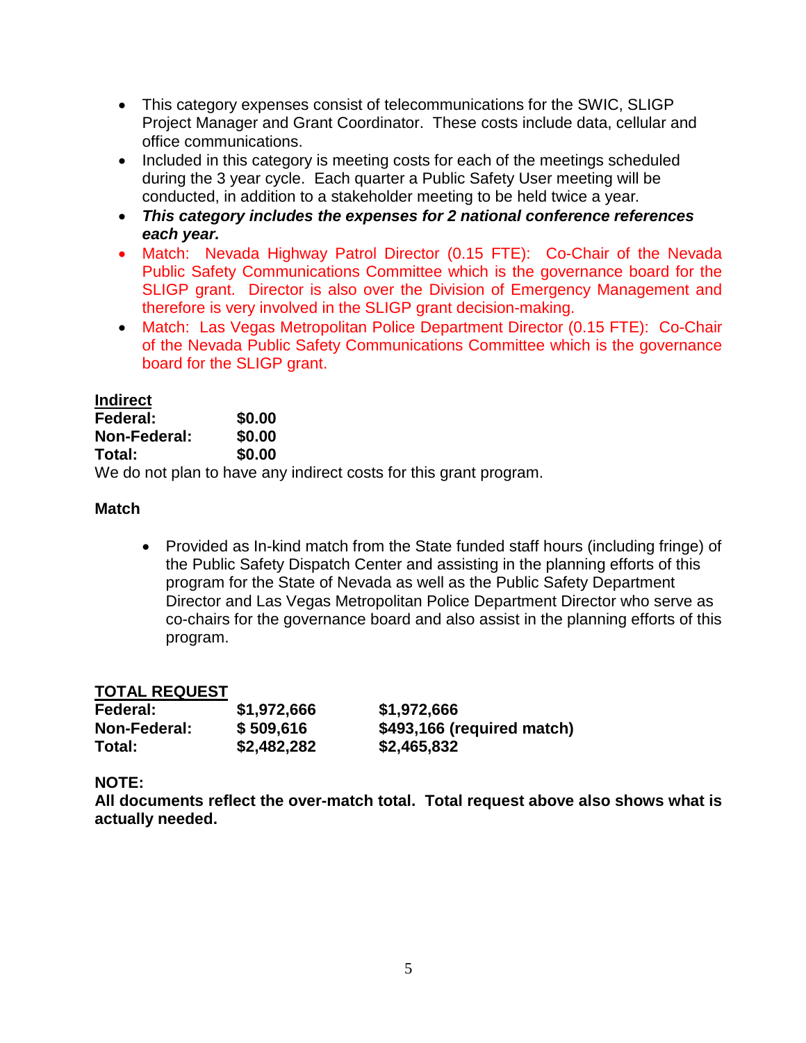- This category expenses consist of telecommunications for the SWIC, SLIGP Project Manager and Grant Coordinator. These costs include data, cellular and office communications.
- Included in this category is meeting costs for each of the meetings scheduled during the 3 year cycle. Each quarter a Public Safety User meeting will be conducted, in addition to a stakeholder meeting to be held twice a year.
- ***This category includes the expenses for 2 national conference references each year.***
- Match: Nevada Highway Patrol Director (0.15 FTE): Co-Chair of the Nevada Public Safety Communications Committee which is the governance board for the SLIGP grant. Director is also over the Division of Emergency Management and therefore is very involved in the SLIGP grant decision-making.
- Match: Las Vegas Metropolitan Police Department Director (0.15 FTE): Co-Chair of the Nevada Public Safety Communications Committee which is the governance board for the SLIGP grant.

**Indirect**

| | |
|---|---|
| **Federal:** | **$0.00** |
| **Non-Federal:** | **$0.00** |
| **Total:** | **$0.00** |

We do not plan to have any indirect costs for this grant program.

**Match**

- Provided as In-kind match from the State funded staff hours (including fringe) of the Public Safety Dispatch Center and assisting in the planning efforts of this program for the State of Nevada as well as the Public Safety Department Director and Las Vegas Metropolitan Police Department Director who serve as co-chairs for the governance board and also assist in the planning efforts of this program.

**TOTAL REQUEST**

| | | |
|---|---|---|
| **Federal:** | **$1,972,666** | **$1,972,666** |
| **Non-Federal:** | **$ 509,616** | **$493,166 (required match)** |
| **Total:** | **$2,482,282** | **$2,465,832** |

**NOTE:**
**All documents reflect the over-match total. Total request above also shows what is actually needed.**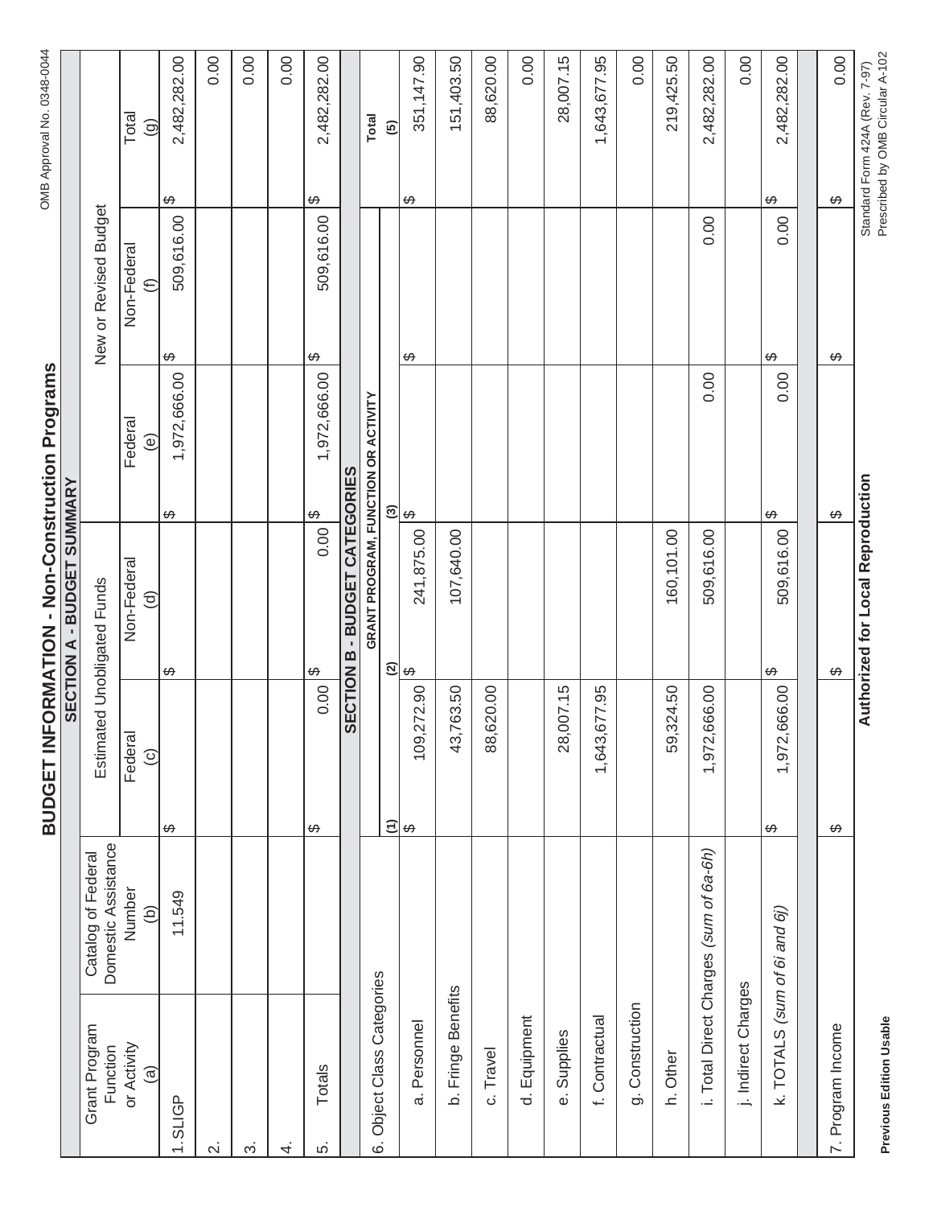OMB Approval No. 0348-0044

# BUDGET INFORMATION - Non-Construction Programs

## SECTION A - BUDGET SUMMARY

| Grant Program Function or Activity (a) | Catalog of Federal Domestic Assistance Number (b) | Estimated Unobligated Funds: Federal (c) | Estimated Unobligated Funds: Non-Federal (d) | New or Revised Budget: Federal (e) | New or Revised Budget: Non-Federal (f) | Total (g) |
|---|---|---|---|---|---|---|
| 1. SLIGP | 11.549 | $ | $ | $ 1,972,666.00 | $ 509,616.00 | $ 2,482,282.00 |
| 2. | | | | | | 0.00 |
| 3. | | | | | | 0.00 |
| 4. | | | | | | 0.00 |
| 5. Totals | | $ 0.00 | $ 0.00 | $ 1,972,666.00 | $ 509,616.00 | $ 2,482,282.00 |

## SECTION B - BUDGET CATEGORIES

| 6. Object Class Categories | GRANT PROGRAM, FUNCTION OR ACTIVITY (1) | (2) | (3) | (4) | Total (5) |
|---|---|---|---|---|---|
| a. Personnel | $ 109,272.90 | $ 241,875.00 | $ | $ | $ 351,147.90 |
| b. Fringe Benefits | 43,763.50 | 107,640.00 | | | 151,403.50 |
| c. Travel | 88,620.00 | | | | 88,620.00 |
| d. Equipment | | | | | 0.00 |
| e. Supplies | 28,007.15 | | | | 28,007.15 |
| f. Contractual | 1,643,677.95 | | | | 1,643,677.95 |
| g. Construction | | | | | 0.00 |
| h. Other | 59,324.50 | 160,101.00 | | | 219,425.50 |
| i. Total Direct Charges (*sum of 6a-6h*) | 1,972,666.00 | 509,616.00 | 0.00 | 0.00 | 2,482,282.00 |
| j. Indirect Charges | | | | | 0.00 |
| k. TOTALS (*sum of 6i and 6j*) | $ 1,972,666.00 | $ 509,616.00 | $ 0.00 | $ 0.00 | $ 2,482,282.00 |
| 7. Program Income | $ | $ | $ | $ | $ 0.00 |

**Authorized for Local Reproduction**

**Previous Edition Usable**

Standard Form 424A (Rev. 7-97)
Prescribed by OMB Circular A-102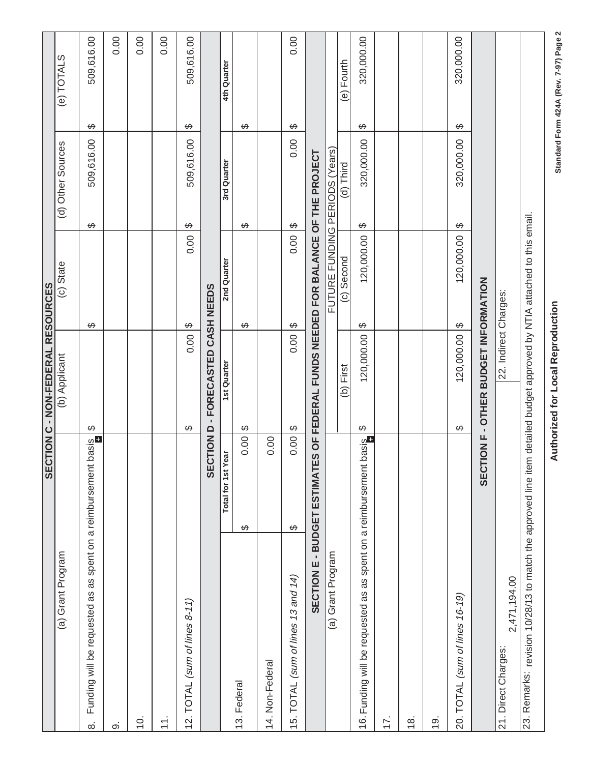## SECTION C - NON-FEDERAL RESOURCES

| (a) Grant Program | (b) Applicant | (c) State | (d) Other Sources | (e) TOTALS |
|---|---|---|---|---|
| 8. Funding will be requested as as spent on a reimbursement basis | $ | $ | $ 509,616.00 | $ 509,616.00 |
| 9. | | | | 0.00 |
| 10. | | | | 0.00 |
| 11. | | | | 0.00 |
| 12. TOTAL *(sum of lines 8-11)* | $ 0.00 | $ 0.00 | $ 509,616.00 | $ 509,616.00 |

## SECTION D - FORECASTED CASH NEEDS

| | Total for 1st Year | 1st Quarter | 2nd Quarter | 3rd Quarter | 4th Quarter |
|---|---|---|---|---|---|
| 13. Federal | $ 0.00 | $ | $ | $ | $ |
| 14. Non-Federal | 0.00 | | | | |
| 15. TOTAL *(sum of lines 13 and 14)* | $ 0.00 | $ 0.00 | $ 0.00 | $ 0.00 | $ 0.00 |

## SECTION E - BUDGET ESTIMATES OF FEDERAL FUNDS NEEDED FOR BALANCE OF THE PROJECT

| (a) Grant Program | FUTURE FUNDING PERIODS (Years) | | | |
|---|---|---|---|---|
| | (b) First | (c) Second | (d) Third | (e) Fourth |
| 16. Funding will be requested as as spent on a reimbursement basis | $ 120,000.00 | $ 120,000.00 | $ 320,000.00 | $ 320,000.00 |
| 17. | | | | |
| 18. | | | | |
| 19. | | | | |
| 20. TOTAL *(sum of lines 16-19)* | $ 120,000.00 | $ 120,000.00 | $ 320,000.00 | $ 320,000.00 |

## SECTION F - OTHER BUDGET INFORMATION

| 21. Direct Charges: 2,471,194.00 | 22. Indirect Charges: |
|---|---|
| 23. Remarks: revision 10/28/13 to match the approved line item detailed budget approved by NTIA attached to this email. | |

**Authorized for Local Reproduction**

**Standard Form 424A (Rev. 7-97) Page 2**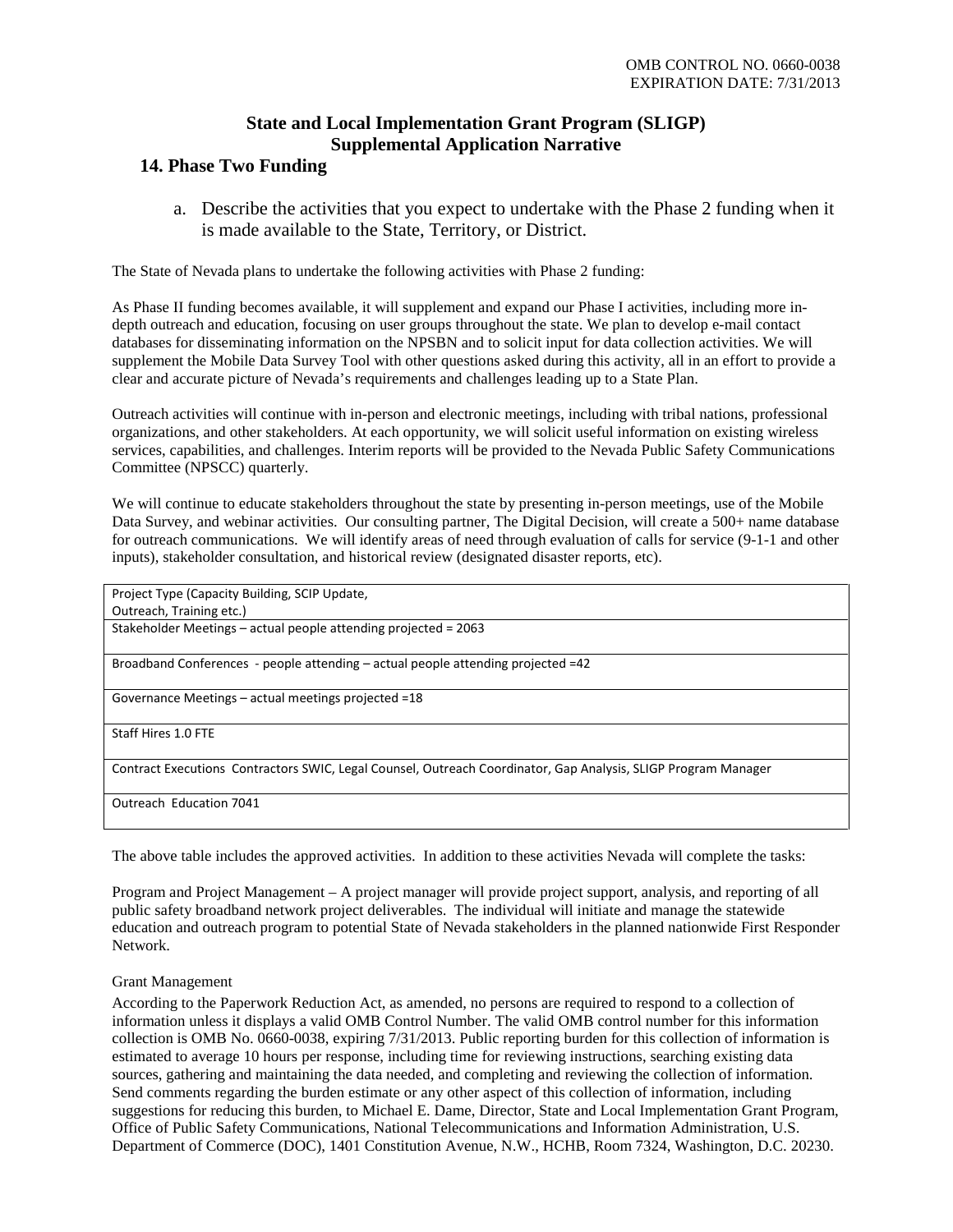OMB CONTROL NO. 0660-0038
EXPIRATION DATE: 7/31/2013

# State and Local Implementation Grant Program (SLIGP) Supplemental Application Narrative

## 14. Phase Two Funding

a. Describe the activities that you expect to undertake with the Phase 2 funding when it is made available to the State, Territory, or District.

The State of Nevada plans to undertake the following activities with Phase 2 funding:

As Phase II funding becomes available, it will supplement and expand our Phase I activities, including more in-depth outreach and education, focusing on user groups throughout the state. We plan to develop e-mail contact databases for disseminating information on the NPSBN and to solicit input for data collection activities. We will supplement the Mobile Data Survey Tool with other questions asked during this activity, all in an effort to provide a clear and accurate picture of Nevada's requirements and challenges leading up to a State Plan.

Outreach activities will continue with in-person and electronic meetings, including with tribal nations, professional organizations, and other stakeholders. At each opportunity, we will solicit useful information on existing wireless services, capabilities, and challenges. Interim reports will be provided to the Nevada Public Safety Communications Committee (NPSCC) quarterly.

We will continue to educate stakeholders throughout the state by presenting in-person meetings, use of the Mobile Data Survey, and webinar activities. Our consulting partner, The Digital Decision, will create a 500+ name database for outreach communications. We will identify areas of need through evaluation of calls for service (9-1-1 and other inputs), stakeholder consultation, and historical review (designated disaster reports, etc).

| Project Type (Capacity Building, SCIP Update, Outreach, Training etc.) |
|---|
| Stakeholder Meetings – actual people attending projected = 2063 |
| Broadband Conferences - people attending – actual people attending projected =42 |
| Governance Meetings – actual meetings projected =18 |
| Staff Hires 1.0 FTE |
| Contract Executions Contractors SWIC, Legal Counsel, Outreach Coordinator, Gap Analysis, SLIGP Program Manager |
| Outreach Education 7041 |

The above table includes the approved activities. In addition to these activities Nevada will complete the tasks:

Program and Project Management – A project manager will provide project support, analysis, and reporting of all public safety broadband network project deliverables. The individual will initiate and manage the statewide education and outreach program to potential State of Nevada stakeholders in the planned nationwide First Responder Network.

Grant Management

According to the Paperwork Reduction Act, as amended, no persons are required to respond to a collection of information unless it displays a valid OMB Control Number. The valid OMB control number for this information collection is OMB No. 0660-0038, expiring 7/31/2013. Public reporting burden for this collection of information is estimated to average 10 hours per response, including time for reviewing instructions, searching existing data sources, gathering and maintaining the data needed, and completing and reviewing the collection of information. Send comments regarding the burden estimate or any other aspect of this collection of information, including suggestions for reducing this burden, to Michael E. Dame, Director, State and Local Implementation Grant Program, Office of Public Safety Communications, National Telecommunications and Information Administration, U.S. Department of Commerce (DOC), 1401 Constitution Avenue, N.W., HCHB, Room 7324, Washington, D.C. 20230.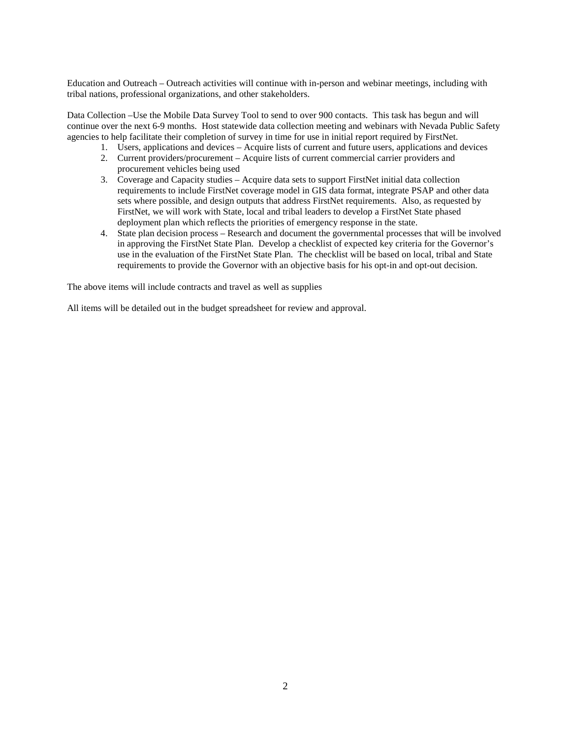Education and Outreach – Outreach activities will continue with in-person and webinar meetings, including with tribal nations, professional organizations, and other stakeholders.

Data Collection –Use the Mobile Data Survey Tool to send to over 900 contacts. This task has begun and will continue over the next 6-9 months. Host statewide data collection meeting and webinars with Nevada Public Safety agencies to help facilitate their completion of survey in time for use in initial report required by FirstNet.

1. Users, applications and devices – Acquire lists of current and future users, applications and devices
2. Current providers/procurement – Acquire lists of current commercial carrier providers and procurement vehicles being used
3. Coverage and Capacity studies – Acquire data sets to support FirstNet initial data collection requirements to include FirstNet coverage model in GIS data format, integrate PSAP and other data sets where possible, and design outputs that address FirstNet requirements. Also, as requested by FirstNet, we will work with State, local and tribal leaders to develop a FirstNet State phased deployment plan which reflects the priorities of emergency response in the state.
4. State plan decision process – Research and document the governmental processes that will be involved in approving the FirstNet State Plan. Develop a checklist of expected key criteria for the Governor's use in the evaluation of the FirstNet State Plan. The checklist will be based on local, tribal and State requirements to provide the Governor with an objective basis for his opt-in and opt-out decision.

The above items will include contracts and travel as well as supplies

All items will be detailed out in the budget spreadsheet for review and approval.